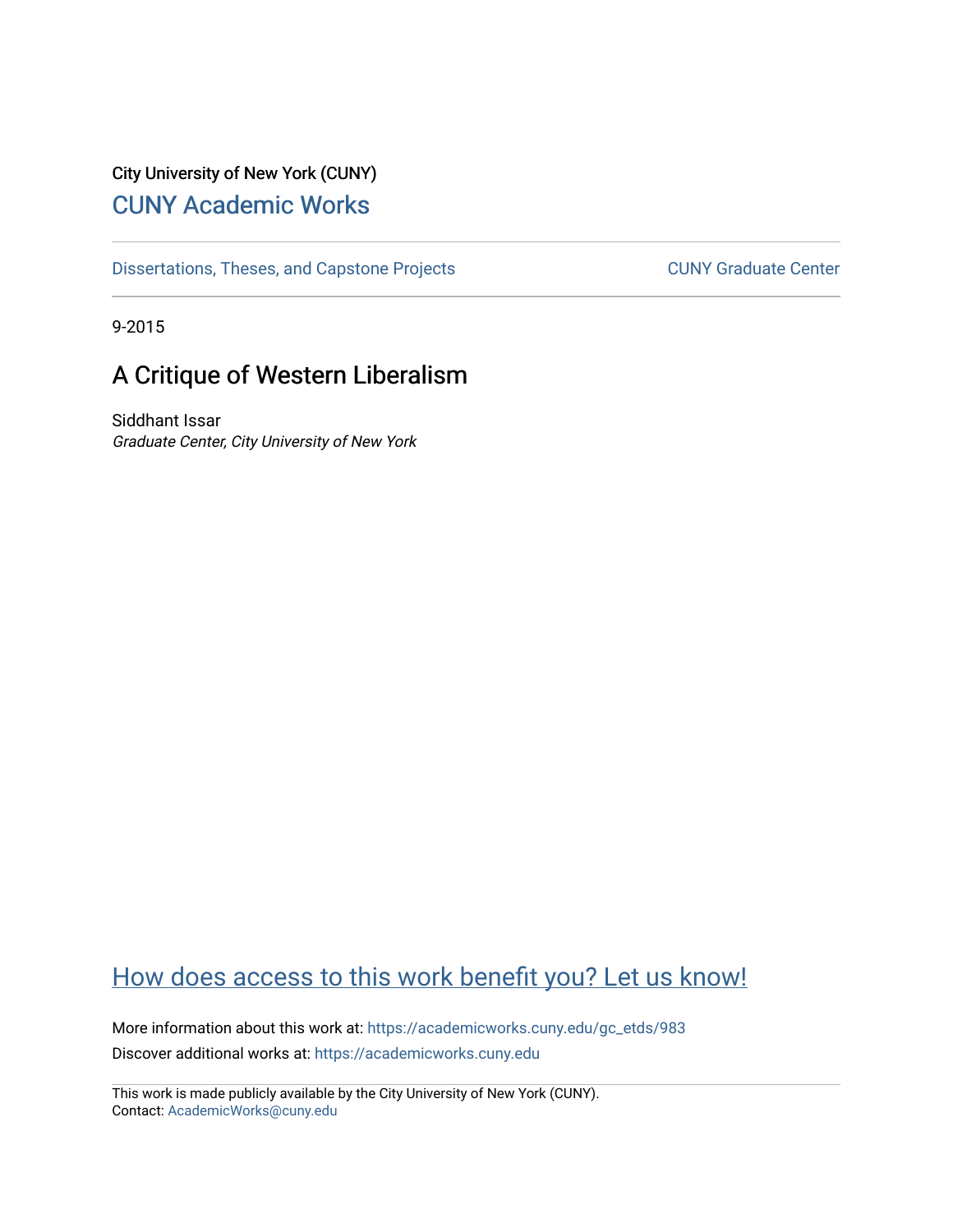City University of New York (CUNY)

# CUNY Academic Works

Dissertations, Theses, and Capstone Projects

CUNY Graduate Center

9-2015

## A Critique of Western Liberalism

Siddhant Issar

*Graduate Center, City University of New York*

How does access to this work benefit you? Let us know!

More information about this work at: https://academicworks.cuny.edu/gc_etds/983

Discover additional works at: https://academicworks.cuny.edu

This work is made publicly available by the City University of New York (CUNY).
Contact: AcademicWorks@cuny.edu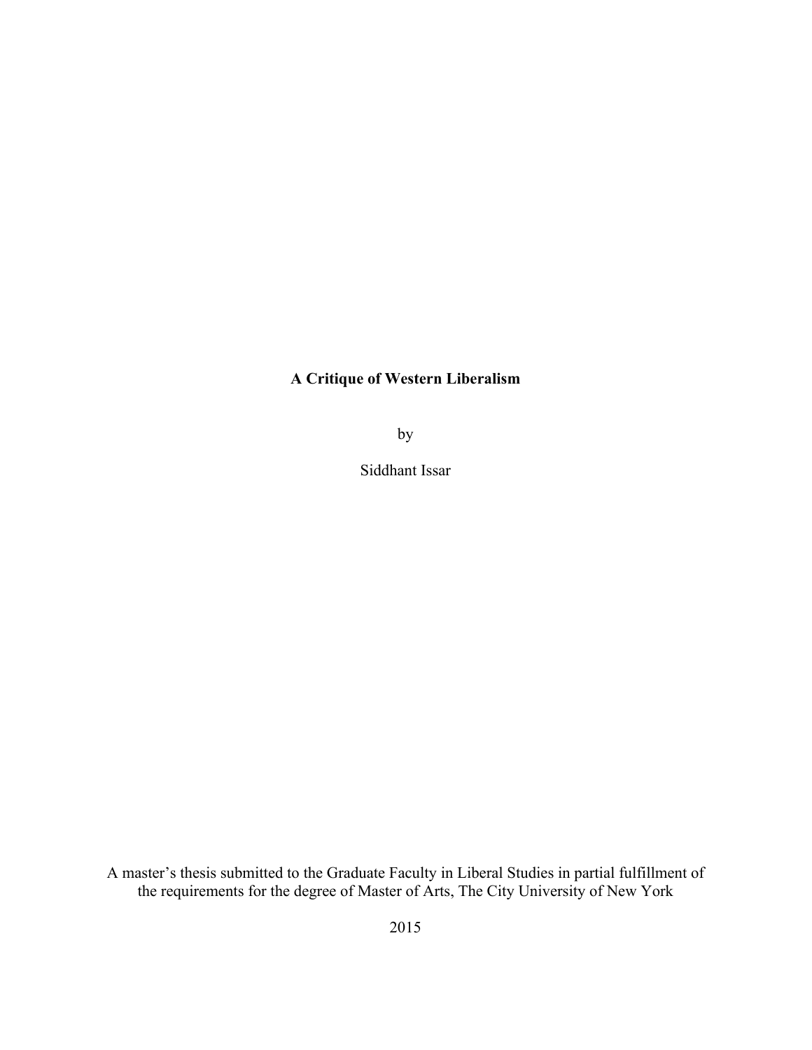**A Critique of Western Liberalism**

by

Siddhant Issar

A master's thesis submitted to the Graduate Faculty in Liberal Studies in partial fulfillment of the requirements for the degree of Master of Arts, The City University of New York

2015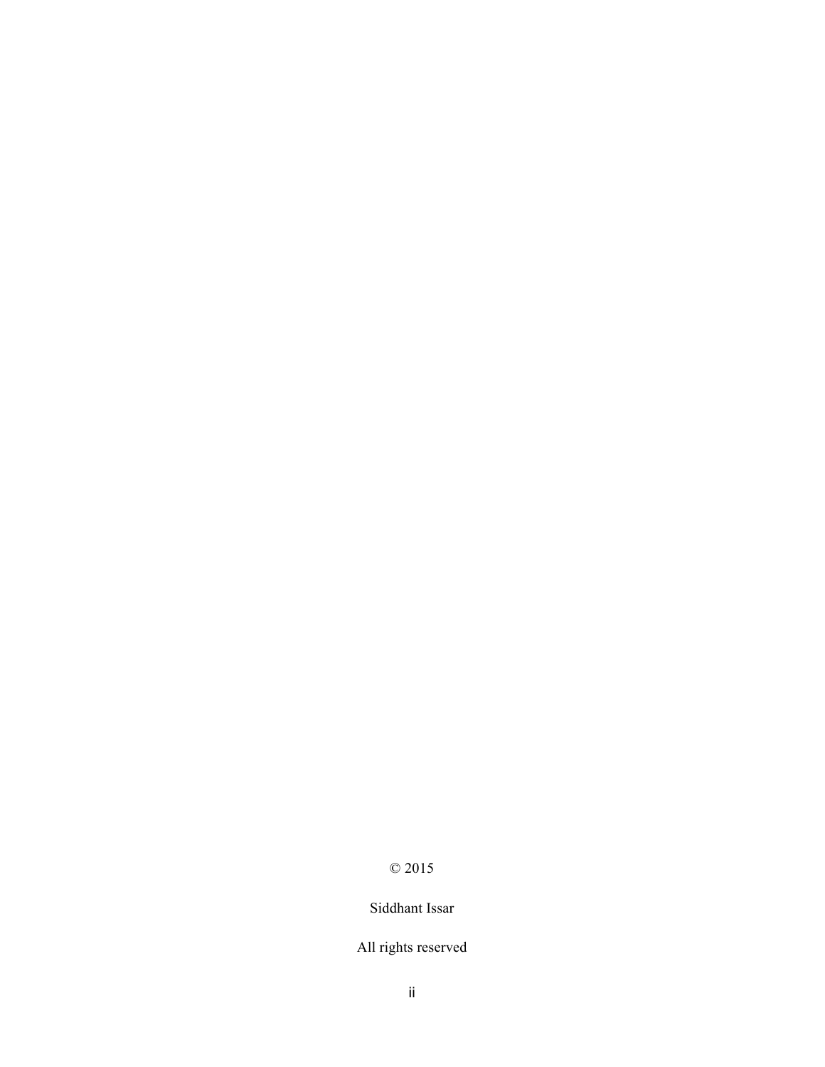© 2015

Siddhant Issar

All rights reserved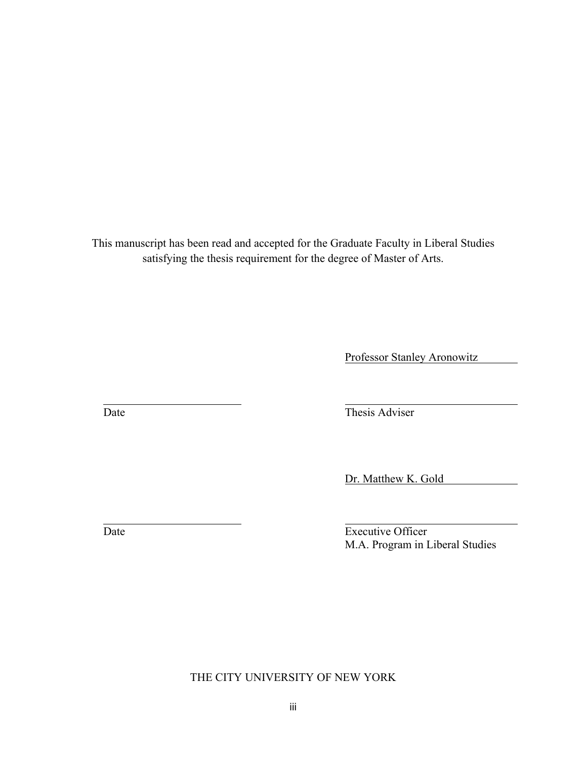This manuscript has been read and accepted for the Graduate Faculty in Liberal Studies satisfying the thesis requirement for the degree of Master of Arts.

Professor Stanley Aronowitz

_______________________ Date

_______________________ Thesis Adviser

Dr. Matthew K. Gold

_______________________ Date

_______________________ Executive Officer
M.A. Program in Liberal Studies

THE CITY UNIVERSITY OF NEW YORK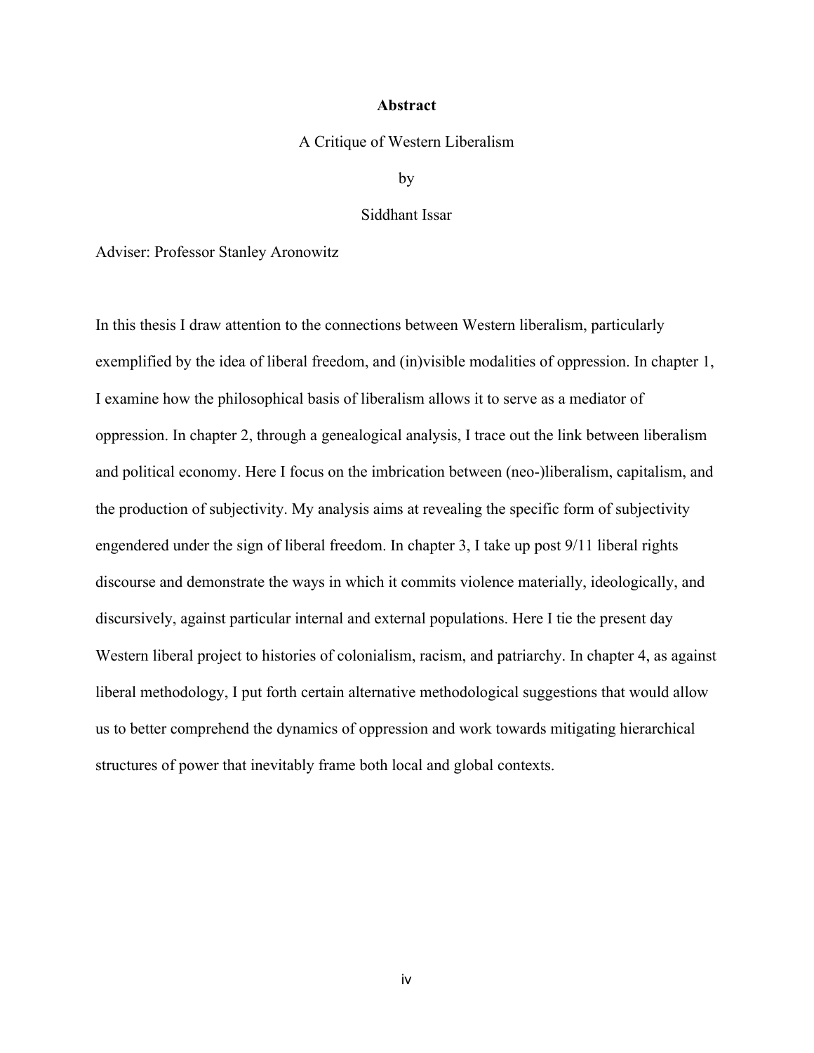# Abstract

A Critique of Western Liberalism

by

Siddhant Issar

Adviser: Professor Stanley Aronowitz

In this thesis I draw attention to the connections between Western liberalism, particularly exemplified by the idea of liberal freedom, and (in)visible modalities of oppression. In chapter 1, I examine how the philosophical basis of liberalism allows it to serve as a mediator of oppression. In chapter 2, through a genealogical analysis, I trace out the link between liberalism and political economy. Here I focus on the imbrication between (neo-)liberalism, capitalism, and the production of subjectivity. My analysis aims at revealing the specific form of subjectivity engendered under the sign of liberal freedom. In chapter 3, I take up post 9/11 liberal rights discourse and demonstrate the ways in which it commits violence materially, ideologically, and discursively, against particular internal and external populations. Here I tie the present day Western liberal project to histories of colonialism, racism, and patriarchy. In chapter 4, as against liberal methodology, I put forth certain alternative methodological suggestions that would allow us to better comprehend the dynamics of oppression and work towards mitigating hierarchical structures of power that inevitably frame both local and global contexts.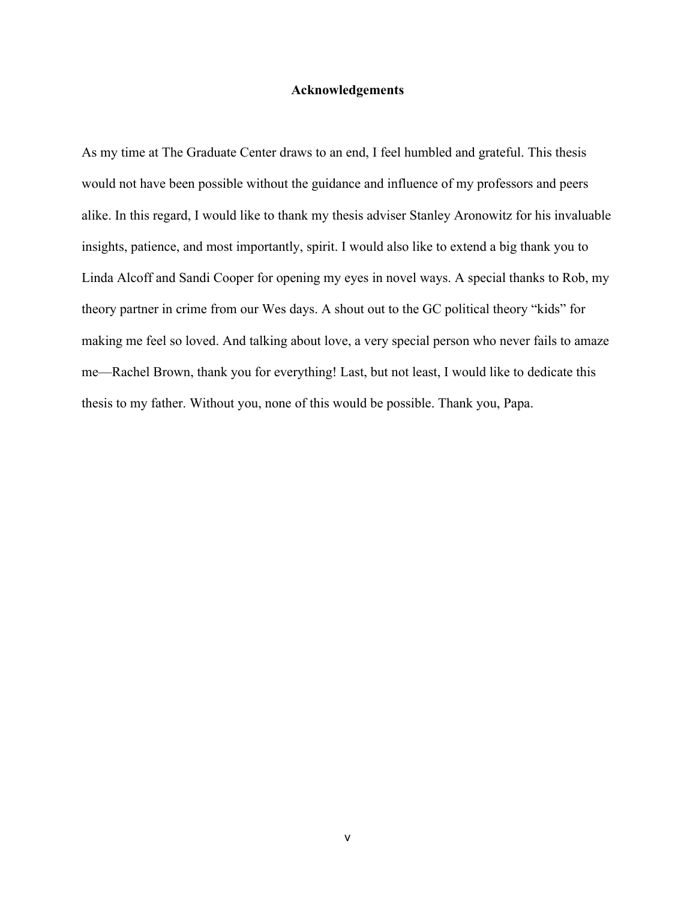## Acknowledgements

As my time at The Graduate Center draws to an end, I feel humbled and grateful. This thesis would not have been possible without the guidance and influence of my professors and peers alike. In this regard, I would like to thank my thesis adviser Stanley Aronowitz for his invaluable insights, patience, and most importantly, spirit. I would also like to extend a big thank you to Linda Alcoff and Sandi Cooper for opening my eyes in novel ways. A special thanks to Rob, my theory partner in crime from our Wes days. A shout out to the GC political theory "kids" for making me feel so loved. And talking about love, a very special person who never fails to amaze me—Rachel Brown, thank you for everything! Last, but not least, I would like to dedicate this thesis to my father. Without you, none of this would be possible. Thank you, Papa.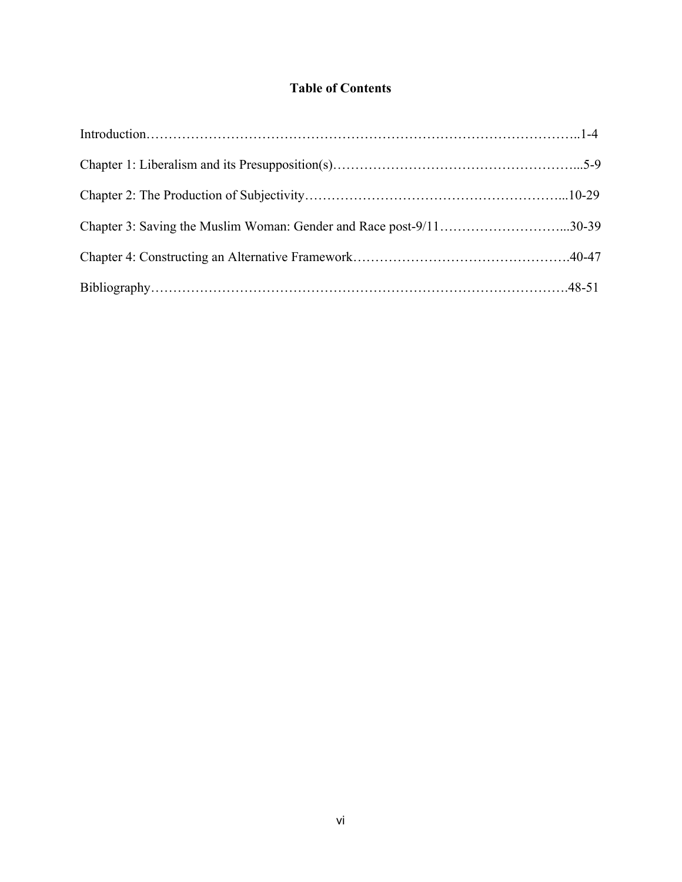# Table of Contents

Introduction……………………………………………………………………………………..1-4

Chapter 1: Liberalism and its Presupposition(s)………………………………………………...5-9

Chapter 2: The Production of Subjectivity…………………………………………………...10-29

Chapter 3: Saving the Muslim Woman: Gender and Race post-9/11………………………...30-39

Chapter 4: Constructing an Alternative Framework………………………………………….40-47

Bibliography…………………………………………………………………………….48-51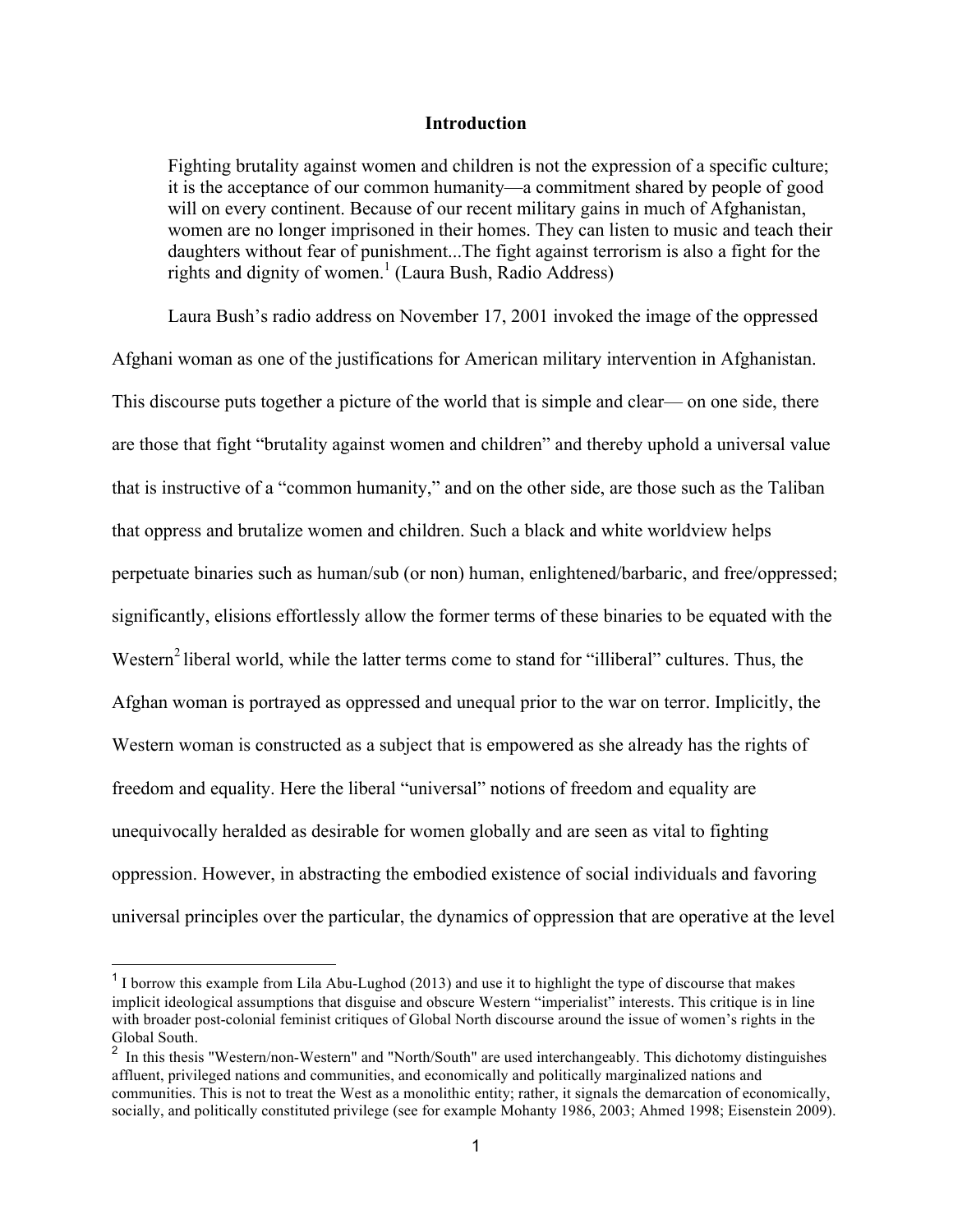## Introduction

> Fighting brutality against women and children is not the expression of a specific culture; it is the acceptance of our common humanity—a commitment shared by people of good will on every continent. Because of our recent military gains in much of Afghanistan, women are no longer imprisoned in their homes. They can listen to music and teach their daughters without fear of punishment...The fight against terrorism is also a fight for the rights and dignity of women.[1] (Laura Bush, Radio Address)

Laura Bush's radio address on November 17, 2001 invoked the image of the oppressed Afghani woman as one of the justifications for American military intervention in Afghanistan. This discourse puts together a picture of the world that is simple and clear— on one side, there are those that fight "brutality against women and children" and thereby uphold a universal value that is instructive of a "common humanity," and on the other side, are those such as the Taliban that oppress and brutalize women and children. Such a black and white worldview helps perpetuate binaries such as human/sub (or non) human, enlightened/barbaric, and free/oppressed; significantly, elisions effortlessly allow the former terms of these binaries to be equated with the Western[2] liberal world, while the latter terms come to stand for "illiberal" cultures. Thus, the Afghan woman is portrayed as oppressed and unequal prior to the war on terror. Implicitly, the Western woman is constructed as a subject that is empowered as she already has the rights of freedom and equality. Here the liberal "universal" notions of freedom and equality are unequivocally heralded as desirable for women globally and are seen as vital to fighting oppression. However, in abstracting the embodied existence of social individuals and favoring universal principles over the particular, the dynamics of oppression that are operative at the level

---

[1] I borrow this example from Lila Abu-Lughod (2013) and use it to highlight the type of discourse that makes implicit ideological assumptions that disguise and obscure Western "imperialist" interests. This critique is in line with broader post-colonial feminist critiques of Global North discourse around the issue of women's rights in the Global South.

[2] In this thesis "Western/non-Western" and "North/South" are used interchangeably. This dichotomy distinguishes affluent, privileged nations and communities, and economically and politically marginalized nations and communities. This is not to treat the West as a monolithic entity; rather, it signals the demarcation of economically, socially, and politically constituted privilege (see for example Mohanty 1986, 2003; Ahmed 1998; Eisenstein 2009).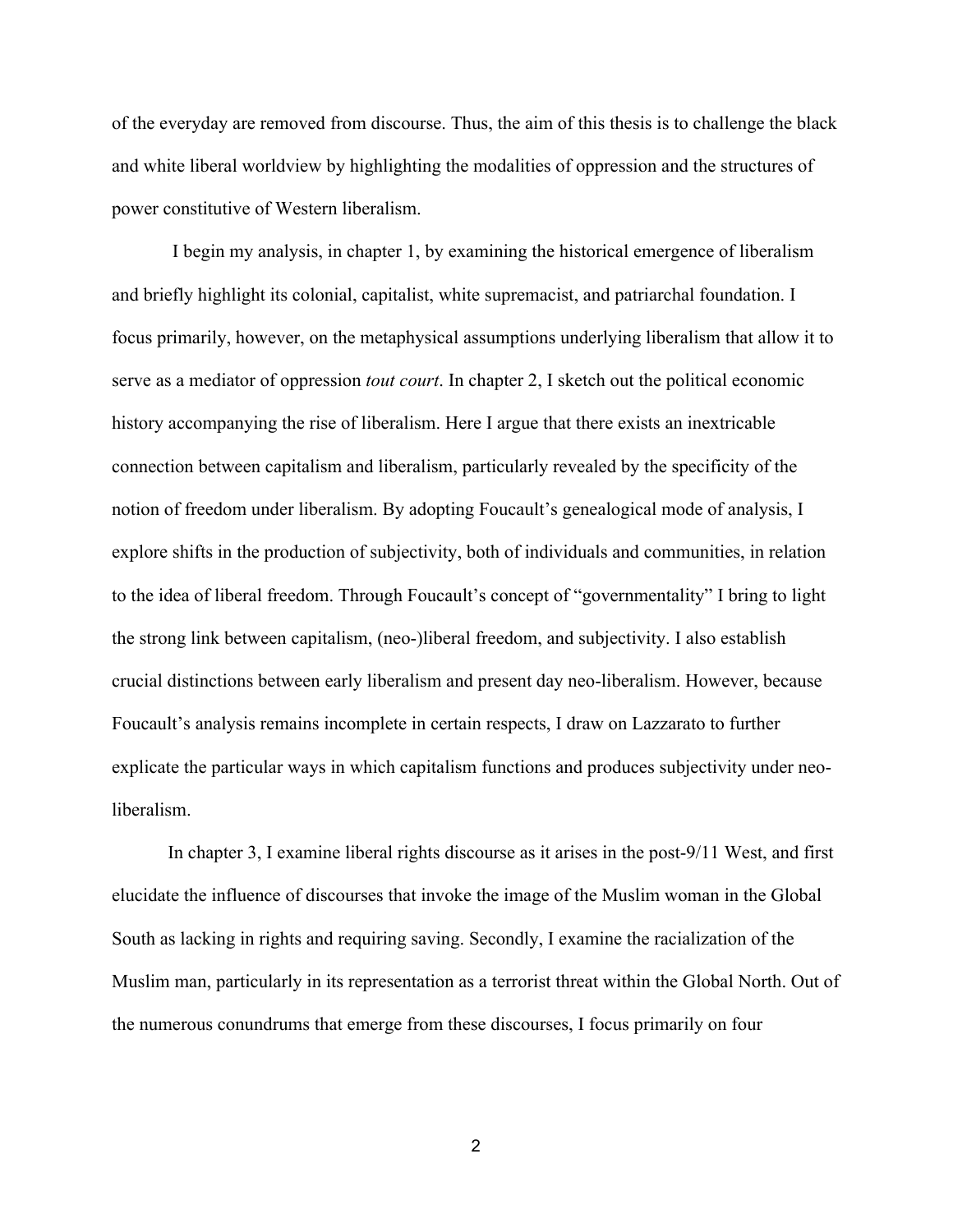of the everyday are removed from discourse. Thus, the aim of this thesis is to challenge the black and white liberal worldview by highlighting the modalities of oppression and the structures of power constitutive of Western liberalism.

I begin my analysis, in chapter 1, by examining the historical emergence of liberalism and briefly highlight its colonial, capitalist, white supremacist, and patriarchal foundation. I focus primarily, however, on the metaphysical assumptions underlying liberalism that allow it to serve as a mediator of oppression *tout court*. In chapter 2, I sketch out the political economic history accompanying the rise of liberalism. Here I argue that there exists an inextricable connection between capitalism and liberalism, particularly revealed by the specificity of the notion of freedom under liberalism. By adopting Foucault's genealogical mode of analysis, I explore shifts in the production of subjectivity, both of individuals and communities, in relation to the idea of liberal freedom. Through Foucault's concept of "governmentality" I bring to light the strong link between capitalism, (neo-)liberal freedom, and subjectivity. I also establish crucial distinctions between early liberalism and present day neo-liberalism. However, because Foucault's analysis remains incomplete in certain respects, I draw on Lazzarato to further explicate the particular ways in which capitalism functions and produces subjectivity under neo-liberalism.

In chapter 3, I examine liberal rights discourse as it arises in the post-9/11 West, and first elucidate the influence of discourses that invoke the image of the Muslim woman in the Global South as lacking in rights and requiring saving. Secondly, I examine the racialization of the Muslim man, particularly in its representation as a terrorist threat within the Global North. Out of the numerous conundrums that emerge from these discourses, I focus primarily on four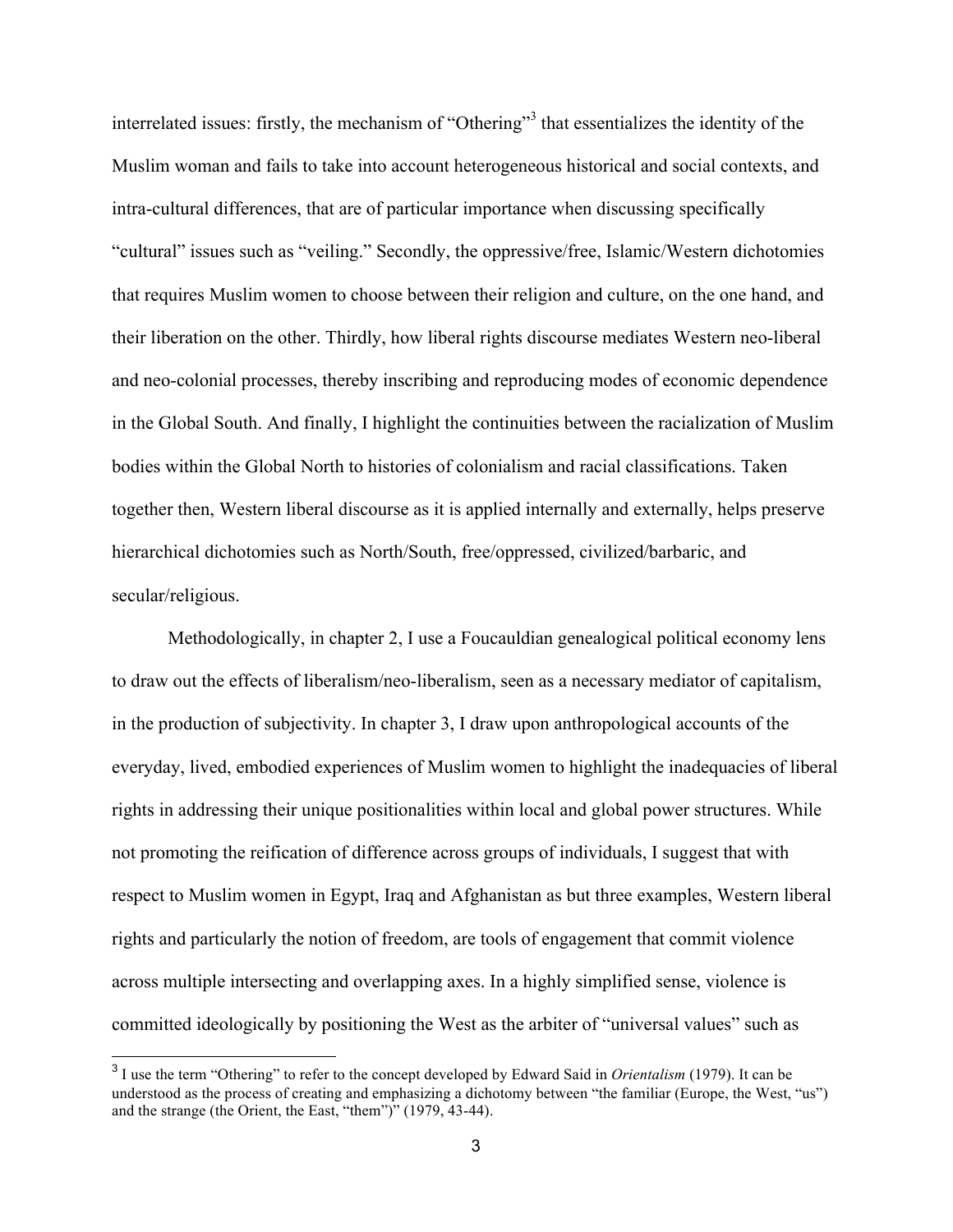interrelated issues: firstly, the mechanism of "Othering"[3] that essentializes the identity of the Muslim woman and fails to take into account heterogeneous historical and social contexts, and intra-cultural differences, that are of particular importance when discussing specifically "cultural" issues such as "veiling." Secondly, the oppressive/free, Islamic/Western dichotomies that requires Muslim women to choose between their religion and culture, on the one hand, and their liberation on the other. Thirdly, how liberal rights discourse mediates Western neo-liberal and neo-colonial processes, thereby inscribing and reproducing modes of economic dependence in the Global South. And finally, I highlight the continuities between the racialization of Muslim bodies within the Global North to histories of colonialism and racial classifications. Taken together then, Western liberal discourse as it is applied internally and externally, helps preserve hierarchical dichotomies such as North/South, free/oppressed, civilized/barbaric, and secular/religious.

Methodologically, in chapter 2, I use a Foucauldian genealogical political economy lens to draw out the effects of liberalism/neo-liberalism, seen as a necessary mediator of capitalism, in the production of subjectivity. In chapter 3, I draw upon anthropological accounts of the everyday, lived, embodied experiences of Muslim women to highlight the inadequacies of liberal rights in addressing their unique positionalities within local and global power structures. While not promoting the reification of difference across groups of individuals, I suggest that with respect to Muslim women in Egypt, Iraq and Afghanistan as but three examples, Western liberal rights and particularly the notion of freedom, are tools of engagement that commit violence across multiple intersecting and overlapping axes. In a highly simplified sense, violence is committed ideologically by positioning the West as the arbiter of "universal values" such as

[3] I use the term "Othering" to refer to the concept developed by Edward Said in *Orientalism* (1979). It can be understood as the process of creating and emphasizing a dichotomy between "the familiar (Europe, the West, "us") and the strange (the Orient, the East, "them")" (1979, 43-44).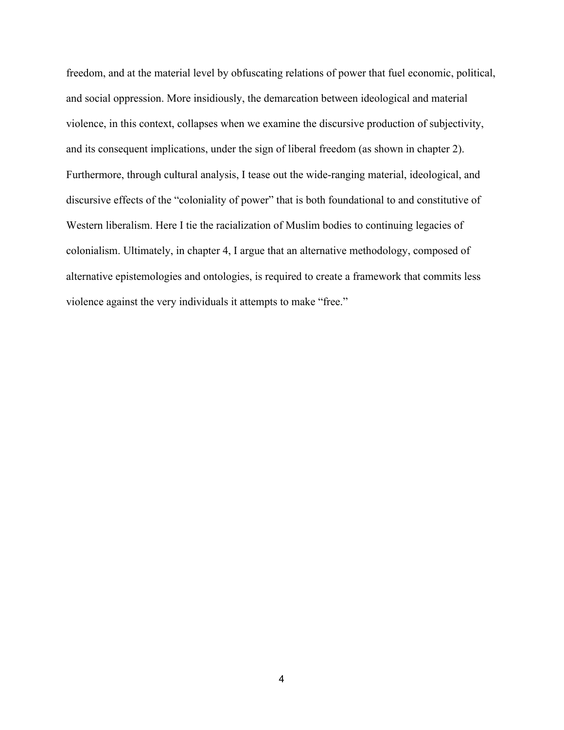freedom, and at the material level by obfuscating relations of power that fuel economic, political, and social oppression. More insidiously, the demarcation between ideological and material violence, in this context, collapses when we examine the discursive production of subjectivity, and its consequent implications, under the sign of liberal freedom (as shown in chapter 2). Furthermore, through cultural analysis, I tease out the wide-ranging material, ideological, and discursive effects of the "coloniality of power" that is both foundational to and constitutive of Western liberalism. Here I tie the racialization of Muslim bodies to continuing legacies of colonialism. Ultimately, in chapter 4, I argue that an alternative methodology, composed of alternative epistemologies and ontologies, is required to create a framework that commits less violence against the very individuals it attempts to make "free."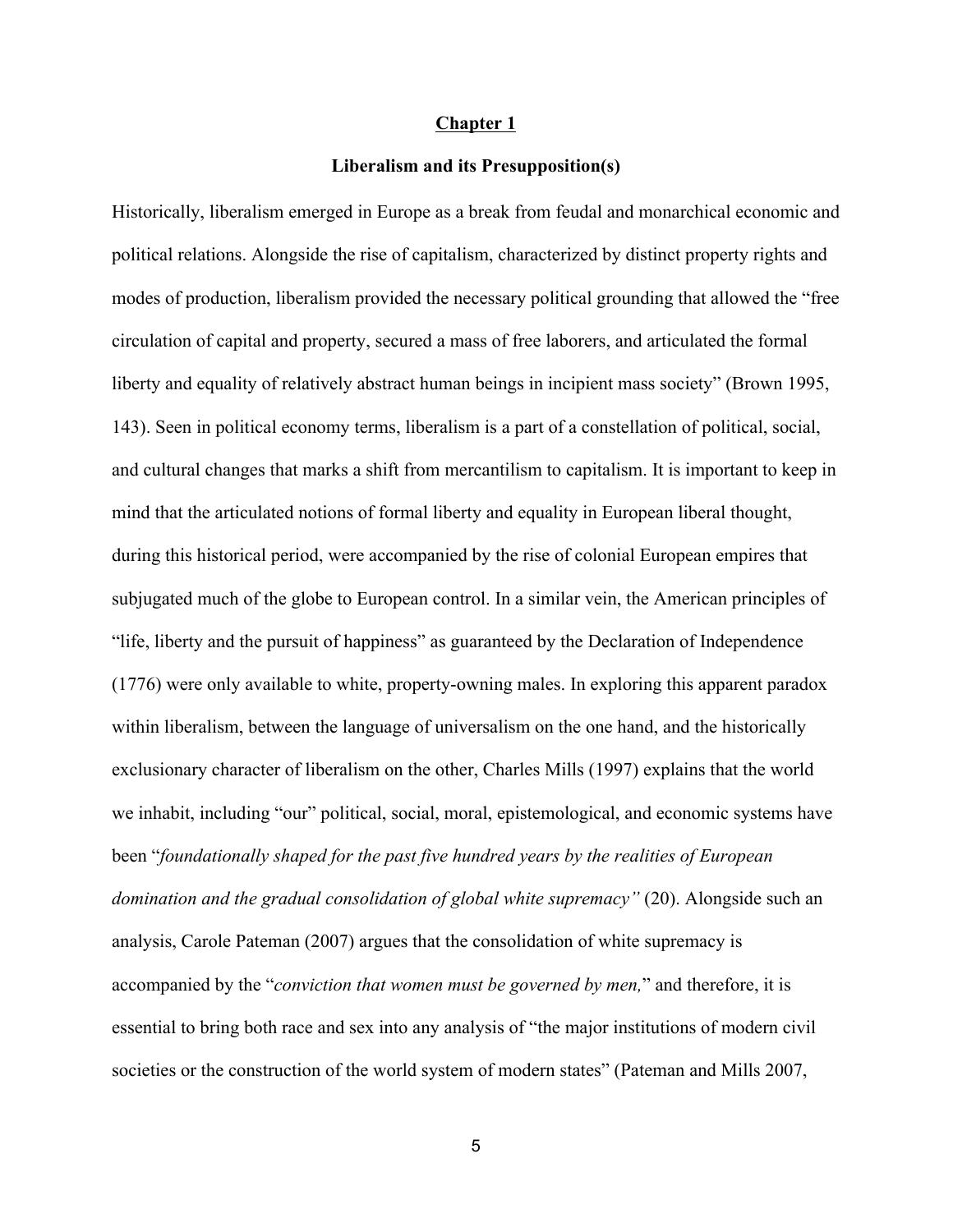# **Chapter 1**

## **Liberalism and its Presupposition(s)**

Historically, liberalism emerged in Europe as a break from feudal and monarchical economic and political relations. Alongside the rise of capitalism, characterized by distinct property rights and modes of production, liberalism provided the necessary political grounding that allowed the "free circulation of capital and property, secured a mass of free laborers, and articulated the formal liberty and equality of relatively abstract human beings in incipient mass society" (Brown 1995, 143). Seen in political economy terms, liberalism is a part of a constellation of political, social, and cultural changes that marks a shift from mercantilism to capitalism. It is important to keep in mind that the articulated notions of formal liberty and equality in European liberal thought, during this historical period, were accompanied by the rise of colonial European empires that subjugated much of the globe to European control. In a similar vein, the American principles of "life, liberty and the pursuit of happiness" as guaranteed by the Declaration of Independence (1776) were only available to white, property-owning males. In exploring this apparent paradox within liberalism, between the language of universalism on the one hand, and the historically exclusionary character of liberalism on the other, Charles Mills (1997) explains that the world we inhabit, including "our" political, social, moral, epistemological, and economic systems have been "*foundationally shaped for the past five hundred years by the realities of European domination and the gradual consolidation of global white supremacy"* (20). Alongside such an analysis, Carole Pateman (2007) argues that the consolidation of white supremacy is accompanied by the "*conviction that women must be governed by men,*" and therefore, it is essential to bring both race and sex into any analysis of "the major institutions of modern civil societies or the construction of the world system of modern states" (Pateman and Mills 2007,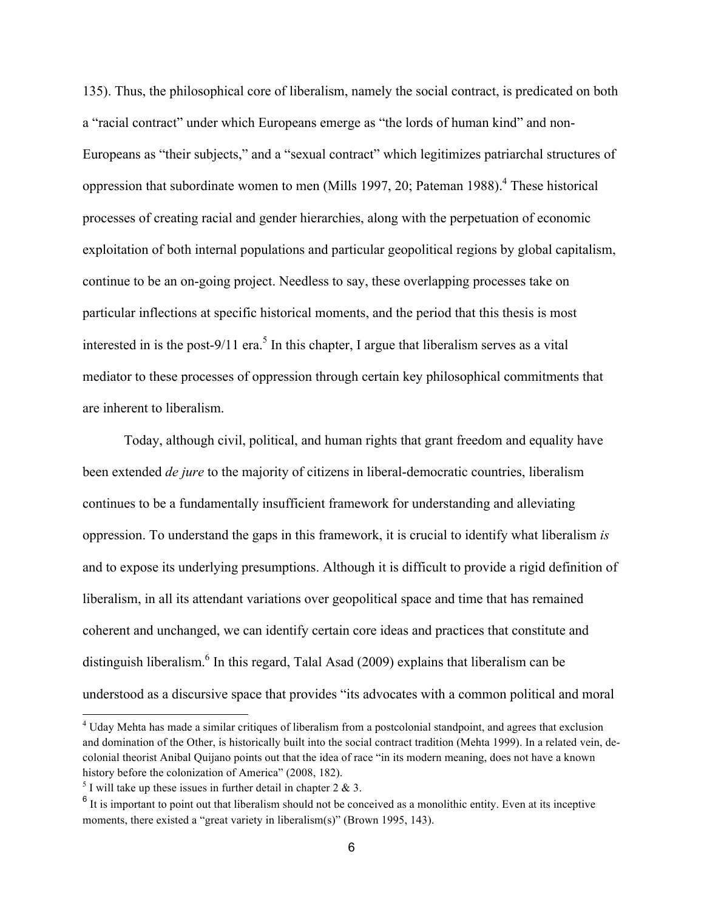135). Thus, the philosophical core of liberalism, namely the social contract, is predicated on both a "racial contract" under which Europeans emerge as "the lords of human kind" and non-Europeans as "their subjects," and a "sexual contract" which legitimizes patriarchal structures of oppression that subordinate women to men (Mills 1997, 20; Pateman 1988).[4] These historical processes of creating racial and gender hierarchies, along with the perpetuation of economic exploitation of both internal populations and particular geopolitical regions by global capitalism, continue to be an on-going project. Needless to say, these overlapping processes take on particular inflections at specific historical moments, and the period that this thesis is most interested in is the post-9/11 era.[5] In this chapter, I argue that liberalism serves as a vital mediator to these processes of oppression through certain key philosophical commitments that are inherent to liberalism.

Today, although civil, political, and human rights that grant freedom and equality have been extended *de jure* to the majority of citizens in liberal-democratic countries, liberalism continues to be a fundamentally insufficient framework for understanding and alleviating oppression. To understand the gaps in this framework, it is crucial to identify what liberalism *is* and to expose its underlying presumptions. Although it is difficult to provide a rigid definition of liberalism, in all its attendant variations over geopolitical space and time that has remained coherent and unchanged, we can identify certain core ideas and practices that constitute and distinguish liberalism.[6] In this regard, Talal Asad (2009) explains that liberalism can be understood as a discursive space that provides "its advocates with a common political and moral

---

[4] Uday Mehta has made a similar critiques of liberalism from a postcolonial standpoint, and agrees that exclusion and domination of the Other, is historically built into the social contract tradition (Mehta 1999). In a related vein, de-colonial theorist Anibal Quijano points out that the idea of race "in its modern meaning, does not have a known history before the colonization of America" (2008, 182).

[5] I will take up these issues in further detail in chapter 2 & 3.

[6] It is important to point out that liberalism should not be conceived as a monolithic entity. Even at its inceptive moments, there existed a "great variety in liberalism(s)" (Brown 1995, 143).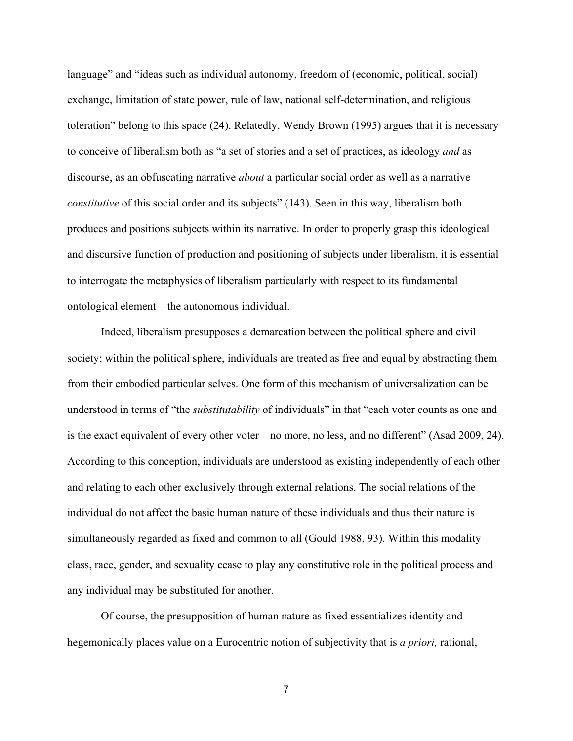language" and "ideas such as individual autonomy, freedom of (economic, political, social) exchange, limitation of state power, rule of law, national self-determination, and religious toleration" belong to this space (24). Relatedly, Wendy Brown (1995) argues that it is necessary to conceive of liberalism both as "a set of stories and a set of practices, as ideology *and* as discourse, as an obfuscating narrative *about* a particular social order as well as a narrative *constitutive* of this social order and its subjects" (143). Seen in this way, liberalism both produces and positions subjects within its narrative. In order to properly grasp this ideological and discursive function of production and positioning of subjects under liberalism, it is essential to interrogate the metaphysics of liberalism particularly with respect to its fundamental ontological element—the autonomous individual.

Indeed, liberalism presupposes a demarcation between the political sphere and civil society; within the political sphere, individuals are treated as free and equal by abstracting them from their embodied particular selves. One form of this mechanism of universalization can be understood in terms of "the *substitutability* of individuals" in that "each voter counts as one and is the exact equivalent of every other voter—no more, no less, and no different" (Asad 2009, 24). According to this conception, individuals are understood as existing independently of each other and relating to each other exclusively through external relations. The social relations of the individual do not affect the basic human nature of these individuals and thus their nature is simultaneously regarded as fixed and common to all (Gould 1988, 93). Within this modality class, race, gender, and sexuality cease to play any constitutive role in the political process and any individual may be substituted for another.

Of course, the presupposition of human nature as fixed essentializes identity and hegemonically places value on a Eurocentric notion of subjectivity that is *a priori,* rational,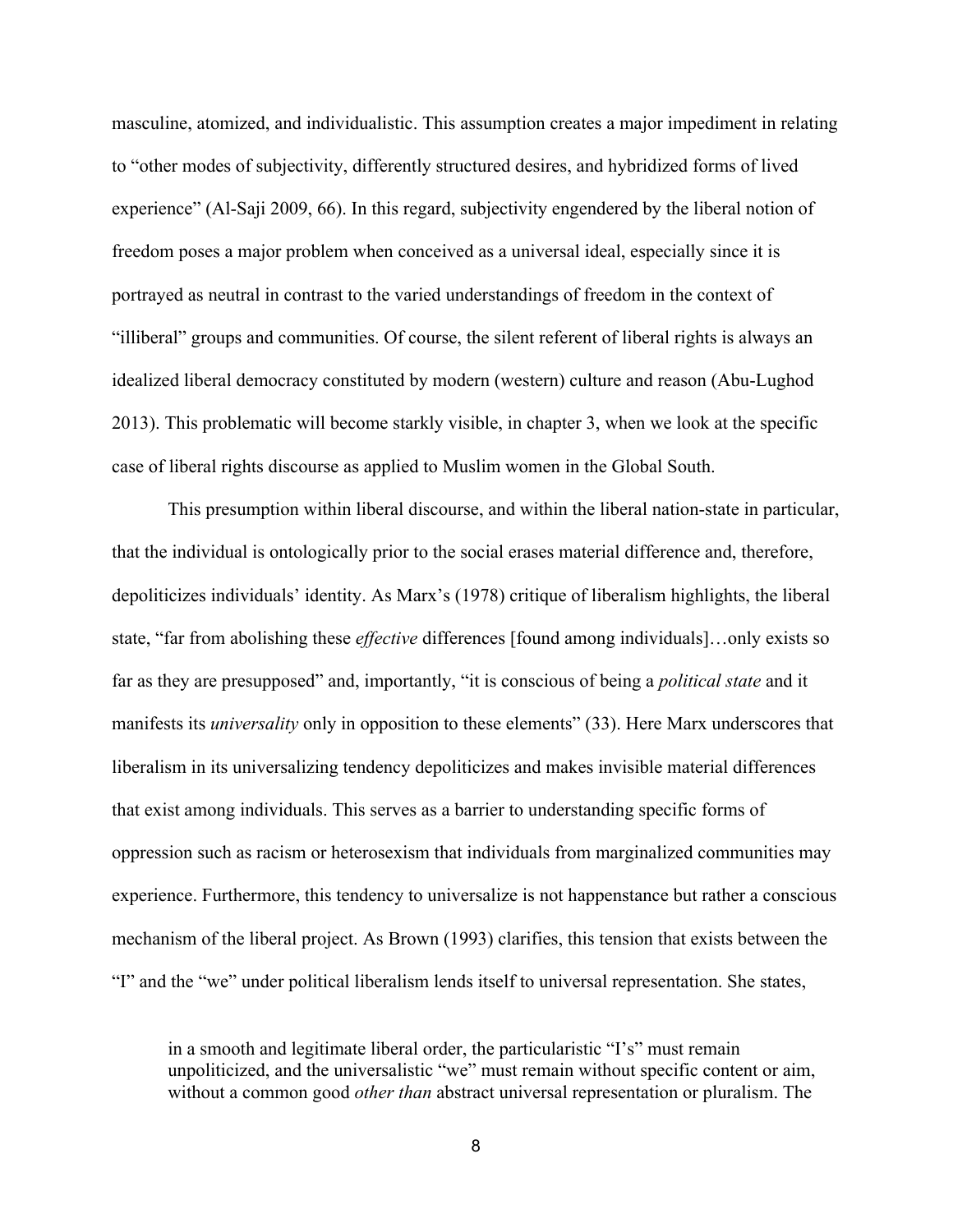masculine, atomized, and individualistic. This assumption creates a major impediment in relating to "other modes of subjectivity, differently structured desires, and hybridized forms of lived experience" (Al-Saji 2009, 66). In this regard, subjectivity engendered by the liberal notion of freedom poses a major problem when conceived as a universal ideal, especially since it is portrayed as neutral in contrast to the varied understandings of freedom in the context of "illiberal" groups and communities. Of course, the silent referent of liberal rights is always an idealized liberal democracy constituted by modern (western) culture and reason (Abu-Lughod 2013). This problematic will become starkly visible, in chapter 3, when we look at the specific case of liberal rights discourse as applied to Muslim women in the Global South.

This presumption within liberal discourse, and within the liberal nation-state in particular, that the individual is ontologically prior to the social erases material difference and, therefore, depoliticizes individuals' identity. As Marx's (1978) critique of liberalism highlights, the liberal state, "far from abolishing these *effective* differences [found among individuals]…only exists so far as they are presupposed" and, importantly, "it is conscious of being a *political state* and it manifests its *universality* only in opposition to these elements" (33). Here Marx underscores that liberalism in its universalizing tendency depoliticizes and makes invisible material differences that exist among individuals. This serves as a barrier to understanding specific forms of oppression such as racism or heterosexism that individuals from marginalized communities may experience. Furthermore, this tendency to universalize is not happenstance but rather a conscious mechanism of the liberal project. As Brown (1993) clarifies, this tension that exists between the "I" and the "we" under political liberalism lends itself to universal representation. She states,

> in a smooth and legitimate liberal order, the particularistic "I's" must remain unpoliticized, and the universalistic "we" must remain without specific content or aim, without a common good *other than* abstract universal representation or pluralism. The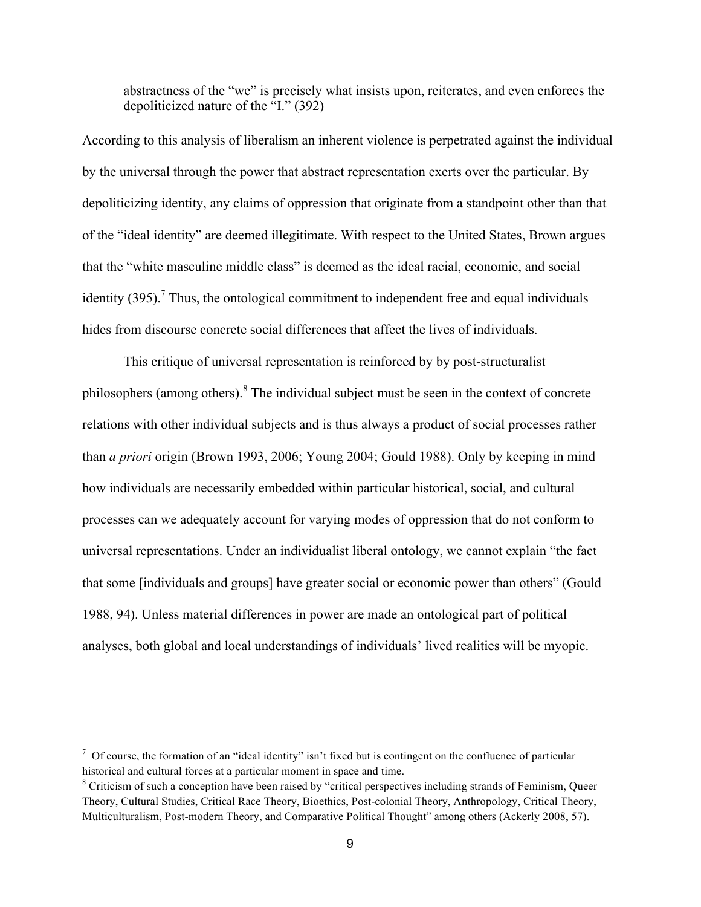> abstractness of the "we" is precisely what insists upon, reiterates, and even enforces the depoliticized nature of the "I." (392)

According to this analysis of liberalism an inherent violence is perpetrated against the individual by the universal through the power that abstract representation exerts over the particular. By depoliticizing identity, any claims of oppression that originate from a standpoint other than that of the "ideal identity" are deemed illegitimate. With respect to the United States, Brown argues that the "white masculine middle class" is deemed as the ideal racial, economic, and social identity (395).[7] Thus, the ontological commitment to independent free and equal individuals hides from discourse concrete social differences that affect the lives of individuals.

This critique of universal representation is reinforced by by post-structuralist philosophers (among others).[8] The individual subject must be seen in the context of concrete relations with other individual subjects and is thus always a product of social processes rather than *a priori* origin (Brown 1993, 2006; Young 2004; Gould 1988). Only by keeping in mind how individuals are necessarily embedded within particular historical, social, and cultural processes can we adequately account for varying modes of oppression that do not conform to universal representations. Under an individualist liberal ontology, we cannot explain "the fact that some [individuals and groups] have greater social or economic power than others" (Gould 1988, 94). Unless material differences in power are made an ontological part of political analyses, both global and local understandings of individuals' lived realities will be myopic.

---

[7] Of course, the formation of an "ideal identity" isn't fixed but is contingent on the confluence of particular historical and cultural forces at a particular moment in space and time.

[8] Criticism of such a conception have been raised by "critical perspectives including strands of Feminism, Queer Theory, Cultural Studies, Critical Race Theory, Bioethics, Post-colonial Theory, Anthropology, Critical Theory, Multiculturalism, Post-modern Theory, and Comparative Political Thought" among others (Ackerly 2008, 57).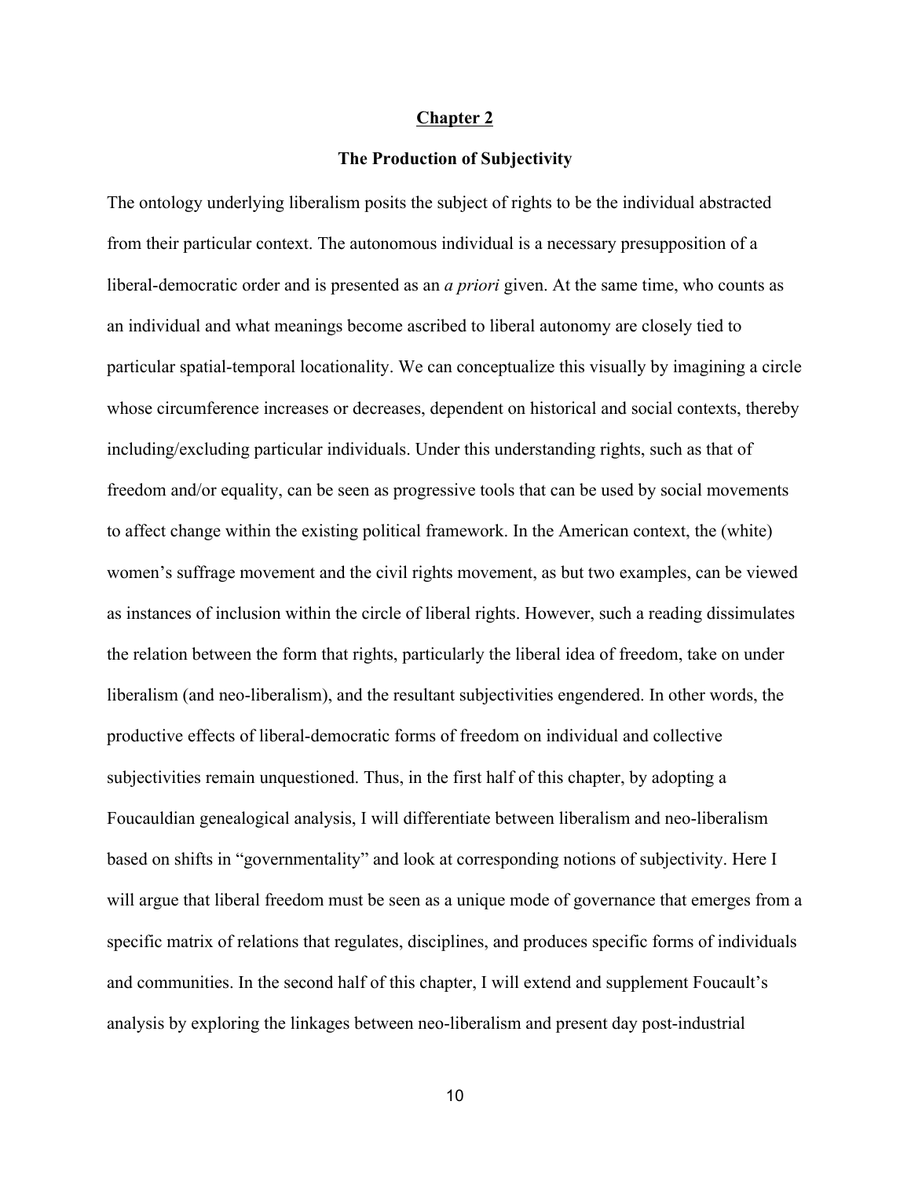## Chapter 2

### The Production of Subjectivity

The ontology underlying liberalism posits the subject of rights to be the individual abstracted from their particular context. The autonomous individual is a necessary presupposition of a liberal-democratic order and is presented as an *a priori* given. At the same time, who counts as an individual and what meanings become ascribed to liberal autonomy are closely tied to particular spatial-temporal locationality. We can conceptualize this visually by imagining a circle whose circumference increases or decreases, dependent on historical and social contexts, thereby including/excluding particular individuals. Under this understanding rights, such as that of freedom and/or equality, can be seen as progressive tools that can be used by social movements to affect change within the existing political framework. In the American context, the (white) women's suffrage movement and the civil rights movement, as but two examples, can be viewed as instances of inclusion within the circle of liberal rights. However, such a reading dissimulates the relation between the form that rights, particularly the liberal idea of freedom, take on under liberalism (and neo-liberalism), and the resultant subjectivities engendered. In other words, the productive effects of liberal-democratic forms of freedom on individual and collective subjectivities remain unquestioned. Thus, in the first half of this chapter, by adopting a Foucauldian genealogical analysis, I will differentiate between liberalism and neo-liberalism based on shifts in "governmentality" and look at corresponding notions of subjectivity. Here I will argue that liberal freedom must be seen as a unique mode of governance that emerges from a specific matrix of relations that regulates, disciplines, and produces specific forms of individuals and communities. In the second half of this chapter, I will extend and supplement Foucault's analysis by exploring the linkages between neo-liberalism and present day post-industrial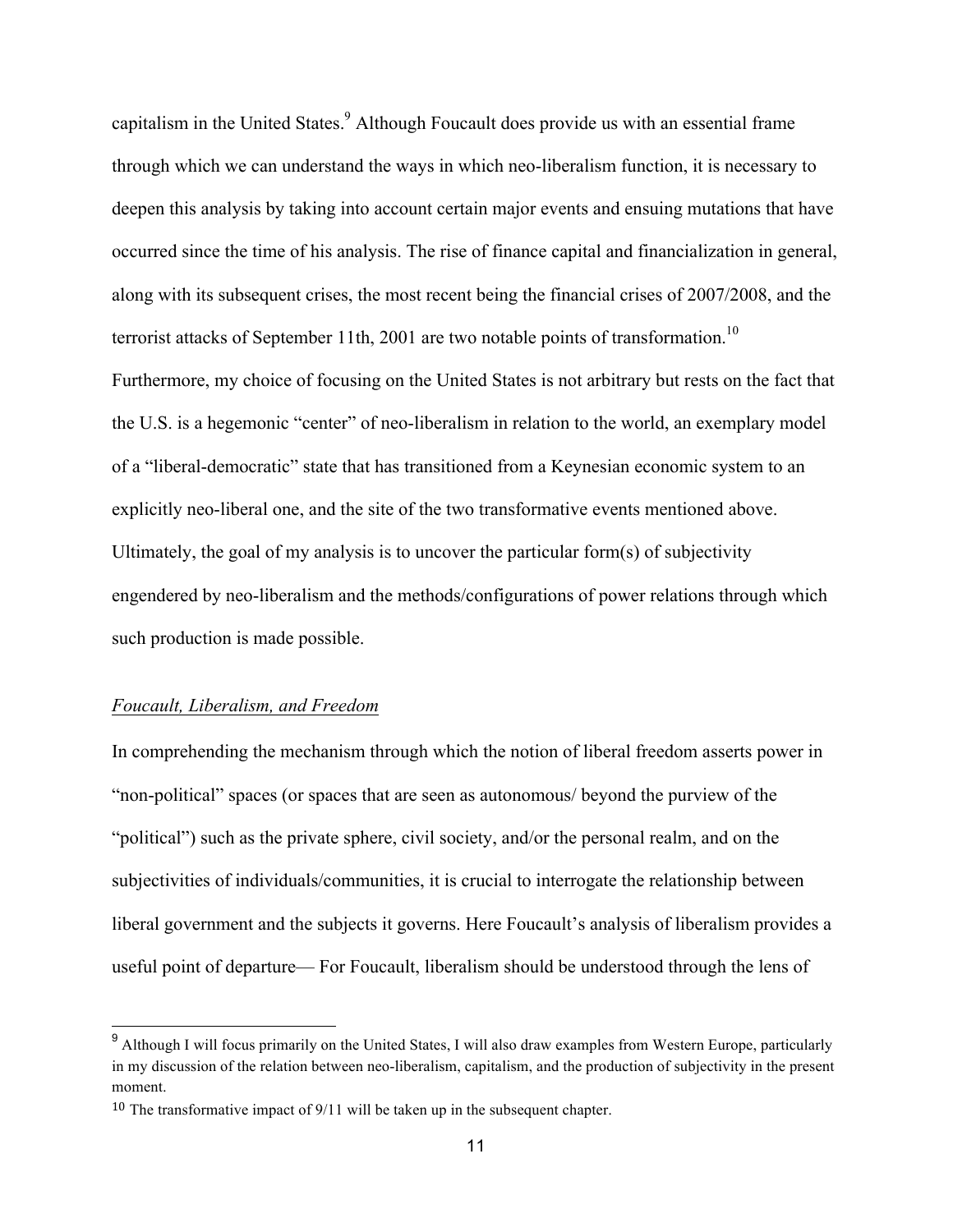capitalism in the United States.[9] Although Foucault does provide us with an essential frame through which we can understand the ways in which neo-liberalism function, it is necessary to deepen this analysis by taking into account certain major events and ensuing mutations that have occurred since the time of his analysis. The rise of finance capital and financialization in general, along with its subsequent crises, the most recent being the financial crises of 2007/2008, and the terrorist attacks of September 11th, 2001 are two notable points of transformation.[10] Furthermore, my choice of focusing on the United States is not arbitrary but rests on the fact that the U.S. is a hegemonic "center" of neo-liberalism in relation to the world, an exemplary model of a "liberal-democratic" state that has transitioned from a Keynesian economic system to an explicitly neo-liberal one, and the site of the two transformative events mentioned above. Ultimately, the goal of my analysis is to uncover the particular form(s) of subjectivity engendered by neo-liberalism and the methods/configurations of power relations through which such production is made possible.

## *Foucault, Liberalism, and Freedom*

In comprehending the mechanism through which the notion of liberal freedom asserts power in "non-political" spaces (or spaces that are seen as autonomous/ beyond the purview of the "political") such as the private sphere, civil society, and/or the personal realm, and on the subjectivities of individuals/communities, it is crucial to interrogate the relationship between liberal government and the subjects it governs. Here Foucault's analysis of liberalism provides a useful point of departure— For Foucault, liberalism should be understood through the lens of

---

[9] Although I will focus primarily on the United States, I will also draw examples from Western Europe, particularly in my discussion of the relation between neo-liberalism, capitalism, and the production of subjectivity in the present moment.

[10] The transformative impact of 9/11 will be taken up in the subsequent chapter.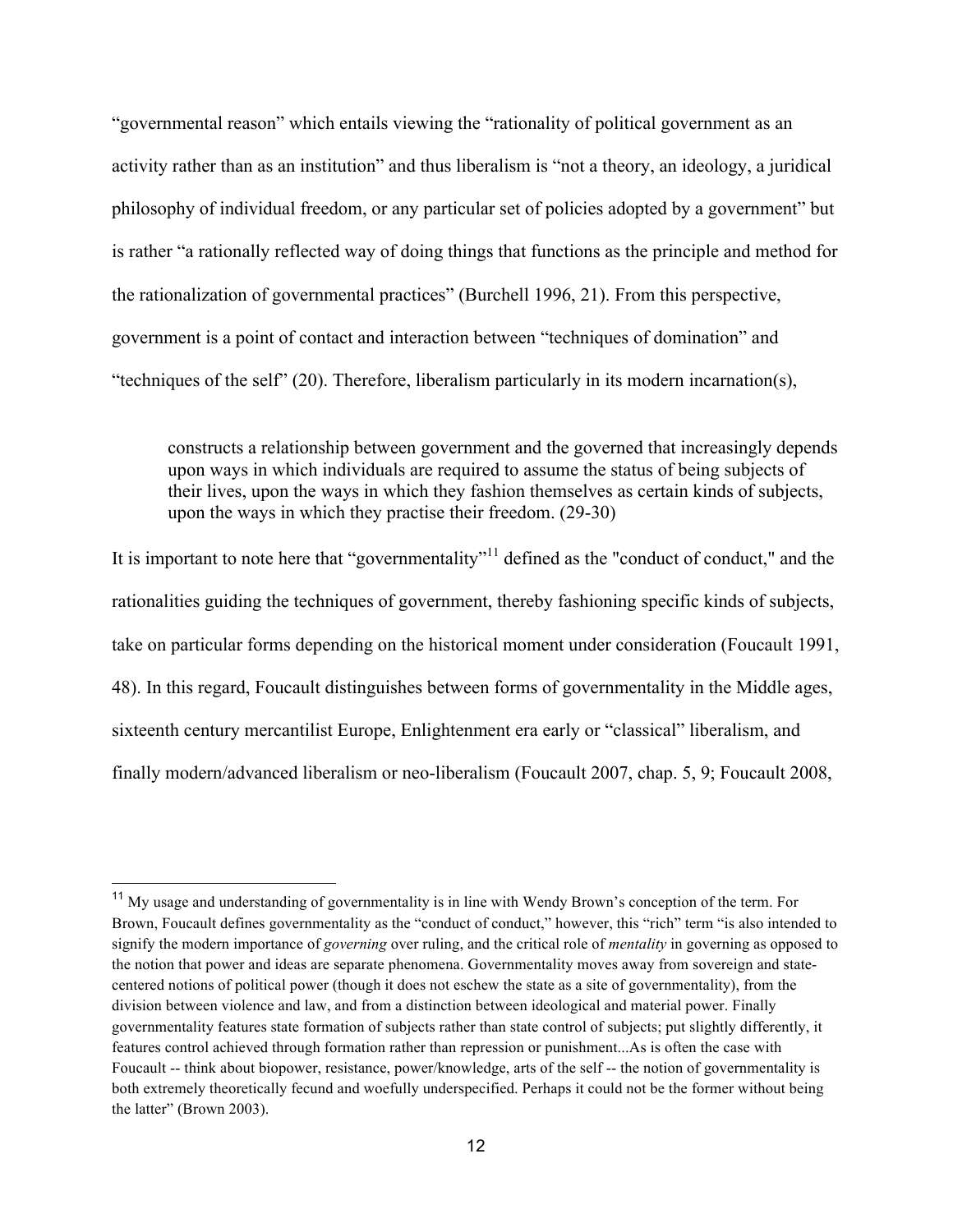"governmental reason" which entails viewing the "rationality of political government as an activity rather than as an institution" and thus liberalism is "not a theory, an ideology, a juridical philosophy of individual freedom, or any particular set of policies adopted by a government" but is rather "a rationally reflected way of doing things that functions as the principle and method for the rationalization of governmental practices" (Burchell 1996, 21). From this perspective, government is a point of contact and interaction between "techniques of domination" and "techniques of the self" (20). Therefore, liberalism particularly in its modern incarnation(s),

> constructs a relationship between government and the governed that increasingly depends upon ways in which individuals are required to assume the status of being subjects of their lives, upon the ways in which they fashion themselves as certain kinds of subjects, upon the ways in which they practise their freedom. (29-30)

It is important to note here that "governmentality"[11] defined as the "conduct of conduct," and the rationalities guiding the techniques of government, thereby fashioning specific kinds of subjects, take on particular forms depending on the historical moment under consideration (Foucault 1991, 48). In this regard, Foucault distinguishes between forms of governmentality in the Middle ages, sixteenth century mercantilist Europe, Enlightenment era early or "classical" liberalism, and finally modern/advanced liberalism or neo-liberalism (Foucault 2007, chap. 5, 9; Foucault 2008,

---

[11] My usage and understanding of governmentality is in line with Wendy Brown's conception of the term. For Brown, Foucault defines governmentality as the "conduct of conduct," however, this "rich" term "is also intended to signify the modern importance of *governing* over ruling, and the critical role of *mentality* in governing as opposed to the notion that power and ideas are separate phenomena. Governmentality moves away from sovereign and state-centered notions of political power (though it does not eschew the state as a site of governmentality), from the division between violence and law, and from a distinction between ideological and material power. Finally governmentality features state formation of subjects rather than state control of subjects; put slightly differently, it features control achieved through formation rather than repression or punishment...As is often the case with Foucault -- think about biopower, resistance, power/knowledge, arts of the self -- the notion of governmentality is both extremely theoretically fecund and woefully underspecified. Perhaps it could not be the former without being the latter" (Brown 2003).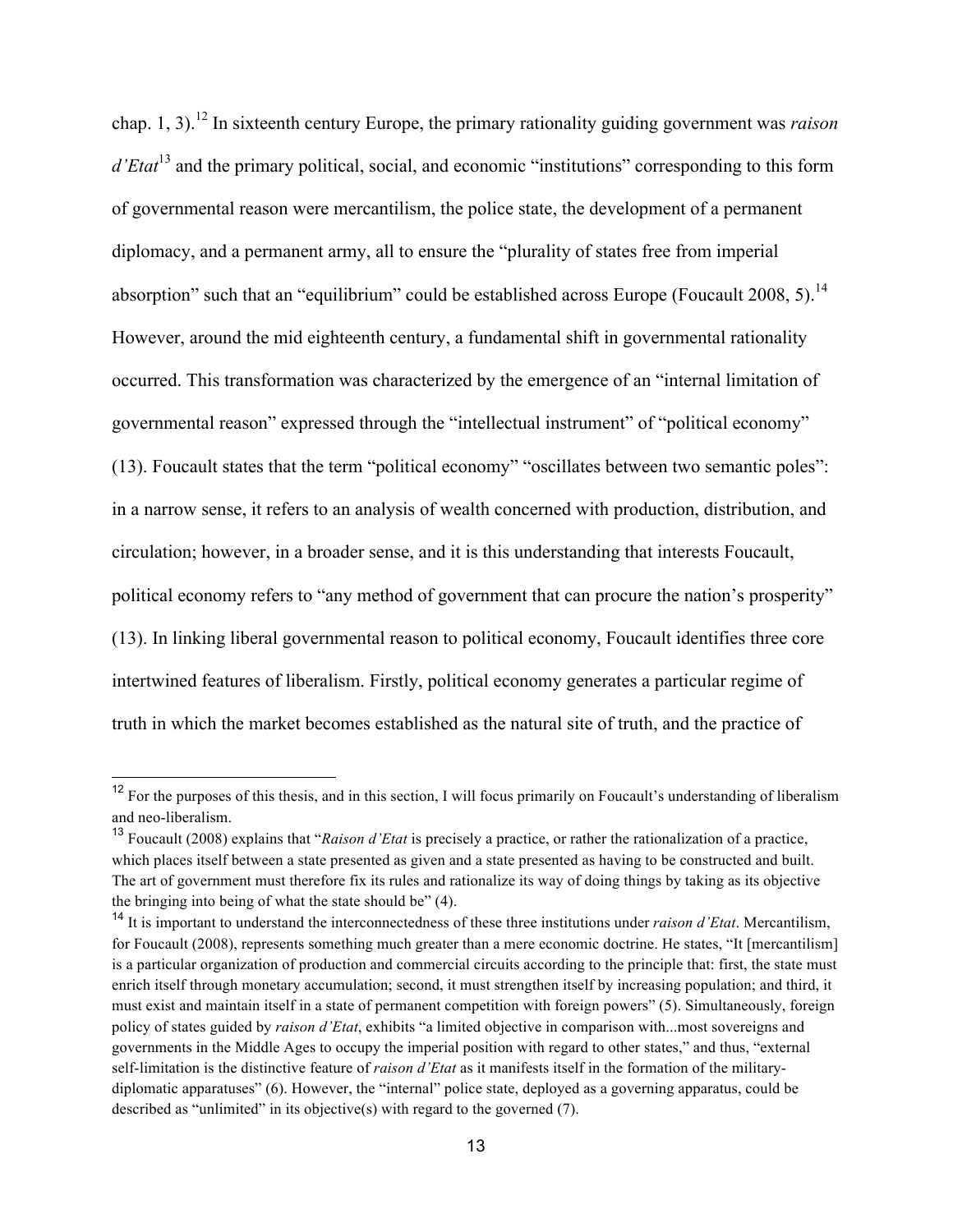chap. 1, 3).[12] In sixteenth century Europe, the primary rationality guiding government was *raison d'Etat*[13] and the primary political, social, and economic "institutions" corresponding to this form of governmental reason were mercantilism, the police state, the development of a permanent diplomacy, and a permanent army, all to ensure the "plurality of states free from imperial absorption" such that an "equilibrium" could be established across Europe (Foucault 2008, 5).[14] However, around the mid eighteenth century, a fundamental shift in governmental rationality occurred. This transformation was characterized by the emergence of an "internal limitation of governmental reason" expressed through the "intellectual instrument" of "political economy" (13). Foucault states that the term "political economy" "oscillates between two semantic poles": in a narrow sense, it refers to an analysis of wealth concerned with production, distribution, and circulation; however, in a broader sense, and it is this understanding that interests Foucault, political economy refers to "any method of government that can procure the nation's prosperity" (13). In linking liberal governmental reason to political economy, Foucault identifies three core intertwined features of liberalism. Firstly, political economy generates a particular regime of truth in which the market becomes established as the natural site of truth, and the practice of

---

[12] For the purposes of this thesis, and in this section, I will focus primarily on Foucault's understanding of liberalism and neo-liberalism.

[13] Foucault (2008) explains that "*Raison d'Etat* is precisely a practice, or rather the rationalization of a practice, which places itself between a state presented as given and a state presented as having to be constructed and built. The art of government must therefore fix its rules and rationalize its way of doing things by taking as its objective the bringing into being of what the state should be" (4).

[14] It is important to understand the interconnectedness of these three institutions under *raison d'Etat*. Mercantilism, for Foucault (2008), represents something much greater than a mere economic doctrine. He states, "It [mercantilism] is a particular organization of production and commercial circuits according to the principle that: first, the state must enrich itself through monetary accumulation; second, it must strengthen itself by increasing population; and third, it must exist and maintain itself in a state of permanent competition with foreign powers" (5). Simultaneously, foreign policy of states guided by *raison d'Etat*, exhibits "a limited objective in comparison with...most sovereigns and governments in the Middle Ages to occupy the imperial position with regard to other states," and thus, "external self-limitation is the distinctive feature of *raison d'Etat* as it manifests itself in the formation of the military-diplomatic apparatuses" (6). However, the "internal" police state, deployed as a governing apparatus, could be described as "unlimited" in its objective(s) with regard to the governed (7).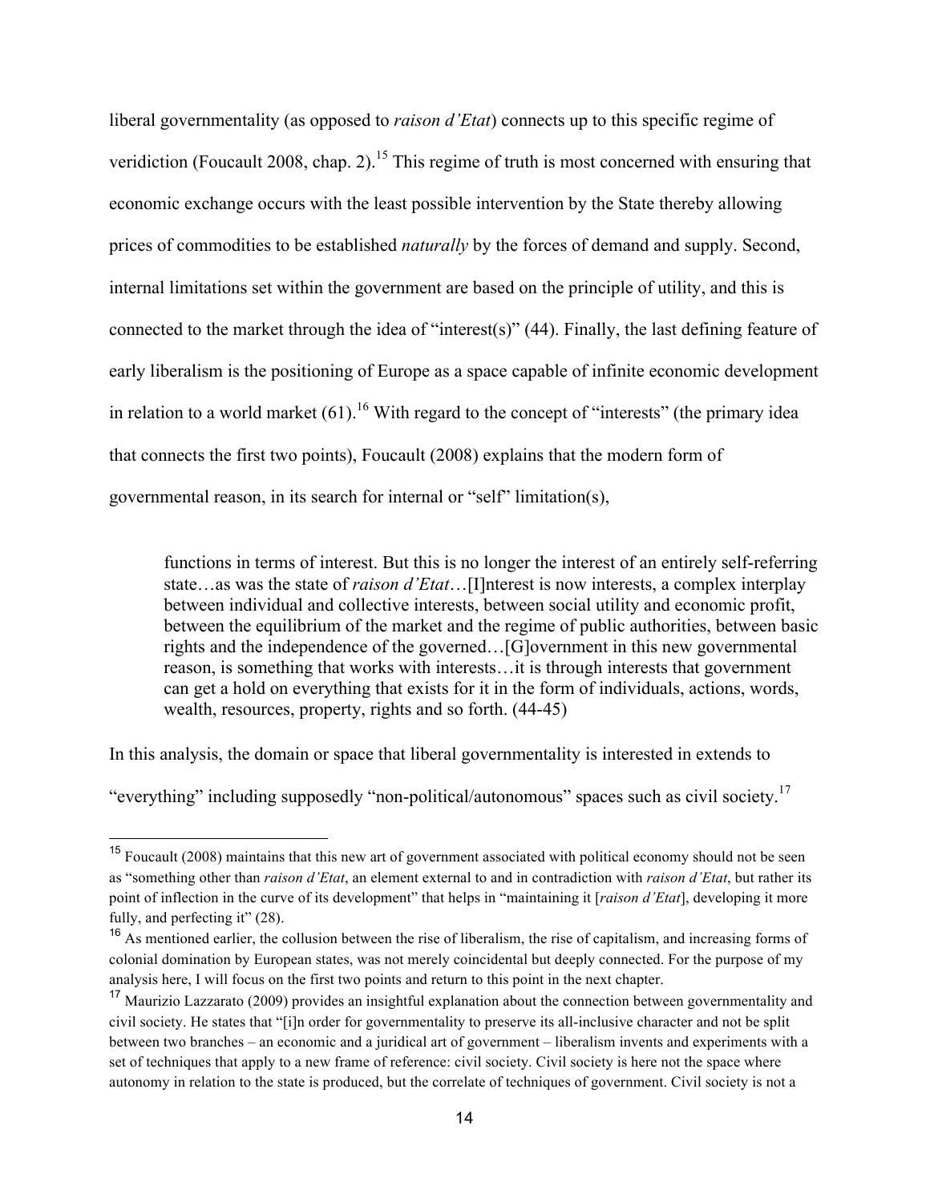liberal governmentality (as opposed to *raison d'Etat*) connects up to this specific regime of veridiction (Foucault 2008, chap. 2).[15] This regime of truth is most concerned with ensuring that economic exchange occurs with the least possible intervention by the State thereby allowing prices of commodities to be established *naturally* by the forces of demand and supply. Second, internal limitations set within the government are based on the principle of utility, and this is connected to the market through the idea of "interest(s)" (44). Finally, the last defining feature of early liberalism is the positioning of Europe as a space capable of infinite economic development in relation to a world market (61).[16] With regard to the concept of "interests" (the primary idea that connects the first two points), Foucault (2008) explains that the modern form of governmental reason, in its search for internal or "self" limitation(s),

> functions in terms of interest. But this is no longer the interest of an entirely self-referring state…as was the state of *raison d'Etat*…[I]nterest is now interests, a complex interplay between individual and collective interests, between social utility and economic profit, between the equilibrium of the market and the regime of public authorities, between basic rights and the independence of the governed…[G]overnment in this new governmental reason, is something that works with interests…it is through interests that government can get a hold on everything that exists for it in the form of individuals, actions, words, wealth, resources, property, rights and so forth. (44-45)

In this analysis, the domain or space that liberal governmentality is interested in extends to "everything" including supposedly "non-political/autonomous" spaces such as civil society.[17]

---

[15] Foucault (2008) maintains that this new art of government associated with political economy should not be seen as "something other than *raison d'Etat*, an element external to and in contradiction with *raison d'Etat*, but rather its point of inflection in the curve of its development" that helps in "maintaining it [*raison d'Etat*], developing it more fully, and perfecting it" (28).

[16] As mentioned earlier, the collusion between the rise of liberalism, the rise of capitalism, and increasing forms of colonial domination by European states, was not merely coincidental but deeply connected. For the purpose of my analysis here, I will focus on the first two points and return to this point in the next chapter.

[17] Maurizio Lazzarato (2009) provides an insightful explanation about the connection between governmentality and civil society. He states that "[i]n order for governmentality to preserve its all-inclusive character and not be split between two branches – an economic and a juridical art of government – liberalism invents and experiments with a set of techniques that apply to a new frame of reference: civil society. Civil society is here not the space where autonomy in relation to the state is produced, but the correlate of techniques of government. Civil society is not a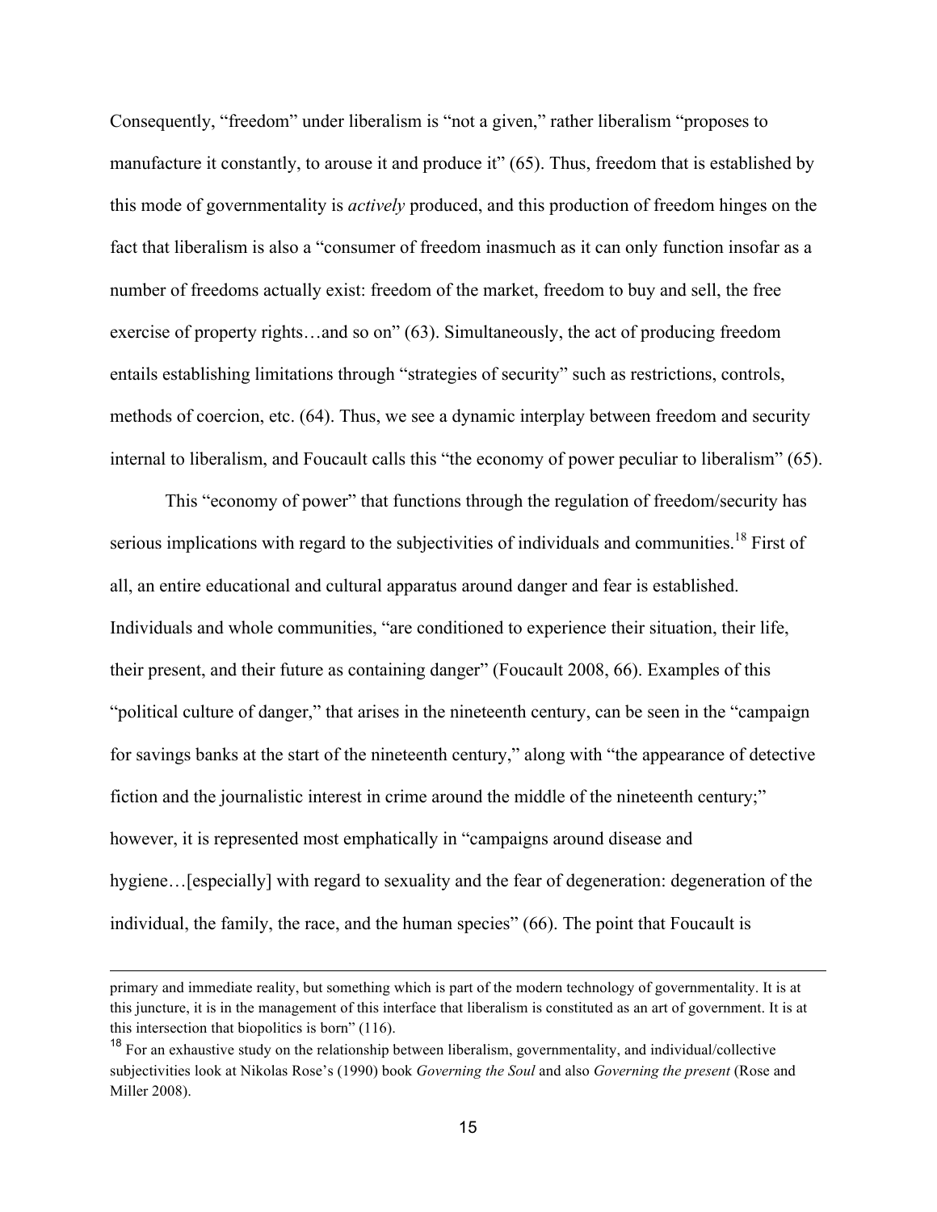Consequently, "freedom" under liberalism is "not a given," rather liberalism "proposes to manufacture it constantly, to arouse it and produce it" (65). Thus, freedom that is established by this mode of governmentality is *actively* produced, and this production of freedom hinges on the fact that liberalism is also a "consumer of freedom inasmuch as it can only function insofar as a number of freedoms actually exist: freedom of the market, freedom to buy and sell, the free exercise of property rights…and so on" (63). Simultaneously, the act of producing freedom entails establishing limitations through "strategies of security" such as restrictions, controls, methods of coercion, etc. (64). Thus, we see a dynamic interplay between freedom and security internal to liberalism, and Foucault calls this "the economy of power peculiar to liberalism" (65).

This "economy of power" that functions through the regulation of freedom/security has serious implications with regard to the subjectivities of individuals and communities.[18] First of all, an entire educational and cultural apparatus around danger and fear is established. Individuals and whole communities, "are conditioned to experience their situation, their life, their present, and their future as containing danger" (Foucault 2008, 66). Examples of this "political culture of danger," that arises in the nineteenth century, can be seen in the "campaign for savings banks at the start of the nineteenth century," along with "the appearance of detective fiction and the journalistic interest in crime around the middle of the nineteenth century;" however, it is represented most emphatically in "campaigns around disease and hygiene…[especially] with regard to sexuality and the fear of degeneration: degeneration of the individual, the family, the race, and the human species" (66). The point that Foucault is

---

primary and immediate reality, but something which is part of the modern technology of governmentality. It is at this juncture, it is in the management of this interface that liberalism is constituted as an art of government. It is at this intersection that biopolitics is born" (116).

[18] For an exhaustive study on the relationship between liberalism, governmentality, and individual/collective subjectivities look at Nikolas Rose's (1990) book *Governing the Soul* and also *Governing the present* (Rose and Miller 2008).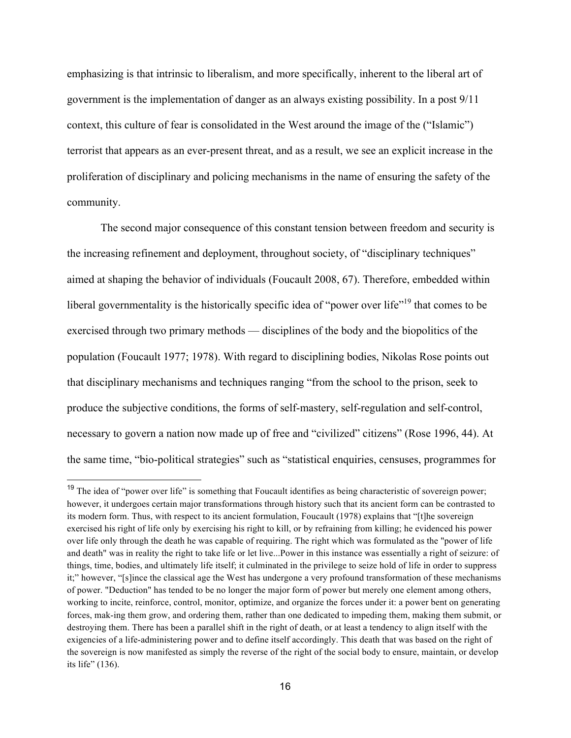emphasizing is that intrinsic to liberalism, and more specifically, inherent to the liberal art of government is the implementation of danger as an always existing possibility. In a post 9/11 context, this culture of fear is consolidated in the West around the image of the ("Islamic") terrorist that appears as an ever-present threat, and as a result, we see an explicit increase in the proliferation of disciplinary and policing mechanisms in the name of ensuring the safety of the community.

The second major consequence of this constant tension between freedom and security is the increasing refinement and deployment, throughout society, of "disciplinary techniques" aimed at shaping the behavior of individuals (Foucault 2008, 67). Therefore, embedded within liberal governmentality is the historically specific idea of "power over life"[19] that comes to be exercised through two primary methods — disciplines of the body and the biopolitics of the population (Foucault 1977; 1978). With regard to disciplining bodies, Nikolas Rose points out that disciplinary mechanisms and techniques ranging "from the school to the prison, seek to produce the subjective conditions, the forms of self-mastery, self-regulation and self-control, necessary to govern a nation now made up of free and "civilized" citizens" (Rose 1996, 44). At the same time, "bio-political strategies" such as "statistical enquiries, censuses, programmes for

---

[19] The idea of "power over life" is something that Foucault identifies as being characteristic of sovereign power; however, it undergoes certain major transformations through history such that its ancient form can be contrasted to its modern form. Thus, with respect to its ancient formulation, Foucault (1978) explains that "[t]he sovereign exercised his right of life only by exercising his right to kill, or by refraining from killing; he evidenced his power over life only through the death he was capable of requiring. The right which was formulated as the "power of life and death" was in reality the right to take life or let live...Power in this instance was essentially a right of seizure: of things, time, bodies, and ultimately life itself; it culminated in the privilege to seize hold of life in order to suppress it;" however, "[s]ince the classical age the West has undergone a very profound transformation of these mechanisms of power. "Deduction" has tended to be no longer the major form of power but merely one element among others, working to incite, reinforce, control, monitor, optimize, and organize the forces under it: a power bent on generating forces, mak-ing them grow, and ordering them, rather than one dedicated to impeding them, making them submit, or destroying them. There has been a parallel shift in the right of death, or at least a tendency to align itself with the exigencies of a life-administering power and to define itself accordingly. This death that was based on the right of the sovereign is now manifested as simply the reverse of the right of the social body to ensure, maintain, or develop its life" (136).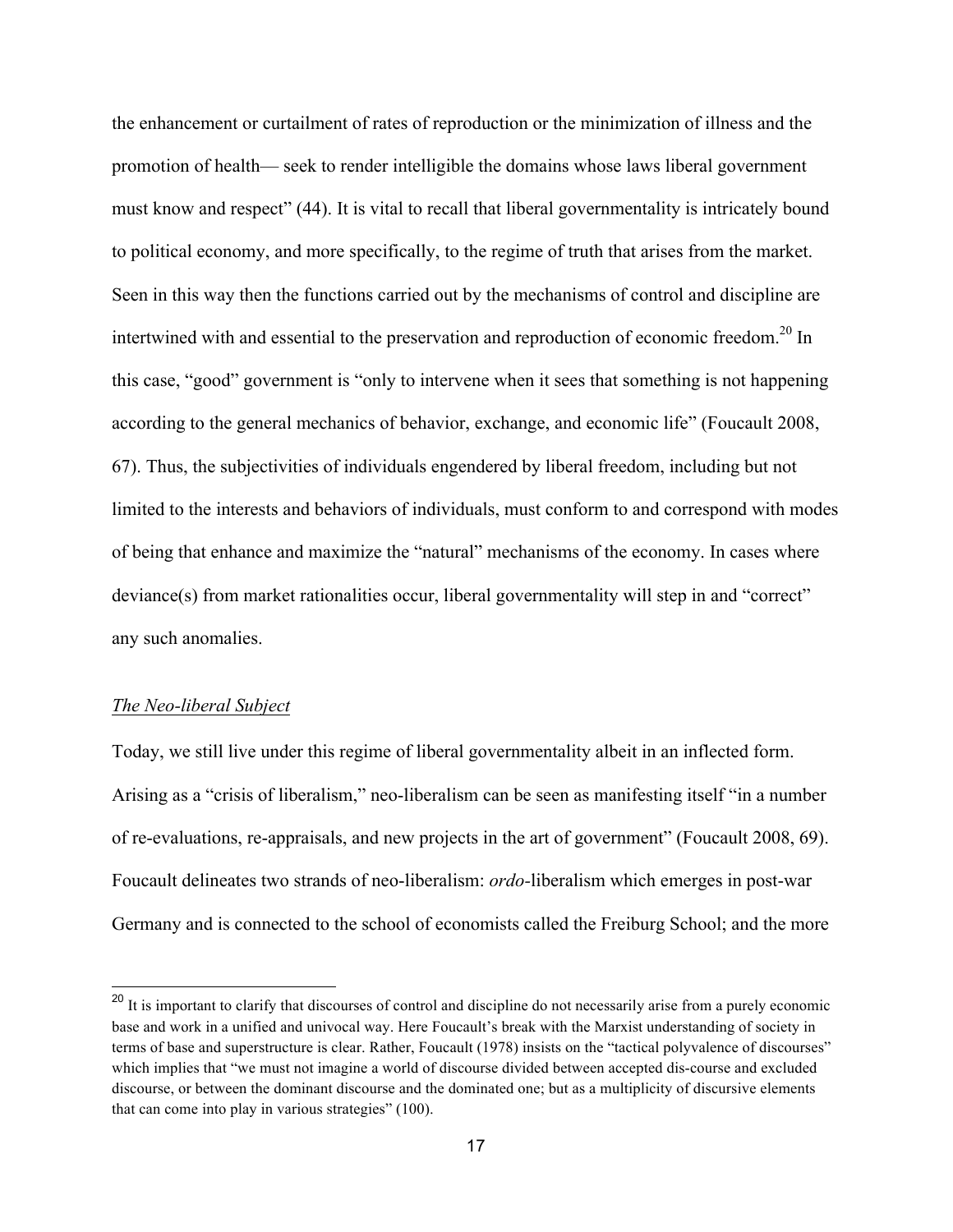the enhancement or curtailment of rates of reproduction or the minimization of illness and the promotion of health— seek to render intelligible the domains whose laws liberal government must know and respect" (44). It is vital to recall that liberal governmentality is intricately bound to political economy, and more specifically, to the regime of truth that arises from the market. Seen in this way then the functions carried out by the mechanisms of control and discipline are intertwined with and essential to the preservation and reproduction of economic freedom.[20] In this case, "good" government is "only to intervene when it sees that something is not happening according to the general mechanics of behavior, exchange, and economic life" (Foucault 2008, 67). Thus, the subjectivities of individuals engendered by liberal freedom, including but not limited to the interests and behaviors of individuals, must conform to and correspond with modes of being that enhance and maximize the "natural" mechanisms of the economy. In cases where deviance(s) from market rationalities occur, liberal governmentality will step in and "correct" any such anomalies.

### The Neo-liberal Subject

Today, we still live under this regime of liberal governmentality albeit in an inflected form. Arising as a "crisis of liberalism," neo-liberalism can be seen as manifesting itself "in a number of re-evaluations, re-appraisals, and new projects in the art of government" (Foucault 2008, 69). Foucault delineates two strands of neo-liberalism: *ordo*-liberalism which emerges in post-war Germany and is connected to the school of economists called the Freiburg School; and the more

---

[20] It is important to clarify that discourses of control and discipline do not necessarily arise from a purely economic base and work in a unified and univocal way. Here Foucault's break with the Marxist understanding of society in terms of base and superstructure is clear. Rather, Foucault (1978) insists on the "tactical polyvalence of discourses" which implies that "we must not imagine a world of discourse divided between accepted dis-course and excluded discourse, or between the dominant discourse and the dominated one; but as a multiplicity of discursive elements that can come into play in various strategies" (100).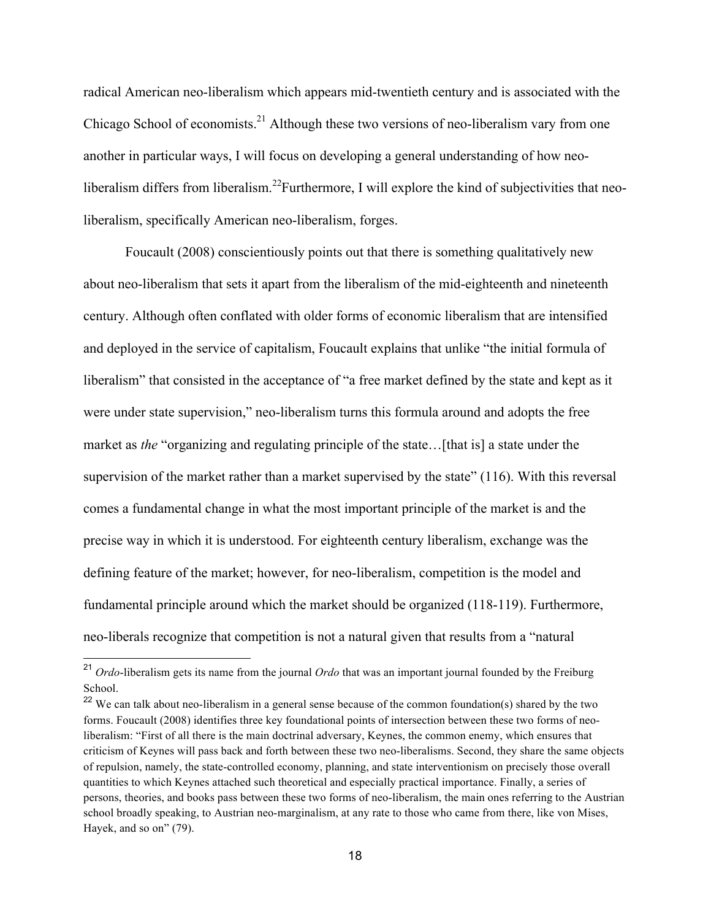radical American neo-liberalism which appears mid-twentieth century and is associated with the Chicago School of economists.[21] Although these two versions of neo-liberalism vary from one another in particular ways, I will focus on developing a general understanding of how neo-liberalism differs from liberalism.[22]Furthermore, I will explore the kind of subjectivities that neo-liberalism, specifically American neo-liberalism, forges.

Foucault (2008) conscientiously points out that there is something qualitatively new about neo-liberalism that sets it apart from the liberalism of the mid-eighteenth and nineteenth century. Although often conflated with older forms of economic liberalism that are intensified and deployed in the service of capitalism, Foucault explains that unlike "the initial formula of liberalism" that consisted in the acceptance of "a free market defined by the state and kept as it were under state supervision," neo-liberalism turns this formula around and adopts the free market as *the* "organizing and regulating principle of the state…[that is] a state under the supervision of the market rather than a market supervised by the state" (116). With this reversal comes a fundamental change in what the most important principle of the market is and the precise way in which it is understood. For eighteenth century liberalism, exchange was the defining feature of the market; however, for neo-liberalism, competition is the model and fundamental principle around which the market should be organized (118-119). Furthermore, neo-liberals recognize that competition is not a natural given that results from a "natural

---

[21] *Ordo*-liberalism gets its name from the journal *Ordo* that was an important journal founded by the Freiburg School.

[22] We can talk about neo-liberalism in a general sense because of the common foundation(s) shared by the two forms. Foucault (2008) identifies three key foundational points of intersection between these two forms of neo-liberalism: "First of all there is the main doctrinal adversary, Keynes, the common enemy, which ensures that criticism of Keynes will pass back and forth between these two neo-liberalisms. Second, they share the same objects of repulsion, namely, the state-controlled economy, planning, and state interventionism on precisely those overall quantities to which Keynes attached such theoretical and especially practical importance. Finally, a series of persons, theories, and books pass between these two forms of neo-liberalism, the main ones referring to the Austrian school broadly speaking, to Austrian neo-marginalism, at any rate to those who came from there, like von Mises, Hayek, and so on" (79).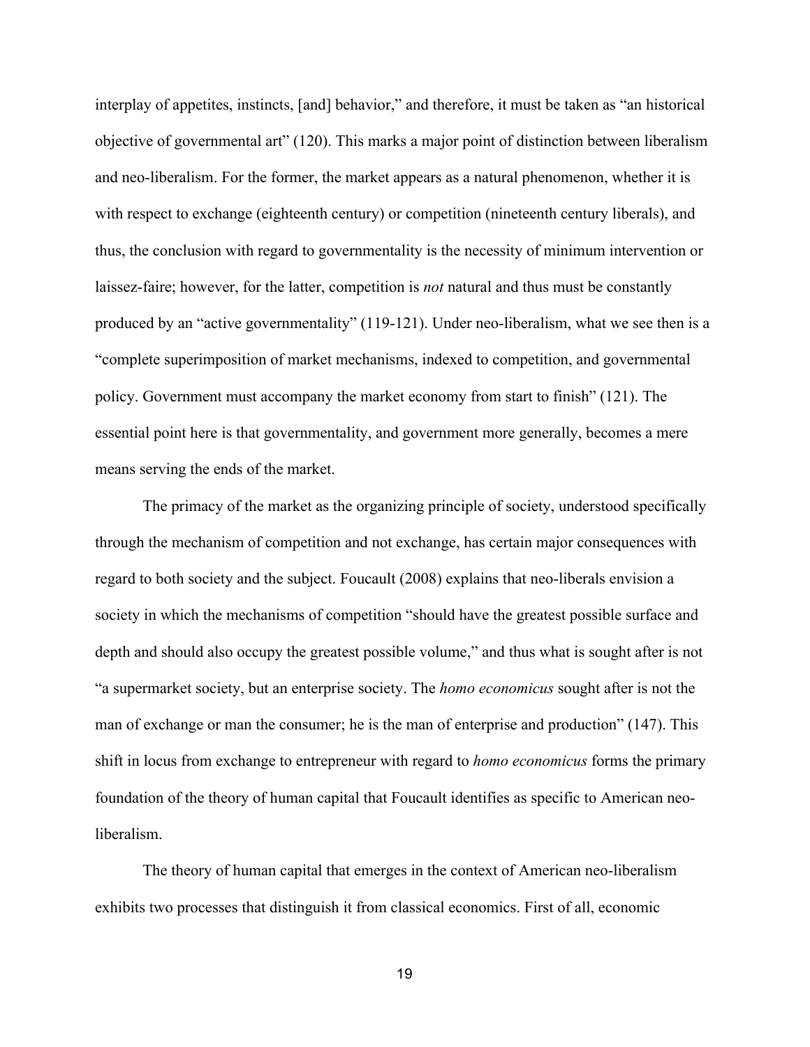interplay of appetites, instincts, [and] behavior," and therefore, it must be taken as "an historical objective of governmental art" (120). This marks a major point of distinction between liberalism and neo-liberalism. For the former, the market appears as a natural phenomenon, whether it is with respect to exchange (eighteenth century) or competition (nineteenth century liberals), and thus, the conclusion with regard to governmentality is the necessity of minimum intervention or laissez-faire; however, for the latter, competition is *not* natural and thus must be constantly produced by an "active governmentality" (119-121). Under neo-liberalism, what we see then is a "complete superimposition of market mechanisms, indexed to competition, and governmental policy. Government must accompany the market economy from start to finish" (121). The essential point here is that governmentality, and government more generally, becomes a mere means serving the ends of the market.

The primacy of the market as the organizing principle of society, understood specifically through the mechanism of competition and not exchange, has certain major consequences with regard to both society and the subject. Foucault (2008) explains that neo-liberals envision a society in which the mechanisms of competition "should have the greatest possible surface and depth and should also occupy the greatest possible volume," and thus what is sought after is not "a supermarket society, but an enterprise society. The *homo economicus* sought after is not the man of exchange or man the consumer; he is the man of enterprise and production" (147). This shift in locus from exchange to entrepreneur with regard to *homo economicus* forms the primary foundation of the theory of human capital that Foucault identifies as specific to American neo-liberalism.

The theory of human capital that emerges in the context of American neo-liberalism exhibits two processes that distinguish it from classical economics. First of all, economic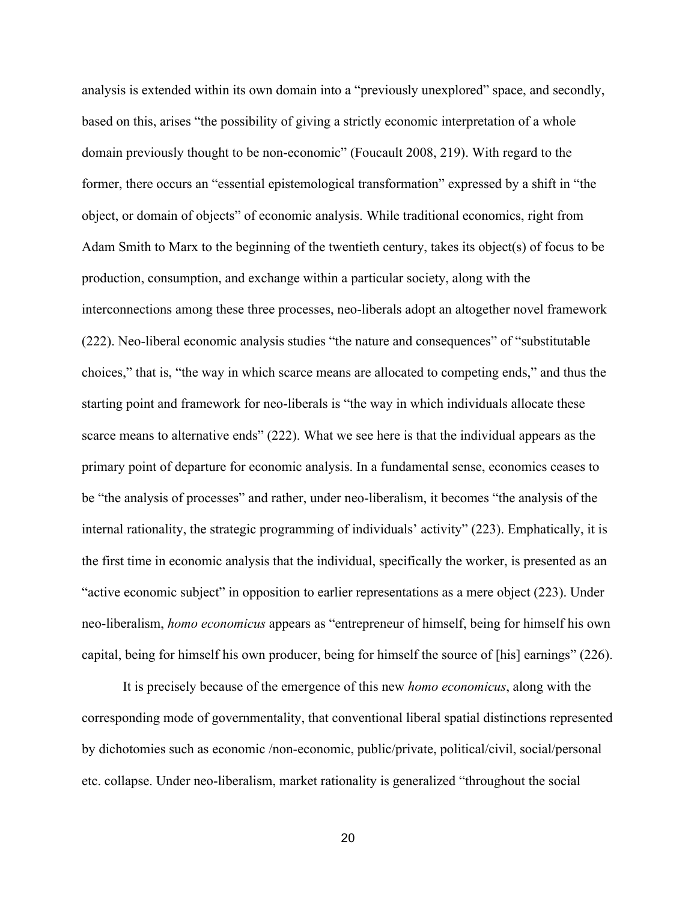analysis is extended within its own domain into a "previously unexplored" space, and secondly, based on this, arises "the possibility of giving a strictly economic interpretation of a whole domain previously thought to be non-economic" (Foucault 2008, 219). With regard to the former, there occurs an "essential epistemological transformation" expressed by a shift in "the object, or domain of objects" of economic analysis. While traditional economics, right from Adam Smith to Marx to the beginning of the twentieth century, takes its object(s) of focus to be production, consumption, and exchange within a particular society, along with the interconnections among these three processes, neo-liberals adopt an altogether novel framework (222). Neo-liberal economic analysis studies "the nature and consequences" of "substitutable choices," that is, "the way in which scarce means are allocated to competing ends," and thus the starting point and framework for neo-liberals is "the way in which individuals allocate these scarce means to alternative ends" (222). What we see here is that the individual appears as the primary point of departure for economic analysis. In a fundamental sense, economics ceases to be "the analysis of processes" and rather, under neo-liberalism, it becomes "the analysis of the internal rationality, the strategic programming of individuals' activity" (223). Emphatically, it is the first time in economic analysis that the individual, specifically the worker, is presented as an "active economic subject" in opposition to earlier representations as a mere object (223). Under neo-liberalism, *homo economicus* appears as "entrepreneur of himself, being for himself his own capital, being for himself his own producer, being for himself the source of [his] earnings" (226).

It is precisely because of the emergence of this new *homo economicus*, along with the corresponding mode of governmentality, that conventional liberal spatial distinctions represented by dichotomies such as economic /non-economic, public/private, political/civil, social/personal etc. collapse. Under neo-liberalism, market rationality is generalized "throughout the social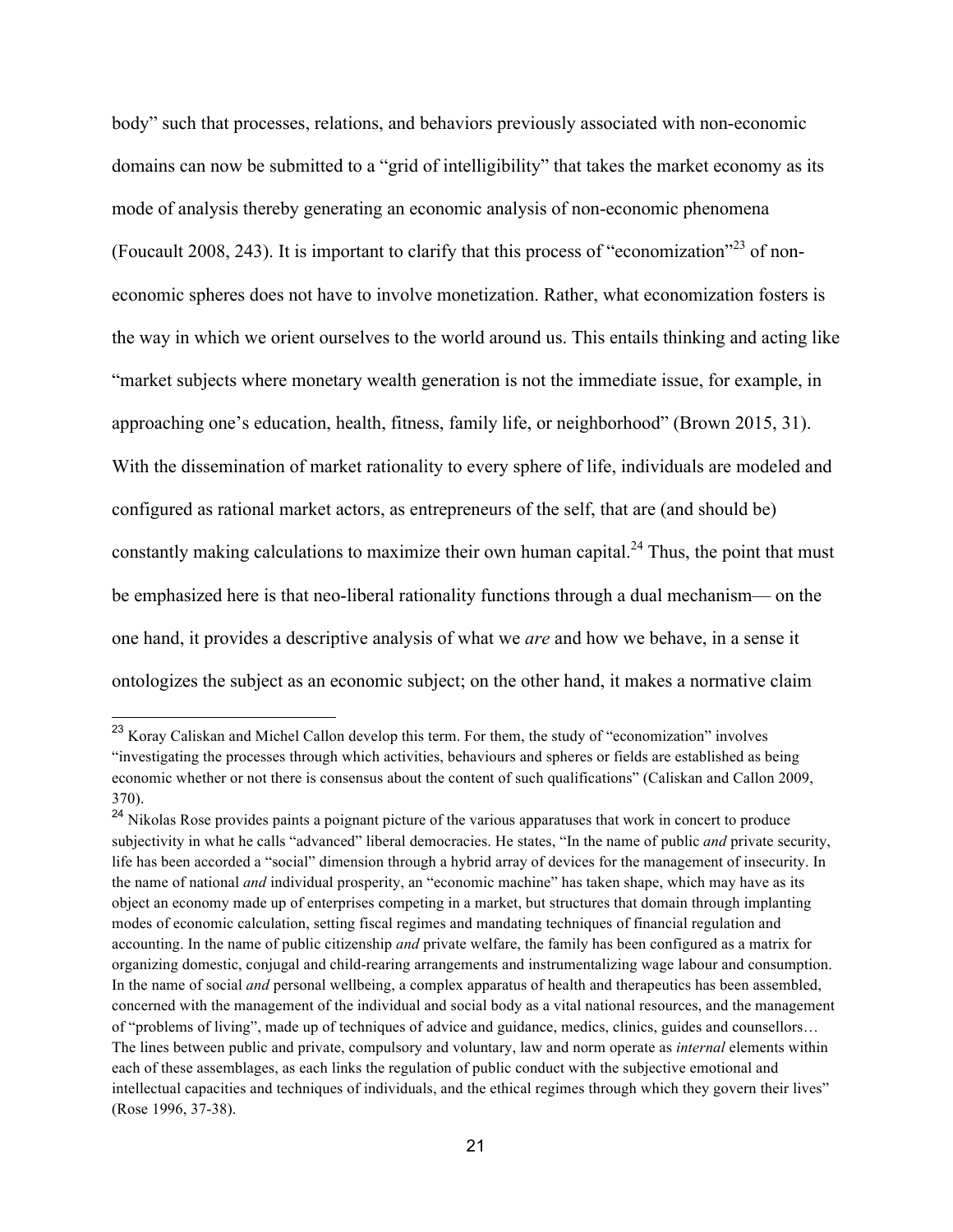body" such that processes, relations, and behaviors previously associated with non-economic domains can now be submitted to a "grid of intelligibility" that takes the market economy as its mode of analysis thereby generating an economic analysis of non-economic phenomena (Foucault 2008, 243). It is important to clarify that this process of "economization"[23] of non-economic spheres does not have to involve monetization. Rather, what economization fosters is the way in which we orient ourselves to the world around us. This entails thinking and acting like "market subjects where monetary wealth generation is not the immediate issue, for example, in approaching one's education, health, fitness, family life, or neighborhood" (Brown 2015, 31). With the dissemination of market rationality to every sphere of life, individuals are modeled and configured as rational market actors, as entrepreneurs of the self, that are (and should be) constantly making calculations to maximize their own human capital.[24] Thus, the point that must be emphasized here is that neo-liberal rationality functions through a dual mechanism— on the one hand, it provides a descriptive analysis of what we *are* and how we behave, in a sense it ontologizes the subject as an economic subject; on the other hand, it makes a normative claim

---

[23] Koray Caliskan and Michel Callon develop this term. For them, the study of "economization" involves "investigating the processes through which activities, behaviours and spheres or fields are established as being economic whether or not there is consensus about the content of such qualifications" (Caliskan and Callon 2009, 370).

[24] Nikolas Rose provides paints a poignant picture of the various apparatuses that work in concert to produce subjectivity in what he calls "advanced" liberal democracies. He states, "In the name of public *and* private security, life has been accorded a "social" dimension through a hybrid array of devices for the management of insecurity. In the name of national *and* individual prosperity, an "economic machine" has taken shape, which may have as its object an economy made up of enterprises competing in a market, but structures that domain through implanting modes of economic calculation, setting fiscal regimes and mandating techniques of financial regulation and accounting. In the name of public citizenship *and* private welfare, the family has been configured as a matrix for organizing domestic, conjugal and child-rearing arrangements and instrumentalizing wage labour and consumption. In the name of social *and* personal wellbeing, a complex apparatus of health and therapeutics has been assembled, concerned with the management of the individual and social body as a vital national resources, and the management of "problems of living", made up of techniques of advice and guidance, medics, clinics, guides and counsellors… The lines between public and private, compulsory and voluntary, law and norm operate as *internal* elements within each of these assemblages, as each links the regulation of public conduct with the subjective emotional and intellectual capacities and techniques of individuals, and the ethical regimes through which they govern their lives" (Rose 1996, 37-38).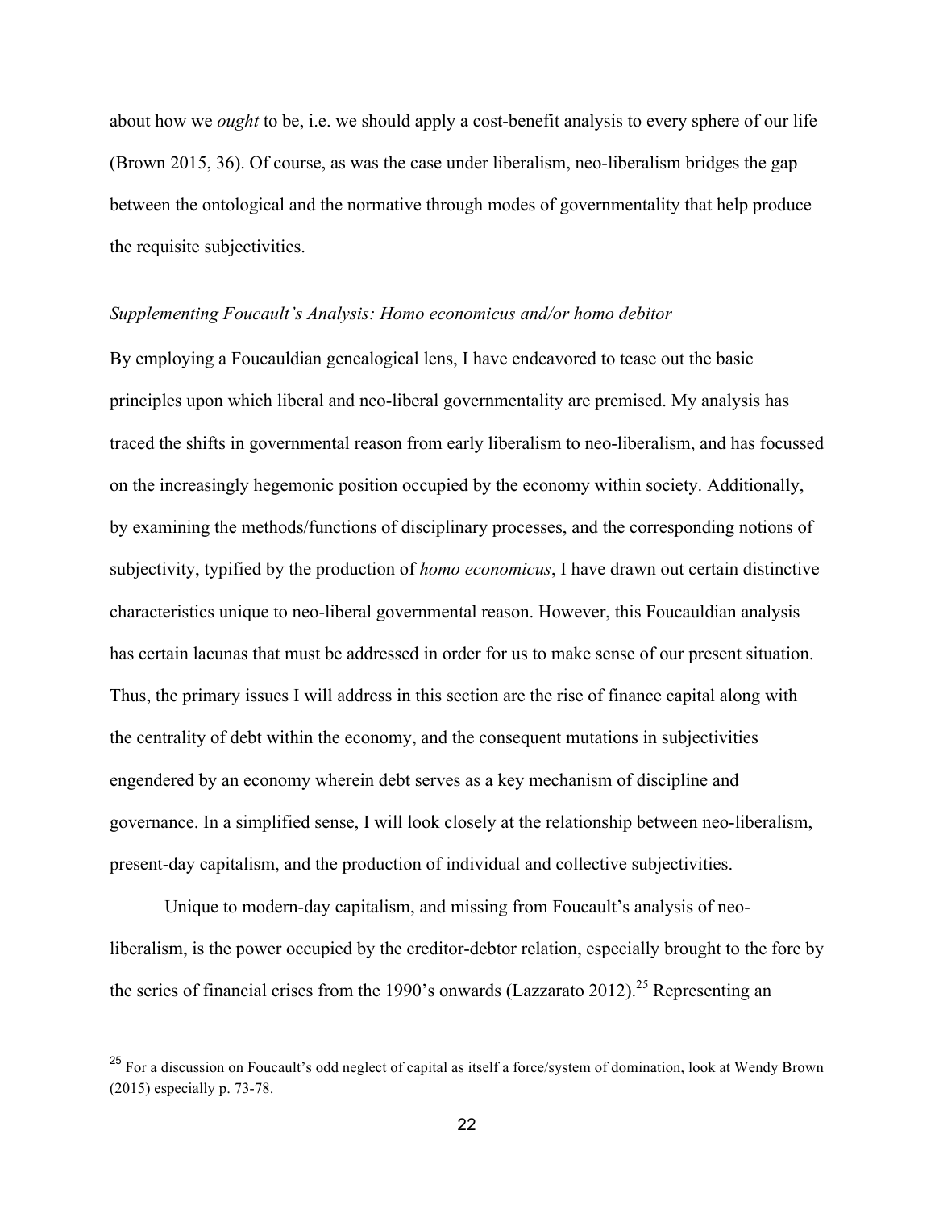about how we *ought* to be, i.e. we should apply a cost-benefit analysis to every sphere of our life (Brown 2015, 36). Of course, as was the case under liberalism, neo-liberalism bridges the gap between the ontological and the normative through modes of governmentality that help produce the requisite subjectivities.

## *Supplementing Foucault's Analysis: Homo economicus and/or homo debitor*

By employing a Foucauldian genealogical lens, I have endeavored to tease out the basic principles upon which liberal and neo-liberal governmentality are premised. My analysis has traced the shifts in governmental reason from early liberalism to neo-liberalism, and has focussed on the increasingly hegemonic position occupied by the economy within society. Additionally, by examining the methods/functions of disciplinary processes, and the corresponding notions of subjectivity, typified by the production of *homo economicus*, I have drawn out certain distinctive characteristics unique to neo-liberal governmental reason. However, this Foucauldian analysis has certain lacunas that must be addressed in order for us to make sense of our present situation. Thus, the primary issues I will address in this section are the rise of finance capital along with the centrality of debt within the economy, and the consequent mutations in subjectivities engendered by an economy wherein debt serves as a key mechanism of discipline and governance. In a simplified sense, I will look closely at the relationship between neo-liberalism, present-day capitalism, and the production of individual and collective subjectivities.

Unique to modern-day capitalism, and missing from Foucault's analysis of neo-liberalism, is the power occupied by the creditor-debtor relation, especially brought to the fore by the series of financial crises from the 1990's onwards (Lazzarato 2012).[25] Representing an

[25] For a discussion on Foucault's odd neglect of capital as itself a force/system of domination, look at Wendy Brown (2015) especially p. 73-78.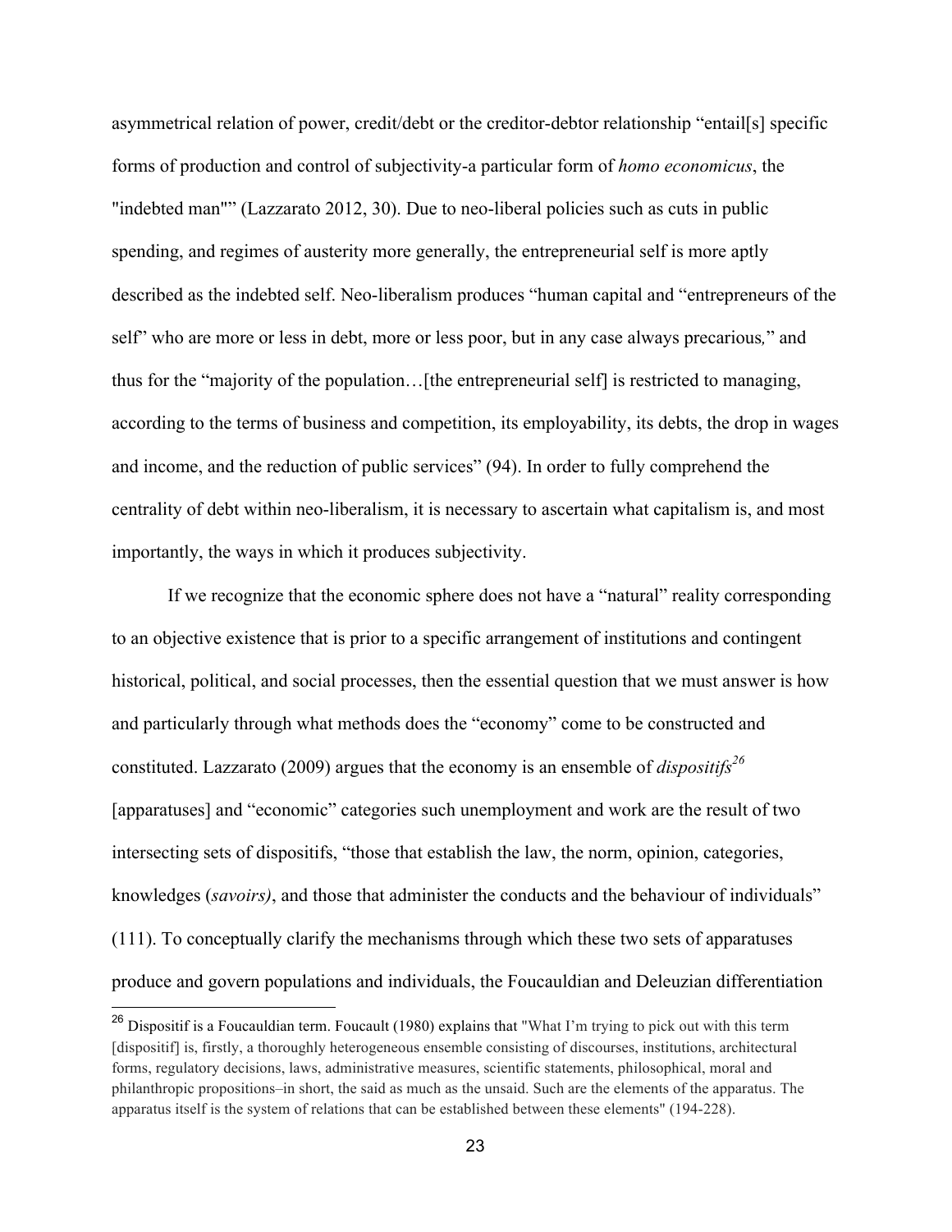asymmetrical relation of power, credit/debt or the creditor-debtor relationship "entail[s] specific forms of production and control of subjectivity-a particular form of *homo economicus*, the "indebted man"" (Lazzarato 2012, 30). Due to neo-liberal policies such as cuts in public spending, and regimes of austerity more generally, the entrepreneurial self is more aptly described as the indebted self. Neo-liberalism produces "human capital and "entrepreneurs of the self" who are more or less in debt, more or less poor, but in any case always precarious*,*" and thus for the "majority of the population…[the entrepreneurial self] is restricted to managing, according to the terms of business and competition, its employability, its debts, the drop in wages and income, and the reduction of public services" (94). In order to fully comprehend the centrality of debt within neo-liberalism, it is necessary to ascertain what capitalism is, and most importantly, the ways in which it produces subjectivity.

If we recognize that the economic sphere does not have a "natural" reality corresponding to an objective existence that is prior to a specific arrangement of institutions and contingent historical, political, and social processes, then the essential question that we must answer is how and particularly through what methods does the "economy" come to be constructed and constituted. Lazzarato (2009) argues that the economy is an ensemble of *dispositifs*[26] [apparatuses] and "economic" categories such unemployment and work are the result of two intersecting sets of dispositifs, "those that establish the law, the norm, opinion, categories, knowledges (*savoirs)*, and those that administer the conducts and the behaviour of individuals" (111). To conceptually clarify the mechanisms through which these two sets of apparatuses produce and govern populations and individuals, the Foucauldian and Deleuzian differentiation

---

[26] Dispositif is a Foucauldian term. Foucault (1980) explains that "What I'm trying to pick out with this term [dispositif] is, firstly, a thoroughly heterogeneous ensemble consisting of discourses, institutions, architectural forms, regulatory decisions, laws, administrative measures, scientific statements, philosophical, moral and philanthropic propositions–in short, the said as much as the unsaid. Such are the elements of the apparatus. The apparatus itself is the system of relations that can be established between these elements" (194-228).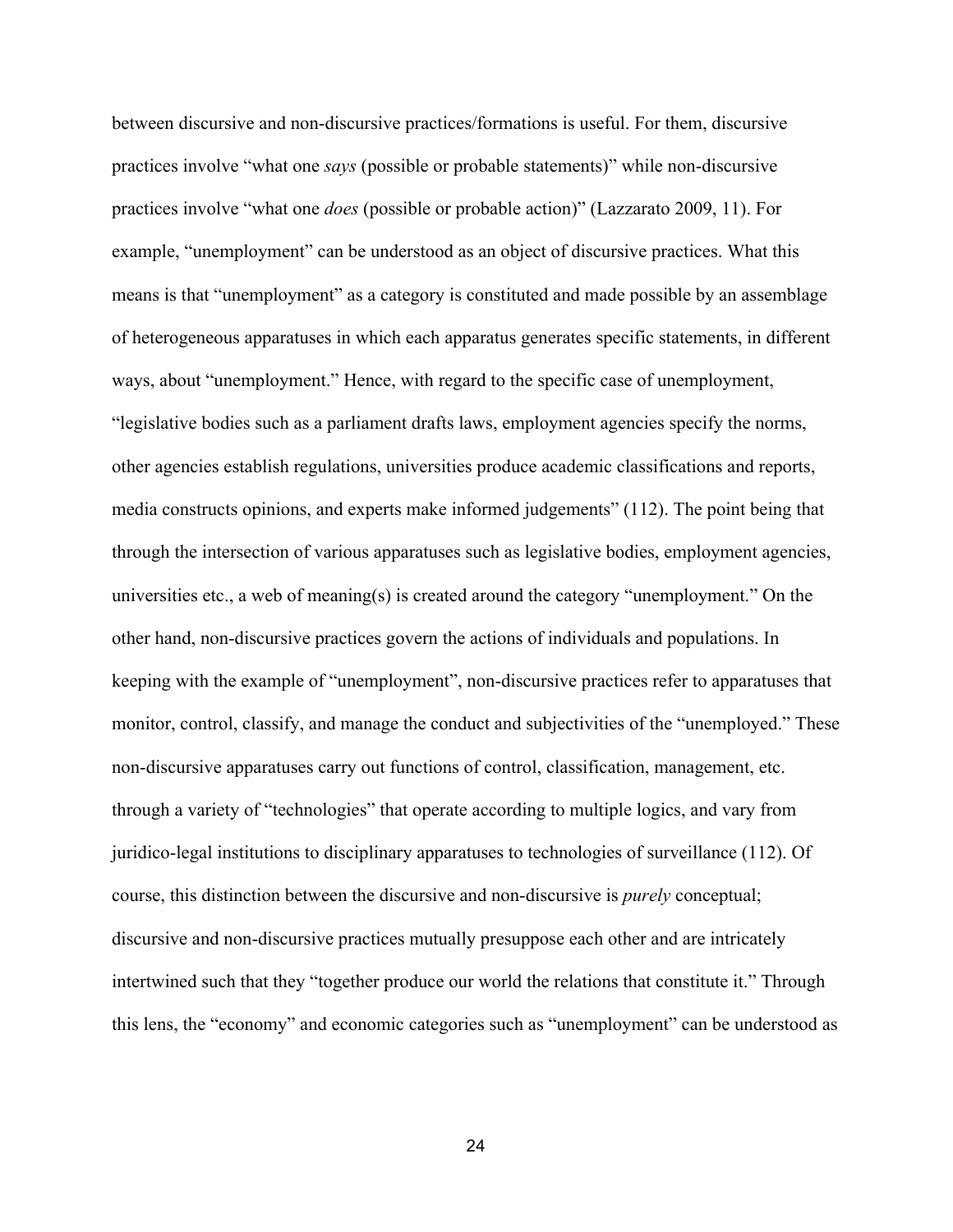between discursive and non-discursive practices/formations is useful. For them, discursive practices involve "what one *says* (possible or probable statements)" while non-discursive practices involve "what one *does* (possible or probable action)" (Lazzarato 2009, 11). For example, "unemployment" can be understood as an object of discursive practices. What this means is that "unemployment" as a category is constituted and made possible by an assemblage of heterogeneous apparatuses in which each apparatus generates specific statements, in different ways, about "unemployment." Hence, with regard to the specific case of unemployment, "legislative bodies such as a parliament drafts laws, employment agencies specify the norms, other agencies establish regulations, universities produce academic classifications and reports, media constructs opinions, and experts make informed judgements" (112). The point being that through the intersection of various apparatuses such as legislative bodies, employment agencies, universities etc., a web of meaning(s) is created around the category "unemployment." On the other hand, non-discursive practices govern the actions of individuals and populations. In keeping with the example of "unemployment", non-discursive practices refer to apparatuses that monitor, control, classify, and manage the conduct and subjectivities of the "unemployed." These non-discursive apparatuses carry out functions of control, classification, management, etc. through a variety of "technologies" that operate according to multiple logics, and vary from juridico-legal institutions to disciplinary apparatuses to technologies of surveillance (112). Of course, this distinction between the discursive and non-discursive is *purely* conceptual; discursive and non-discursive practices mutually presuppose each other and are intricately intertwined such that they "together produce our world the relations that constitute it." Through this lens, the "economy" and economic categories such as "unemployment" can be understood as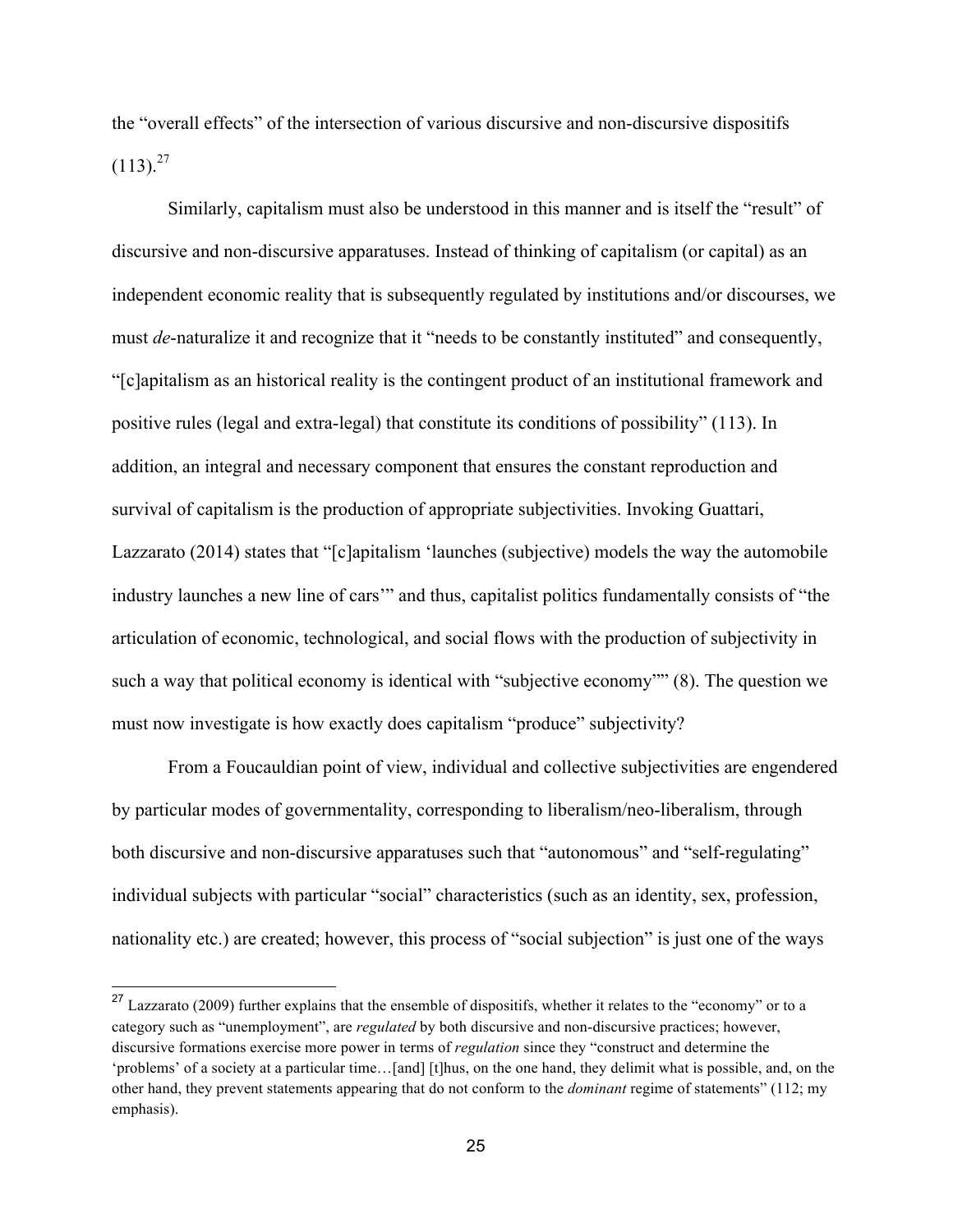the "overall effects" of the intersection of various discursive and non-discursive dispositifs (113).[27]

Similarly, capitalism must also be understood in this manner and is itself the "result" of discursive and non-discursive apparatuses. Instead of thinking of capitalism (or capital) as an independent economic reality that is subsequently regulated by institutions and/or discourses, we must *de*-naturalize it and recognize that it "needs to be constantly instituted" and consequently, "[c]apitalism as an historical reality is the contingent product of an institutional framework and positive rules (legal and extra-legal) that constitute its conditions of possibility" (113). In addition, an integral and necessary component that ensures the constant reproduction and survival of capitalism is the production of appropriate subjectivities. Invoking Guattari, Lazzarato (2014) states that "[c]apitalism 'launches (subjective) models the way the automobile industry launches a new line of cars'" and thus, capitalist politics fundamentally consists of "the articulation of economic, technological, and social flows with the production of subjectivity in such a way that political economy is identical with "subjective economy"" (8). The question we must now investigate is how exactly does capitalism "produce" subjectivity?

From a Foucauldian point of view, individual and collective subjectivities are engendered by particular modes of governmentality, corresponding to liberalism/neo-liberalism, through both discursive and non-discursive apparatuses such that "autonomous" and "self-regulating" individual subjects with particular "social" characteristics (such as an identity, sex, profession, nationality etc.) are created; however, this process of "social subjection" is just one of the ways

---

[27] Lazzarato (2009) further explains that the ensemble of dispositifs, whether it relates to the "economy" or to a category such as "unemployment", are *regulated* by both discursive and non-discursive practices; however, discursive formations exercise more power in terms of *regulation* since they "construct and determine the 'problems' of a society at a particular time…[and] [t]hus, on the one hand, they delimit what is possible, and, on the other hand, they prevent statements appearing that do not conform to the *dominant* regime of statements" (112; my emphasis).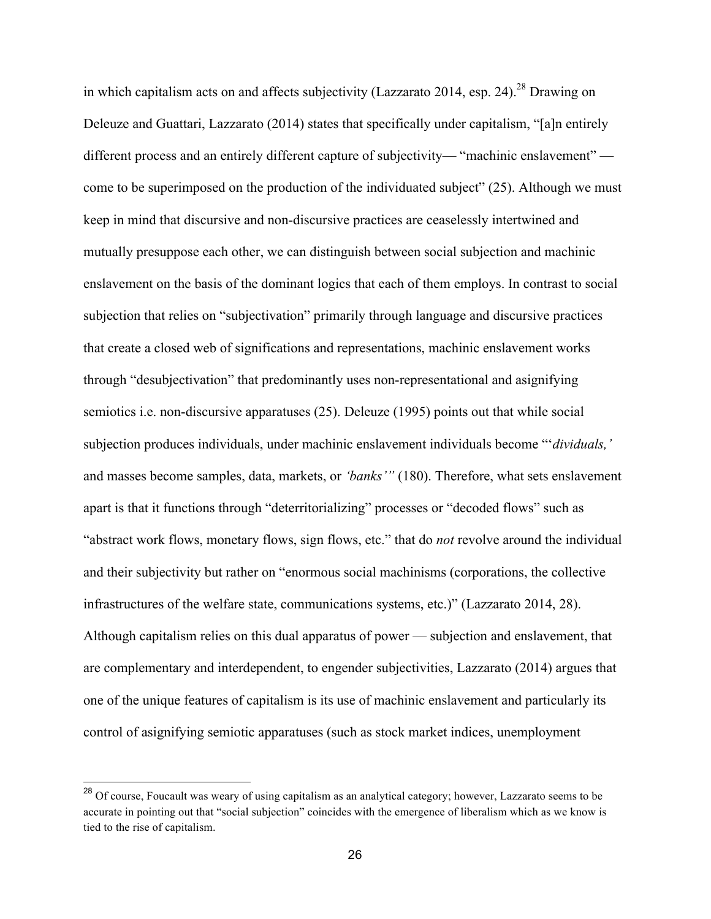in which capitalism acts on and affects subjectivity (Lazzarato 2014, esp. 24).[28] Drawing on Deleuze and Guattari, Lazzarato (2014) states that specifically under capitalism, "[a]n entirely different process and an entirely different capture of subjectivity— "machinic enslavement" — come to be superimposed on the production of the individuated subject" (25). Although we must keep in mind that discursive and non-discursive practices are ceaselessly intertwined and mutually presuppose each other, we can distinguish between social subjection and machinic enslavement on the basis of the dominant logics that each of them employs. In contrast to social subjection that relies on "subjectivation" primarily through language and discursive practices that create a closed web of significations and representations, machinic enslavement works through "desubjectivation" that predominantly uses non-representational and asignifying semiotics i.e. non-discursive apparatuses (25). Deleuze (1995) points out that while social subjection produces individuals, under machinic enslavement individuals become "'*dividuals,'* and masses become samples, data, markets, or *'banks'"* (180). Therefore, what sets enslavement apart is that it functions through "deterritorializing" processes or "decoded flows" such as "abstract work flows, monetary flows, sign flows, etc." that do *not* revolve around the individual and their subjectivity but rather on "enormous social machinisms (corporations, the collective infrastructures of the welfare state, communications systems, etc.)" (Lazzarato 2014, 28). Although capitalism relies on this dual apparatus of power — subjection and enslavement, that are complementary and interdependent, to engender subjectivities, Lazzarato (2014) argues that one of the unique features of capitalism is its use of machinic enslavement and particularly its control of asignifying semiotic apparatuses (such as stock market indices, unemployment

[28] Of course, Foucault was weary of using capitalism as an analytical category; however, Lazzarato seems to be accurate in pointing out that "social subjection" coincides with the emergence of liberalism which as we know is tied to the rise of capitalism.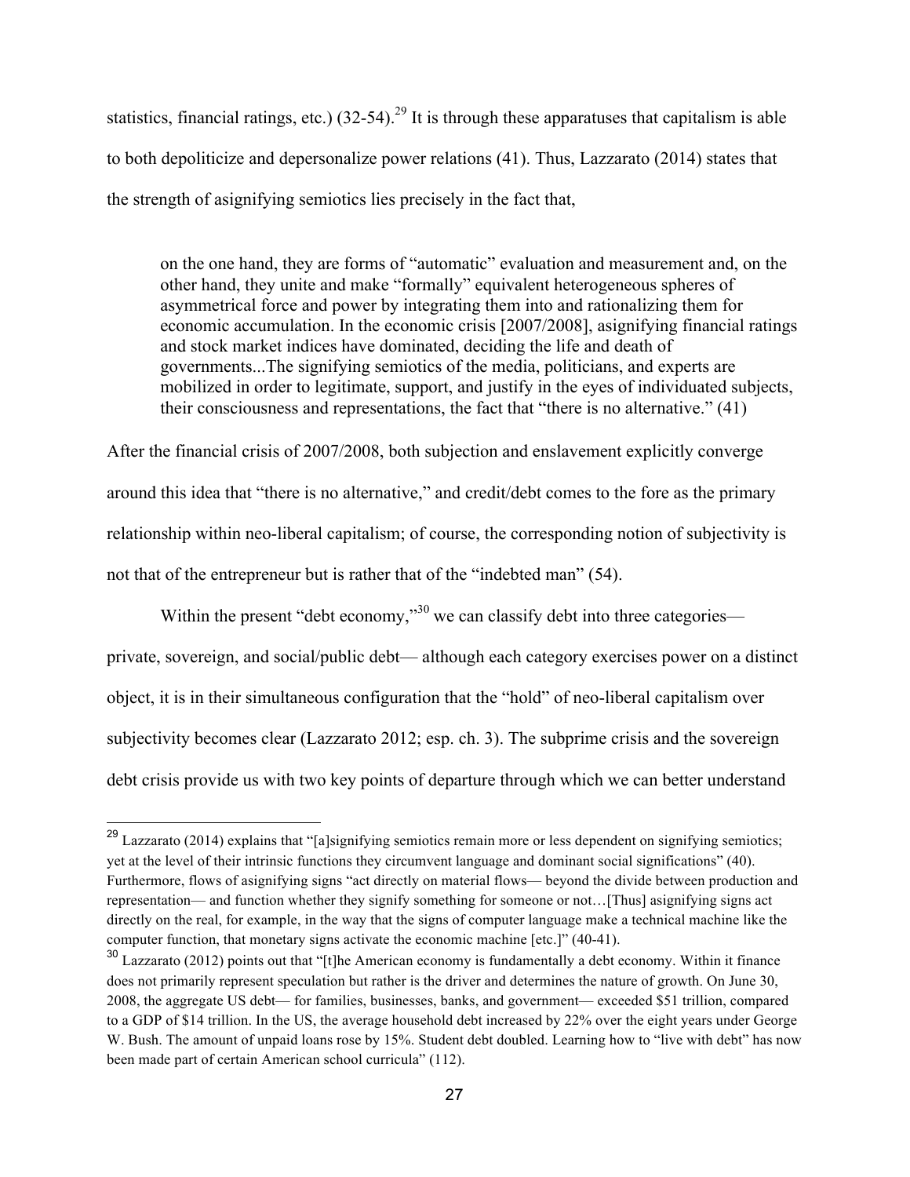statistics, financial ratings, etc.) (32-54).[29] It is through these apparatuses that capitalism is able to both depoliticize and depersonalize power relations (41). Thus, Lazzarato (2014) states that the strength of asignifying semiotics lies precisely in the fact that,

> on the one hand, they are forms of "automatic" evaluation and measurement and, on the other hand, they unite and make "formally" equivalent heterogeneous spheres of asymmetrical force and power by integrating them into and rationalizing them for economic accumulation. In the economic crisis [2007/2008], asignifying financial ratings and stock market indices have dominated, deciding the life and death of governments...The signifying semiotics of the media, politicians, and experts are mobilized in order to legitimate, support, and justify in the eyes of individuated subjects, their consciousness and representations, the fact that "there is no alternative." (41)

After the financial crisis of 2007/2008, both subjection and enslavement explicitly converge around this idea that "there is no alternative," and credit/debt comes to the fore as the primary relationship within neo-liberal capitalism; of course, the corresponding notion of subjectivity is not that of the entrepreneur but is rather that of the "indebted man" (54).

Within the present "debt economy,"[30] we can classify debt into three categories— private, sovereign, and social/public debt— although each category exercises power on a distinct object, it is in their simultaneous configuration that the "hold" of neo-liberal capitalism over subjectivity becomes clear (Lazzarato 2012; esp. ch. 3). The subprime crisis and the sovereign debt crisis provide us with two key points of departure through which we can better understand

---

[29] Lazzarato (2014) explains that "[a]signifying semiotics remain more or less dependent on signifying semiotics; yet at the level of their intrinsic functions they circumvent language and dominant social significations" (40). Furthermore, flows of asignifying signs "act directly on material flows— beyond the divide between production and representation— and function whether they signify something for someone or not…[Thus] asignifying signs act directly on the real, for example, in the way that the signs of computer language make a technical machine like the computer function, that monetary signs activate the economic machine [etc.]" (40-41).

[30] Lazzarato (2012) points out that "[t]he American economy is fundamentally a debt economy. Within it finance does not primarily represent speculation but rather is the driver and determines the nature of growth. On June 30, 2008, the aggregate US debt— for families, businesses, banks, and government— exceeded $51 trillion, compared to a GDP of $14 trillion. In the US, the average household debt increased by 22% over the eight years under George W. Bush. The amount of unpaid loans rose by 15%. Student debt doubled. Learning how to "live with debt" has now been made part of certain American school curricula" (112).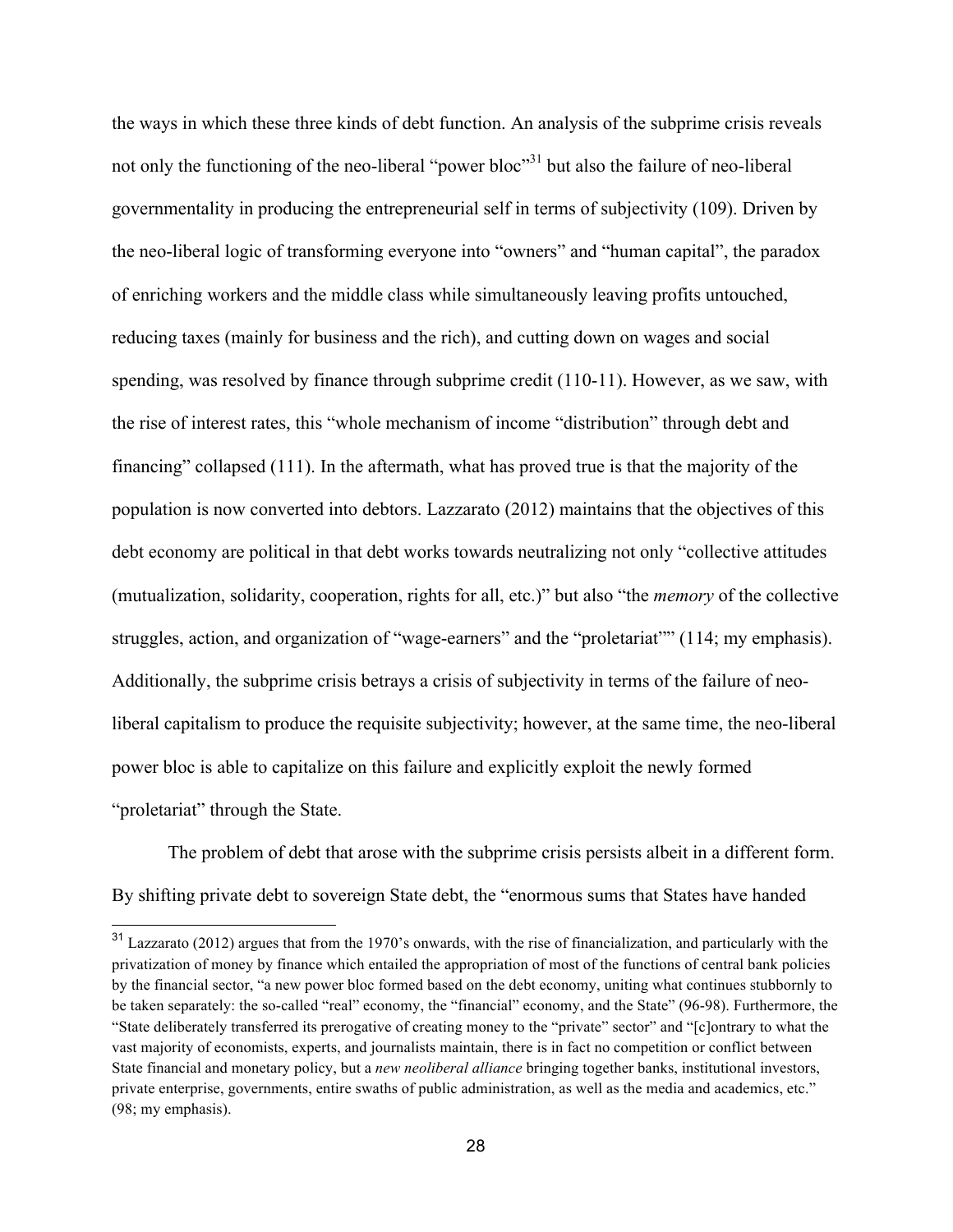the ways in which these three kinds of debt function. An analysis of the subprime crisis reveals not only the functioning of the neo-liberal "power bloc"[31] but also the failure of neo-liberal governmentality in producing the entrepreneurial self in terms of subjectivity (109). Driven by the neo-liberal logic of transforming everyone into "owners" and "human capital", the paradox of enriching workers and the middle class while simultaneously leaving profits untouched, reducing taxes (mainly for business and the rich), and cutting down on wages and social spending, was resolved by finance through subprime credit (110-11). However, as we saw, with the rise of interest rates, this "whole mechanism of income "distribution" through debt and financing" collapsed (111). In the aftermath, what has proved true is that the majority of the population is now converted into debtors. Lazzarato (2012) maintains that the objectives of this debt economy are political in that debt works towards neutralizing not only "collective attitudes (mutualization, solidarity, cooperation, rights for all, etc.)" but also "the *memory* of the collective struggles, action, and organization of "wage-earners" and the "proletariat"" (114; my emphasis). Additionally, the subprime crisis betrays a crisis of subjectivity in terms of the failure of neo-liberal capitalism to produce the requisite subjectivity; however, at the same time, the neo-liberal power bloc is able to capitalize on this failure and explicitly exploit the newly formed "proletariat" through the State.

The problem of debt that arose with the subprime crisis persists albeit in a different form. By shifting private debt to sovereign State debt, the "enormous sums that States have handed

---

[31] Lazzarato (2012) argues that from the 1970's onwards, with the rise of financialization, and particularly with the privatization of money by finance which entailed the appropriation of most of the functions of central bank policies by the financial sector, "a new power bloc formed based on the debt economy, uniting what continues stubbornly to be taken separately: the so-called "real" economy, the "financial" economy, and the State" (96-98). Furthermore, the "State deliberately transferred its prerogative of creating money to the "private" sector" and "[c]ontrary to what the vast majority of economists, experts, and journalists maintain, there is in fact no competition or conflict between State financial and monetary policy, but a *new neoliberal alliance* bringing together banks, institutional investors, private enterprise, governments, entire swaths of public administration, as well as the media and academics, etc." (98; my emphasis).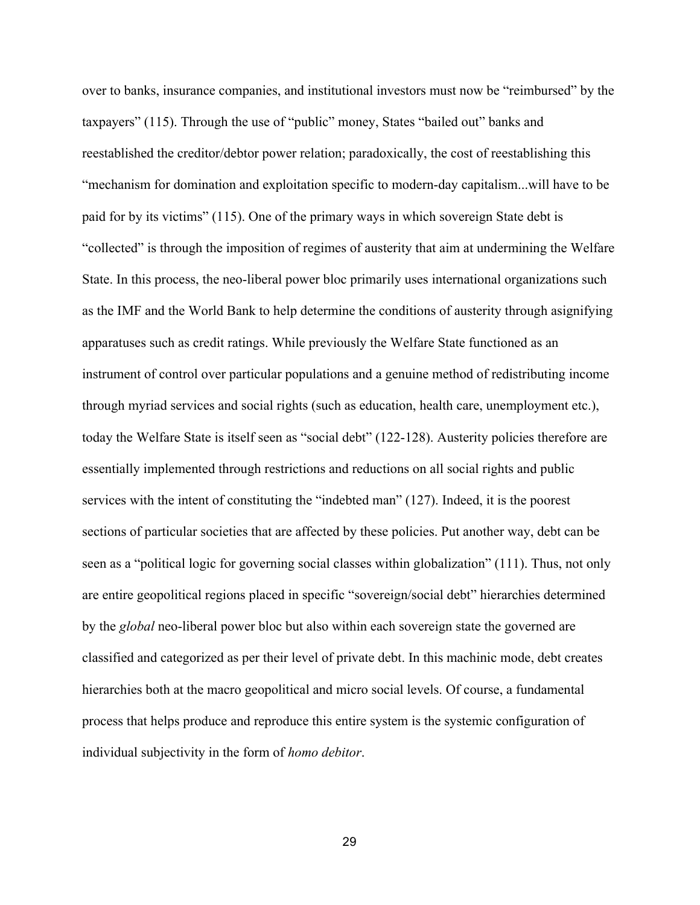over to banks, insurance companies, and institutional investors must now be "reimbursed" by the taxpayers" (115). Through the use of "public" money, States "bailed out" banks and reestablished the creditor/debtor power relation; paradoxically, the cost of reestablishing this "mechanism for domination and exploitation specific to modern-day capitalism...will have to be paid for by its victims" (115). One of the primary ways in which sovereign State debt is "collected" is through the imposition of regimes of austerity that aim at undermining the Welfare State. In this process, the neo-liberal power bloc primarily uses international organizations such as the IMF and the World Bank to help determine the conditions of austerity through asignifying apparatuses such as credit ratings. While previously the Welfare State functioned as an instrument of control over particular populations and a genuine method of redistributing income through myriad services and social rights (such as education, health care, unemployment etc.), today the Welfare State is itself seen as "social debt" (122-128). Austerity policies therefore are essentially implemented through restrictions and reductions on all social rights and public services with the intent of constituting the "indebted man" (127). Indeed, it is the poorest sections of particular societies that are affected by these policies. Put another way, debt can be seen as a "political logic for governing social classes within globalization" (111). Thus, not only are entire geopolitical regions placed in specific "sovereign/social debt" hierarchies determined by the *global* neo-liberal power bloc but also within each sovereign state the governed are classified and categorized as per their level of private debt. In this machinic mode, debt creates hierarchies both at the macro geopolitical and micro social levels. Of course, a fundamental process that helps produce and reproduce this entire system is the systemic configuration of individual subjectivity in the form of *homo debitor*.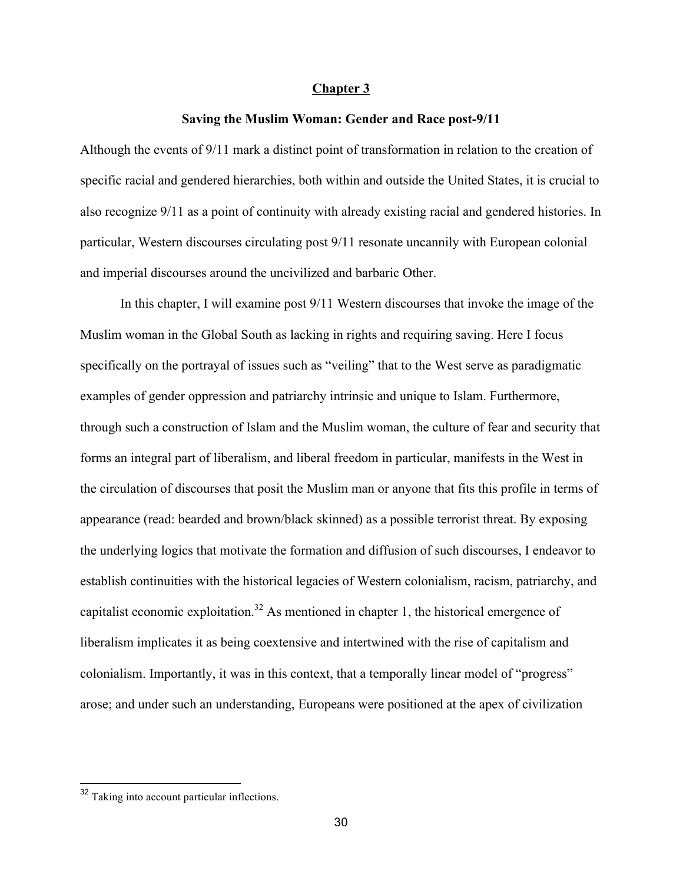## Chapter 3

### Saving the Muslim Woman: Gender and Race post-9/11

Although the events of 9/11 mark a distinct point of transformation in relation to the creation of specific racial and gendered hierarchies, both within and outside the United States, it is crucial to also recognize 9/11 as a point of continuity with already existing racial and gendered histories. In particular, Western discourses circulating post 9/11 resonate uncannily with European colonial and imperial discourses around the uncivilized and barbaric Other.

In this chapter, I will examine post 9/11 Western discourses that invoke the image of the Muslim woman in the Global South as lacking in rights and requiring saving. Here I focus specifically on the portrayal of issues such as "veiling" that to the West serve as paradigmatic examples of gender oppression and patriarchy intrinsic and unique to Islam. Furthermore, through such a construction of Islam and the Muslim woman, the culture of fear and security that forms an integral part of liberalism, and liberal freedom in particular, manifests in the West in the circulation of discourses that posit the Muslim man or anyone that fits this profile in terms of appearance (read: bearded and brown/black skinned) as a possible terrorist threat. By exposing the underlying logics that motivate the formation and diffusion of such discourses, I endeavor to establish continuities with the historical legacies of Western colonialism, racism, patriarchy, and capitalist economic exploitation.[32] As mentioned in chapter 1, the historical emergence of liberalism implicates it as being coextensive and intertwined with the rise of capitalism and colonialism. Importantly, it was in this context, that a temporally linear model of "progress" arose; and under such an understanding, Europeans were positioned at the apex of civilization

[32] Taking into account particular inflections.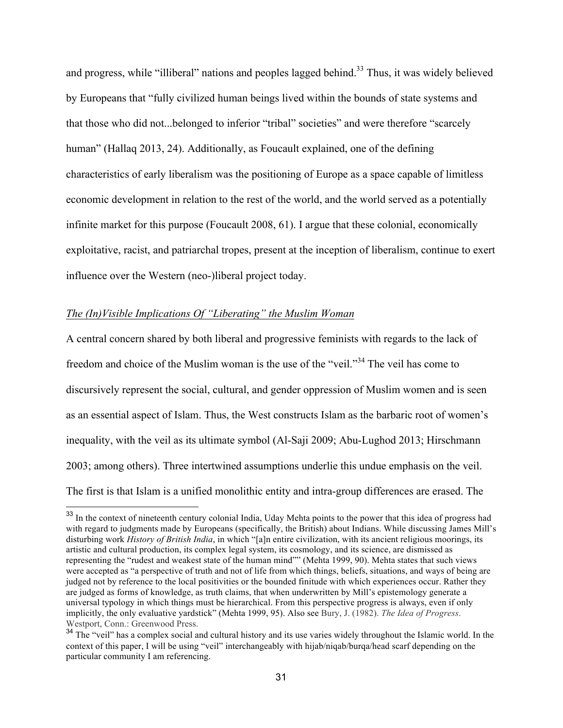and progress, while "illiberal" nations and peoples lagged behind.[33] Thus, it was widely believed by Europeans that "fully civilized human beings lived within the bounds of state systems and that those who did not...belonged to inferior "tribal" societies" and were therefore "scarcely human" (Hallaq 2013, 24). Additionally, as Foucault explained, one of the defining characteristics of early liberalism was the positioning of Europe as a space capable of limitless economic development in relation to the rest of the world, and the world served as a potentially infinite market for this purpose (Foucault 2008, 61). I argue that these colonial, economically exploitative, racist, and patriarchal tropes, present at the inception of liberalism, continue to exert influence over the Western (neo-)liberal project today.

*The (In)Visible Implications Of "Liberating" the Muslim Woman*

A central concern shared by both liberal and progressive feminists with regards to the lack of freedom and choice of the Muslim woman is the use of the "veil."[34] The veil has come to discursively represent the social, cultural, and gender oppression of Muslim women and is seen as an essential aspect of Islam. Thus, the West constructs Islam as the barbaric root of women's inequality, with the veil as its ultimate symbol (Al-Saji 2009; Abu-Lughod 2013; Hirschmann 2003; among others). Three intertwined assumptions underlie this undue emphasis on the veil. The first is that Islam is a unified monolithic entity and intra-group differences are erased. The

---

[33] In the context of nineteenth century colonial India, Uday Mehta points to the power that this idea of progress had with regard to judgments made by Europeans (specifically, the British) about Indians. While discussing James Mill's disturbing work *History of British India*, in which "[a]n entire civilization, with its ancient religious moorings, its artistic and cultural production, its complex legal system, its cosmology, and its science, are dismissed as representing the "rudest and weakest state of the human mind"" (Mehta 1999, 90). Mehta states that such views were accepted as "a perspective of truth and not of life from which things, beliefs, situations, and ways of being are judged not by reference to the local positivities or the bounded finitude with which experiences occur. Rather they are judged as forms of knowledge, as truth claims, that when underwritten by Mill's epistemology generate a universal typology in which things must be hierarchical. From this perspective progress is always, even if only implicitly, the only evaluative yardstick" (Mehta 1999, 95). Also see Bury, J. (1982). *The Idea of Progress*. Westport, Conn.: Greenwood Press.

[34] The "veil" has a complex social and cultural history and its use varies widely throughout the Islamic world. In the context of this paper, I will be using "veil" interchangeably with hijab/niqab/burqa/head scarf depending on the particular community I am referencing.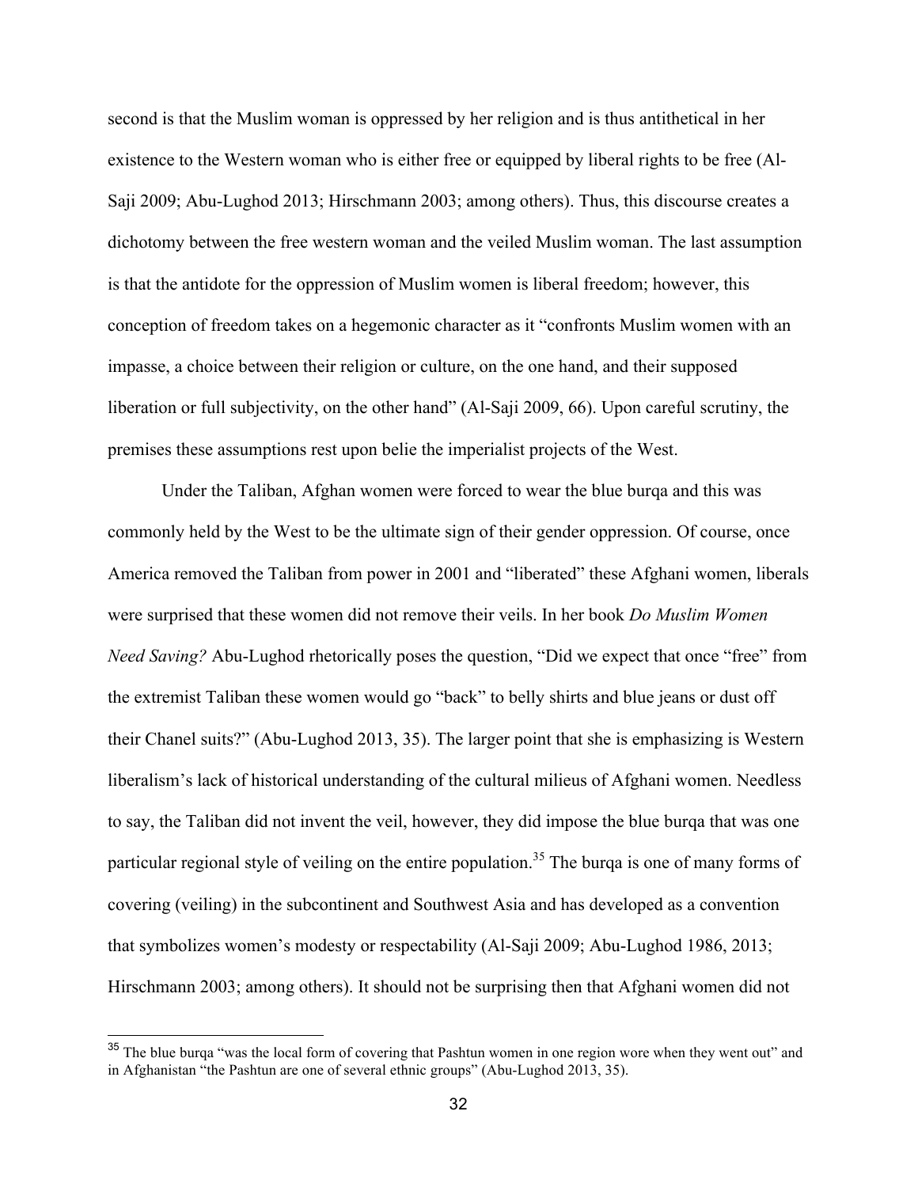second is that the Muslim woman is oppressed by her religion and is thus antithetical in her existence to the Western woman who is either free or equipped by liberal rights to be free (Al-Saji 2009; Abu-Lughod 2013; Hirschmann 2003; among others). Thus, this discourse creates a dichotomy between the free western woman and the veiled Muslim woman. The last assumption is that the antidote for the oppression of Muslim women is liberal freedom; however, this conception of freedom takes on a hegemonic character as it "confronts Muslim women with an impasse, a choice between their religion or culture, on the one hand, and their supposed liberation or full subjectivity, on the other hand" (Al-Saji 2009, 66). Upon careful scrutiny, the premises these assumptions rest upon belie the imperialist projects of the West.

Under the Taliban, Afghan women were forced to wear the blue burqa and this was commonly held by the West to be the ultimate sign of their gender oppression. Of course, once America removed the Taliban from power in 2001 and "liberated" these Afghani women, liberals were surprised that these women did not remove their veils. In her book *Do Muslim Women Need Saving?* Abu-Lughod rhetorically poses the question, "Did we expect that once "free" from the extremist Taliban these women would go "back" to belly shirts and blue jeans or dust off their Chanel suits?" (Abu-Lughod 2013, 35). The larger point that she is emphasizing is Western liberalism's lack of historical understanding of the cultural milieus of Afghani women. Needless to say, the Taliban did not invent the veil, however, they did impose the blue burqa that was one particular regional style of veiling on the entire population.[35] The burqa is one of many forms of covering (veiling) in the subcontinent and Southwest Asia and has developed as a convention that symbolizes women's modesty or respectability (Al-Saji 2009; Abu-Lughod 1986, 2013; Hirschmann 2003; among others). It should not be surprising then that Afghani women did not

[35] The blue burqa "was the local form of covering that Pashtun women in one region wore when they went out" and in Afghanistan "the Pashtun are one of several ethnic groups" (Abu-Lughod 2013, 35).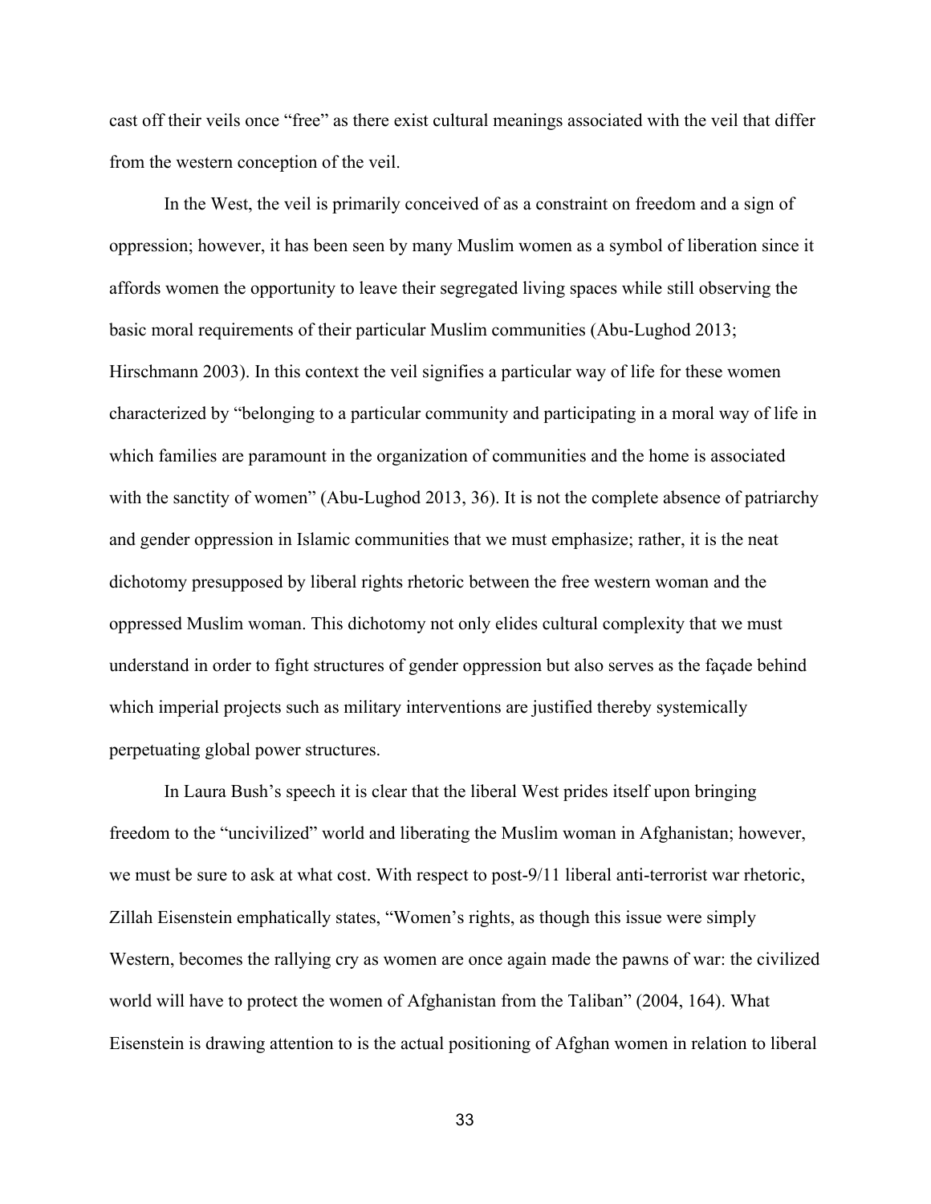cast off their veils once "free" as there exist cultural meanings associated with the veil that differ from the western conception of the veil.

In the West, the veil is primarily conceived of as a constraint on freedom and a sign of oppression; however, it has been seen by many Muslim women as a symbol of liberation since it affords women the opportunity to leave their segregated living spaces while still observing the basic moral requirements of their particular Muslim communities (Abu-Lughod 2013; Hirschmann 2003). In this context the veil signifies a particular way of life for these women characterized by "belonging to a particular community and participating in a moral way of life in which families are paramount in the organization of communities and the home is associated with the sanctity of women" (Abu-Lughod 2013, 36). It is not the complete absence of patriarchy and gender oppression in Islamic communities that we must emphasize; rather, it is the neat dichotomy presupposed by liberal rights rhetoric between the free western woman and the oppressed Muslim woman. This dichotomy not only elides cultural complexity that we must understand in order to fight structures of gender oppression but also serves as the façade behind which imperial projects such as military interventions are justified thereby systemically perpetuating global power structures.

In Laura Bush's speech it is clear that the liberal West prides itself upon bringing freedom to the "uncivilized" world and liberating the Muslim woman in Afghanistan; however, we must be sure to ask at what cost. With respect to post-9/11 liberal anti-terrorist war rhetoric, Zillah Eisenstein emphatically states, "Women's rights, as though this issue were simply Western, becomes the rallying cry as women are once again made the pawns of war: the civilized world will have to protect the women of Afghanistan from the Taliban" (2004, 164). What Eisenstein is drawing attention to is the actual positioning of Afghan women in relation to liberal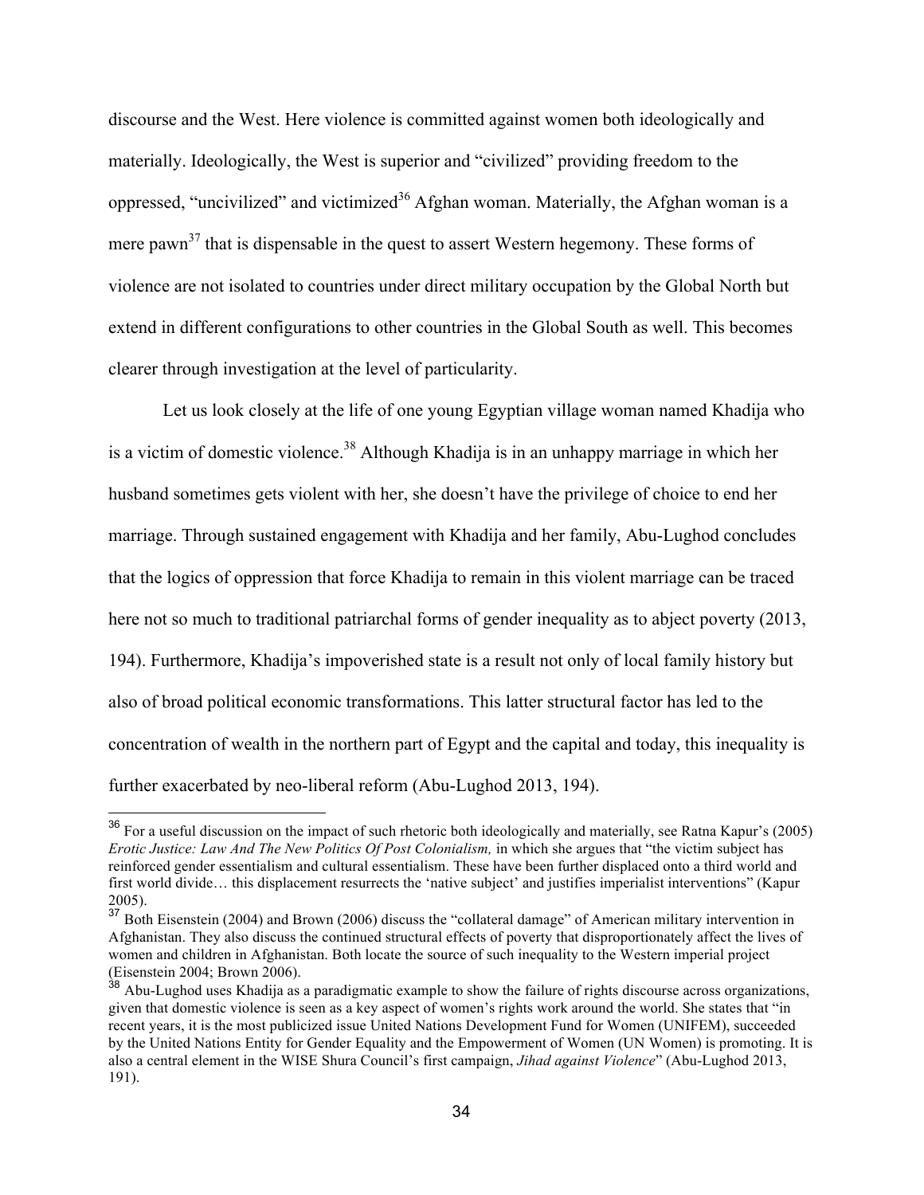discourse and the West. Here violence is committed against women both ideologically and materially. Ideologically, the West is superior and "civilized" providing freedom to the oppressed, "uncivilized" and victimized[36] Afghan woman. Materially, the Afghan woman is a mere pawn[37] that is dispensable in the quest to assert Western hegemony. These forms of violence are not isolated to countries under direct military occupation by the Global North but extend in different configurations to other countries in the Global South as well. This becomes clearer through investigation at the level of particularity.

Let us look closely at the life of one young Egyptian village woman named Khadija who is a victim of domestic violence.[38] Although Khadija is in an unhappy marriage in which her husband sometimes gets violent with her, she doesn't have the privilege of choice to end her marriage. Through sustained engagement with Khadija and her family, Abu-Lughod concludes that the logics of oppression that force Khadija to remain in this violent marriage can be traced here not so much to traditional patriarchal forms of gender inequality as to abject poverty (2013, 194). Furthermore, Khadija's impoverished state is a result not only of local family history but also of broad political economic transformations. This latter structural factor has led to the concentration of wealth in the northern part of Egypt and the capital and today, this inequality is further exacerbated by neo-liberal reform (Abu-Lughod 2013, 194).

---

[36] For a useful discussion on the impact of such rhetoric both ideologically and materially, see Ratna Kapur's (2005) *Erotic Justice: Law And The New Politics Of Post Colonialism,* in which she argues that "the victim subject has reinforced gender essentialism and cultural essentialism. These have been further displaced onto a third world and first world divide… this displacement resurrects the 'native subject' and justifies imperialist interventions" (Kapur 2005).

[37] Both Eisenstein (2004) and Brown (2006) discuss the "collateral damage" of American military intervention in Afghanistan. They also discuss the continued structural effects of poverty that disproportionately affect the lives of women and children in Afghanistan. Both locate the source of such inequality to the Western imperial project (Eisenstein 2004; Brown 2006).

[38] Abu-Lughod uses Khadija as a paradigmatic example to show the failure of rights discourse across organizations, given that domestic violence is seen as a key aspect of women's rights work around the world. She states that "in recent years, it is the most publicized issue United Nations Development Fund for Women (UNIFEM), succeeded by the United Nations Entity for Gender Equality and the Empowerment of Women (UN Women) is promoting. It is also a central element in the WISE Shura Council's first campaign, *Jihad against Violence*" (Abu-Lughod 2013, 191).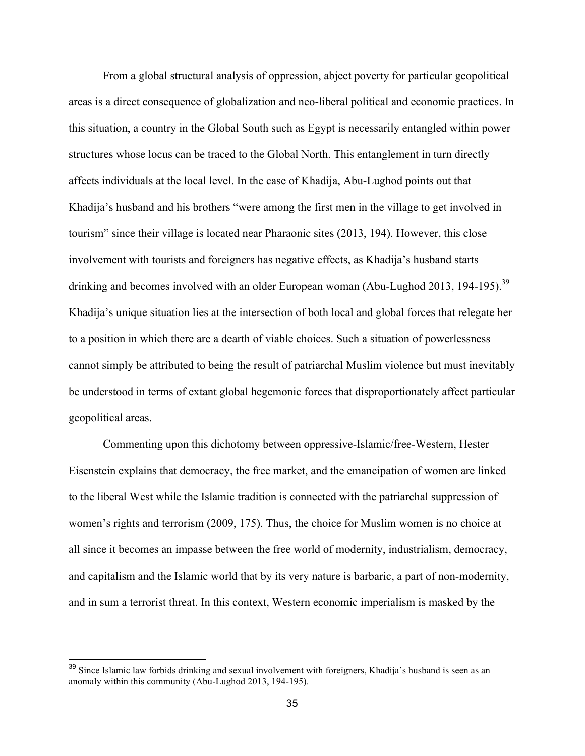From a global structural analysis of oppression, abject poverty for particular geopolitical areas is a direct consequence of globalization and neo-liberal political and economic practices. In this situation, a country in the Global South such as Egypt is necessarily entangled within power structures whose locus can be traced to the Global North. This entanglement in turn directly affects individuals at the local level. In the case of Khadija, Abu-Lughod points out that Khadija's husband and his brothers "were among the first men in the village to get involved in tourism" since their village is located near Pharaonic sites (2013, 194). However, this close involvement with tourists and foreigners has negative effects, as Khadija's husband starts drinking and becomes involved with an older European woman (Abu-Lughod 2013, 194-195).[39] Khadija's unique situation lies at the intersection of both local and global forces that relegate her to a position in which there are a dearth of viable choices. Such a situation of powerlessness cannot simply be attributed to being the result of patriarchal Muslim violence but must inevitably be understood in terms of extant global hegemonic forces that disproportionately affect particular geopolitical areas.

Commenting upon this dichotomy between oppressive-Islamic/free-Western, Hester Eisenstein explains that democracy, the free market, and the emancipation of women are linked to the liberal West while the Islamic tradition is connected with the patriarchal suppression of women's rights and terrorism (2009, 175). Thus, the choice for Muslim women is no choice at all since it becomes an impasse between the free world of modernity, industrialism, democracy, and capitalism and the Islamic world that by its very nature is barbaric, a part of non-modernity, and in sum a terrorist threat. In this context, Western economic imperialism is masked by the

[39] Since Islamic law forbids drinking and sexual involvement with foreigners, Khadija's husband is seen as an anomaly within this community (Abu-Lughod 2013, 194-195).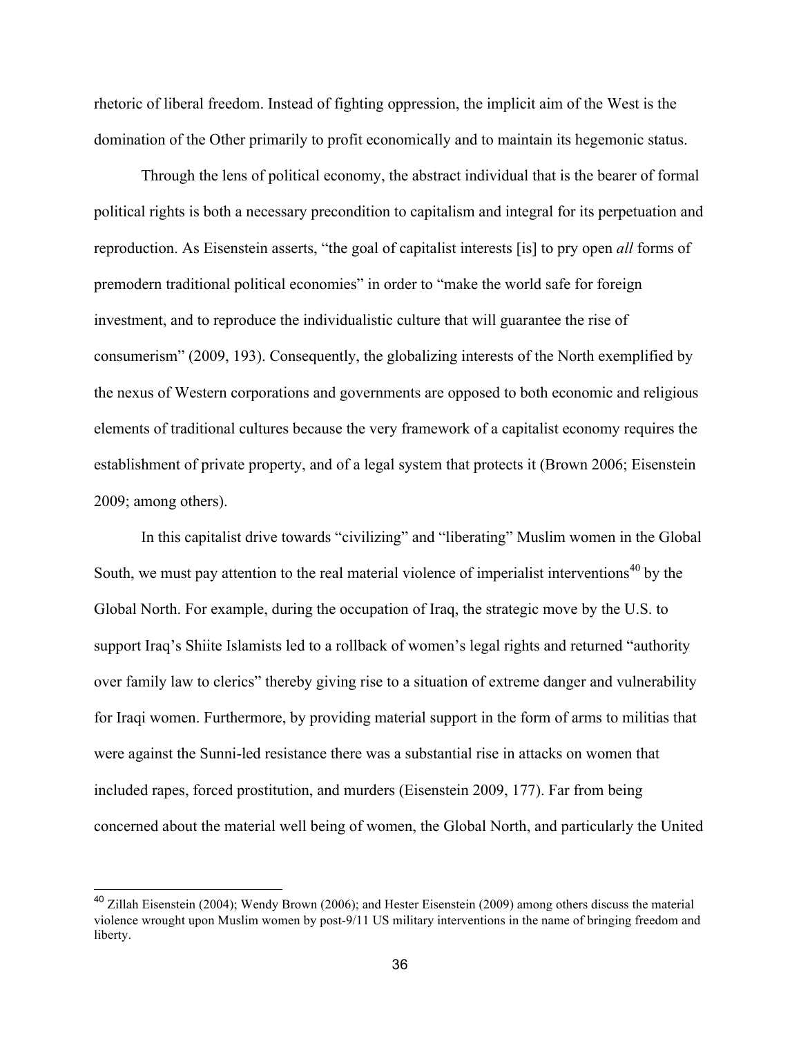rhetoric of liberal freedom. Instead of fighting oppression, the implicit aim of the West is the domination of the Other primarily to profit economically and to maintain its hegemonic status.

Through the lens of political economy, the abstract individual that is the bearer of formal political rights is both a necessary precondition to capitalism and integral for its perpetuation and reproduction. As Eisenstein asserts, "the goal of capitalist interests [is] to pry open *all* forms of premodern traditional political economies" in order to "make the world safe for foreign investment, and to reproduce the individualistic culture that will guarantee the rise of consumerism" (2009, 193). Consequently, the globalizing interests of the North exemplified by the nexus of Western corporations and governments are opposed to both economic and religious elements of traditional cultures because the very framework of a capitalist economy requires the establishment of private property, and of a legal system that protects it (Brown 2006; Eisenstein 2009; among others).

In this capitalist drive towards "civilizing" and "liberating" Muslim women in the Global South, we must pay attention to the real material violence of imperialist interventions[40] by the Global North. For example, during the occupation of Iraq, the strategic move by the U.S. to support Iraq's Shiite Islamists led to a rollback of women's legal rights and returned "authority over family law to clerics" thereby giving rise to a situation of extreme danger and vulnerability for Iraqi women. Furthermore, by providing material support in the form of arms to militias that were against the Sunni-led resistance there was a substantial rise in attacks on women that included rapes, forced prostitution, and murders (Eisenstein 2009, 177). Far from being concerned about the material well being of women, the Global North, and particularly the United

[40] Zillah Eisenstein (2004); Wendy Brown (2006); and Hester Eisenstein (2009) among others discuss the material violence wrought upon Muslim women by post-9/11 US military interventions in the name of bringing freedom and liberty.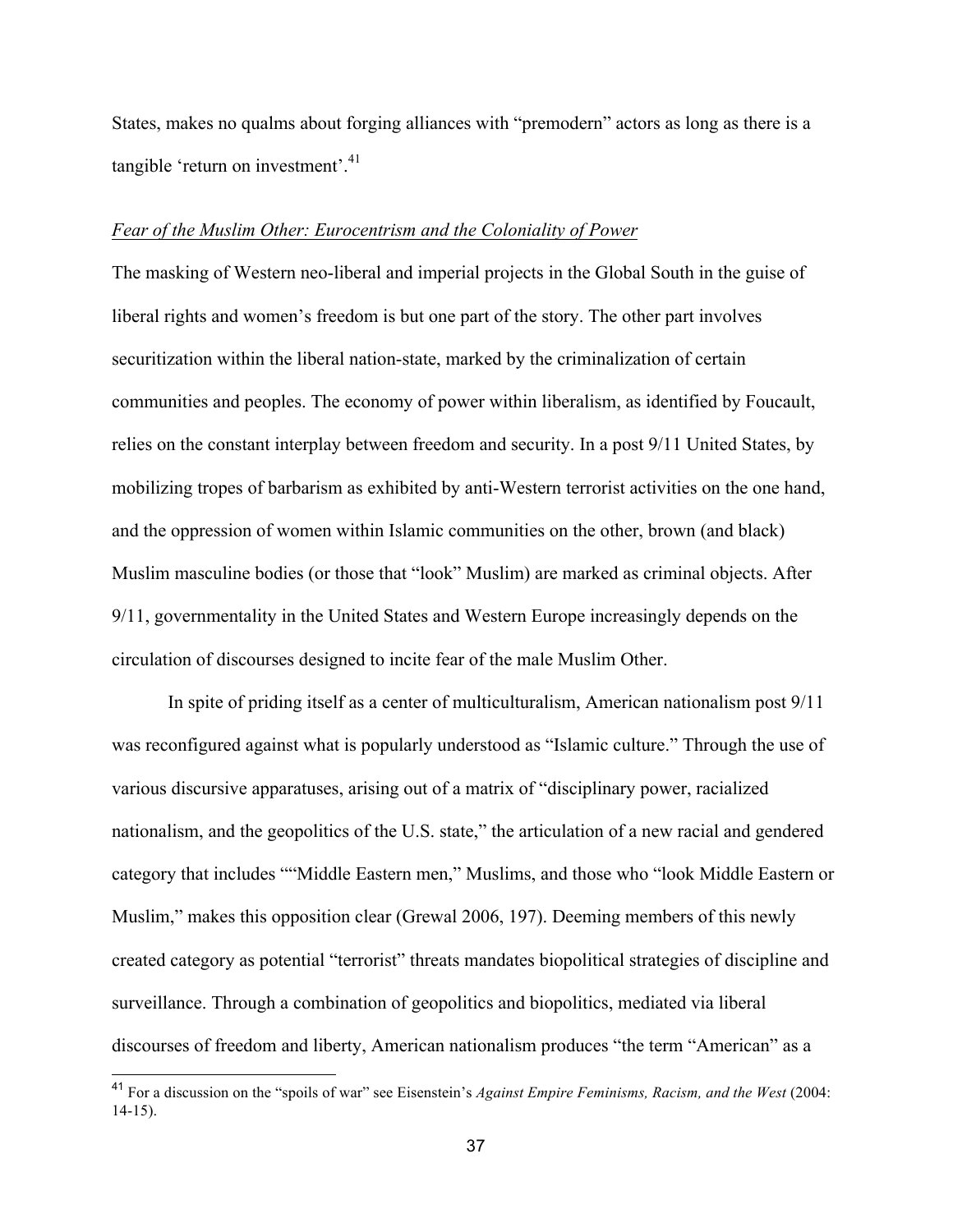States, makes no qualms about forging alliances with "premodern" actors as long as there is a tangible 'return on investment'.[41]

*Fear of the Muslim Other: Eurocentrism and the Coloniality of Power*

The masking of Western neo-liberal and imperial projects in the Global South in the guise of liberal rights and women's freedom is but one part of the story. The other part involves securitization within the liberal nation-state, marked by the criminalization of certain communities and peoples. The economy of power within liberalism, as identified by Foucault, relies on the constant interplay between freedom and security. In a post 9/11 United States, by mobilizing tropes of barbarism as exhibited by anti-Western terrorist activities on the one hand, and the oppression of women within Islamic communities on the other, brown (and black) Muslim masculine bodies (or those that "look" Muslim) are marked as criminal objects. After 9/11, governmentality in the United States and Western Europe increasingly depends on the circulation of discourses designed to incite fear of the male Muslim Other.

In spite of priding itself as a center of multiculturalism, American nationalism post 9/11 was reconfigured against what is popularly understood as "Islamic culture." Through the use of various discursive apparatuses, arising out of a matrix of "disciplinary power, racialized nationalism, and the geopolitics of the U.S. state," the articulation of a new racial and gendered category that includes ""Middle Eastern men," Muslims, and those who "look Middle Eastern or Muslim," makes this opposition clear (Grewal 2006, 197). Deeming members of this newly created category as potential "terrorist" threats mandates biopolitical strategies of discipline and surveillance. Through a combination of geopolitics and biopolitics, mediated via liberal discourses of freedom and liberty, American nationalism produces "the term "American" as a

---

[41] For a discussion on the "spoils of war" see Eisenstein's *Against Empire Feminisms, Racism, and the West* (2004: 14-15).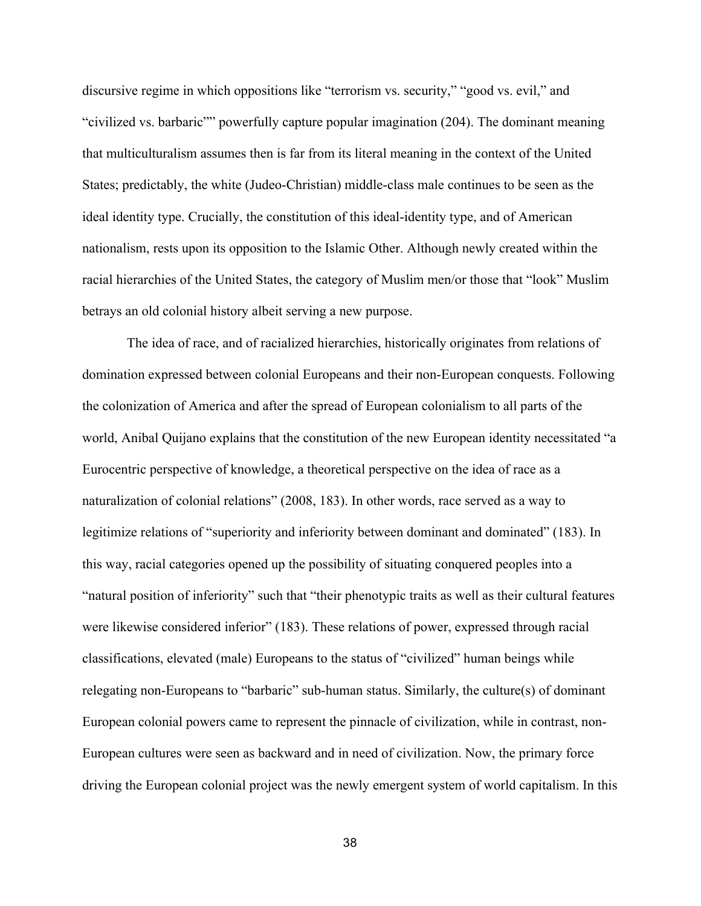discursive regime in which oppositions like "terrorism vs. security," "good vs. evil," and "civilized vs. barbaric"" powerfully capture popular imagination (204). The dominant meaning that multiculturalism assumes then is far from its literal meaning in the context of the United States; predictably, the white (Judeo-Christian) middle-class male continues to be seen as the ideal identity type. Crucially, the constitution of this ideal-identity type, and of American nationalism, rests upon its opposition to the Islamic Other. Although newly created within the racial hierarchies of the United States, the category of Muslim men/or those that "look" Muslim betrays an old colonial history albeit serving a new purpose.

The idea of race, and of racialized hierarchies, historically originates from relations of domination expressed between colonial Europeans and their non-European conquests. Following the colonization of America and after the spread of European colonialism to all parts of the world, Anibal Quijano explains that the constitution of the new European identity necessitated "a Eurocentric perspective of knowledge, a theoretical perspective on the idea of race as a naturalization of colonial relations" (2008, 183). In other words, race served as a way to legitimize relations of "superiority and inferiority between dominant and dominated" (183). In this way, racial categories opened up the possibility of situating conquered peoples into a "natural position of inferiority" such that "their phenotypic traits as well as their cultural features were likewise considered inferior" (183). These relations of power, expressed through racial classifications, elevated (male) Europeans to the status of "civilized" human beings while relegating non-Europeans to "barbaric" sub-human status. Similarly, the culture(s) of dominant European colonial powers came to represent the pinnacle of civilization, while in contrast, non-European cultures were seen as backward and in need of civilization. Now, the primary force driving the European colonial project was the newly emergent system of world capitalism. In this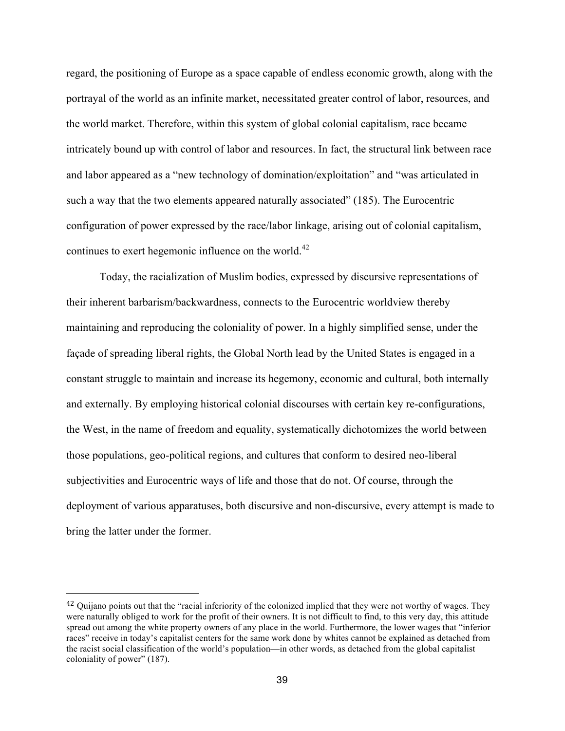regard, the positioning of Europe as a space capable of endless economic growth, along with the portrayal of the world as an infinite market, necessitated greater control of labor, resources, and the world market. Therefore, within this system of global colonial capitalism, race became intricately bound up with control of labor and resources. In fact, the structural link between race and labor appeared as a "new technology of domination/exploitation" and "was articulated in such a way that the two elements appeared naturally associated" (185). The Eurocentric configuration of power expressed by the race/labor linkage, arising out of colonial capitalism, continues to exert hegemonic influence on the world.[42]

Today, the racialization of Muslim bodies, expressed by discursive representations of their inherent barbarism/backwardness, connects to the Eurocentric worldview thereby maintaining and reproducing the coloniality of power. In a highly simplified sense, under the façade of spreading liberal rights, the Global North lead by the United States is engaged in a constant struggle to maintain and increase its hegemony, economic and cultural, both internally and externally. By employing historical colonial discourses with certain key re-configurations, the West, in the name of freedom and equality, systematically dichotomizes the world between those populations, geo-political regions, and cultures that conform to desired neo-liberal subjectivities and Eurocentric ways of life and those that do not. Of course, through the deployment of various apparatuses, both discursive and non-discursive, every attempt is made to bring the latter under the former.

---

[42] Quijano points out that the "racial inferiority of the colonized implied that they were not worthy of wages. They were naturally obliged to work for the profit of their owners. It is not difficult to find, to this very day, this attitude spread out among the white property owners of any place in the world. Furthermore, the lower wages that "inferior races" receive in today's capitalist centers for the same work done by whites cannot be explained as detached from the racist social classification of the world's population—in other words, as detached from the global capitalist coloniality of power" (187).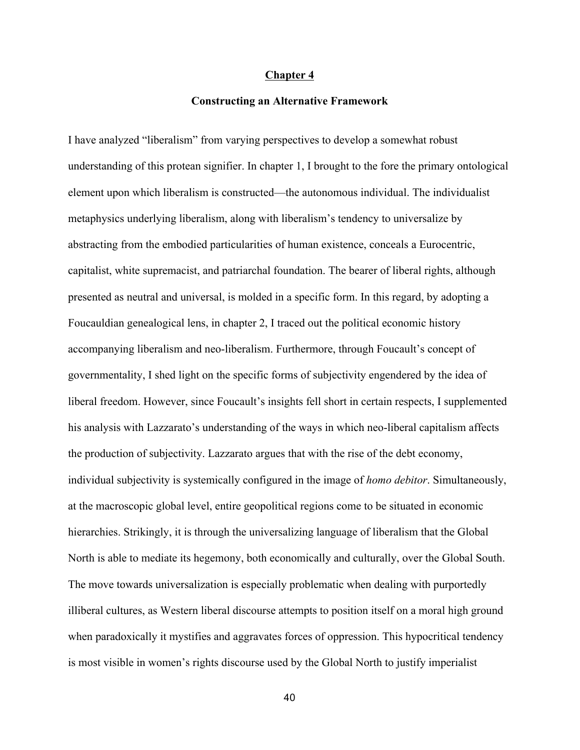# Chapter 4

## Constructing an Alternative Framework

I have analyzed "liberalism" from varying perspectives to develop a somewhat robust understanding of this protean signifier. In chapter 1, I brought to the fore the primary ontological element upon which liberalism is constructed—the autonomous individual. The individualist metaphysics underlying liberalism, along with liberalism's tendency to universalize by abstracting from the embodied particularities of human existence, conceals a Eurocentric, capitalist, white supremacist, and patriarchal foundation. The bearer of liberal rights, although presented as neutral and universal, is molded in a specific form. In this regard, by adopting a Foucauldian genealogical lens, in chapter 2, I traced out the political economic history accompanying liberalism and neo-liberalism. Furthermore, through Foucault's concept of governmentality, I shed light on the specific forms of subjectivity engendered by the idea of liberal freedom. However, since Foucault's insights fell short in certain respects, I supplemented his analysis with Lazzarato's understanding of the ways in which neo-liberal capitalism affects the production of subjectivity. Lazzarato argues that with the rise of the debt economy, individual subjectivity is systemically configured in the image of *homo debitor*. Simultaneously, at the macroscopic global level, entire geopolitical regions come to be situated in economic hierarchies. Strikingly, it is through the universalizing language of liberalism that the Global North is able to mediate its hegemony, both economically and culturally, over the Global South. The move towards universalization is especially problematic when dealing with purportedly illiberal cultures, as Western liberal discourse attempts to position itself on a moral high ground when paradoxically it mystifies and aggravates forces of oppression. This hypocritical tendency is most visible in women's rights discourse used by the Global North to justify imperialist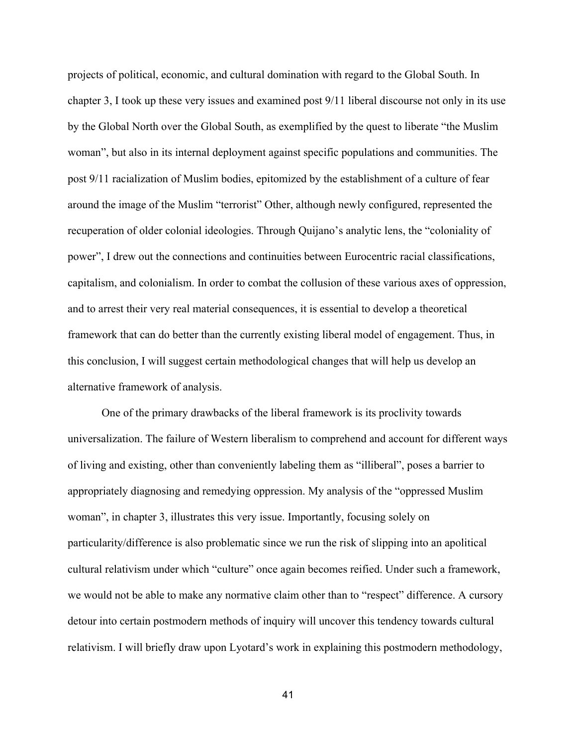projects of political, economic, and cultural domination with regard to the Global South. In chapter 3, I took up these very issues and examined post 9/11 liberal discourse not only in its use by the Global North over the Global South, as exemplified by the quest to liberate "the Muslim woman", but also in its internal deployment against specific populations and communities. The post 9/11 racialization of Muslim bodies, epitomized by the establishment of a culture of fear around the image of the Muslim "terrorist" Other, although newly configured, represented the recuperation of older colonial ideologies. Through Quijano's analytic lens, the "coloniality of power", I drew out the connections and continuities between Eurocentric racial classifications, capitalism, and colonialism. In order to combat the collusion of these various axes of oppression, and to arrest their very real material consequences, it is essential to develop a theoretical framework that can do better than the currently existing liberal model of engagement. Thus, in this conclusion, I will suggest certain methodological changes that will help us develop an alternative framework of analysis.

One of the primary drawbacks of the liberal framework is its proclivity towards universalization. The failure of Western liberalism to comprehend and account for different ways of living and existing, other than conveniently labeling them as "illiberal", poses a barrier to appropriately diagnosing and remedying oppression. My analysis of the "oppressed Muslim woman", in chapter 3, illustrates this very issue. Importantly, focusing solely on particularity/difference is also problematic since we run the risk of slipping into an apolitical cultural relativism under which "culture" once again becomes reified. Under such a framework, we would not be able to make any normative claim other than to "respect" difference. A cursory detour into certain postmodern methods of inquiry will uncover this tendency towards cultural relativism. I will briefly draw upon Lyotard's work in explaining this postmodern methodology,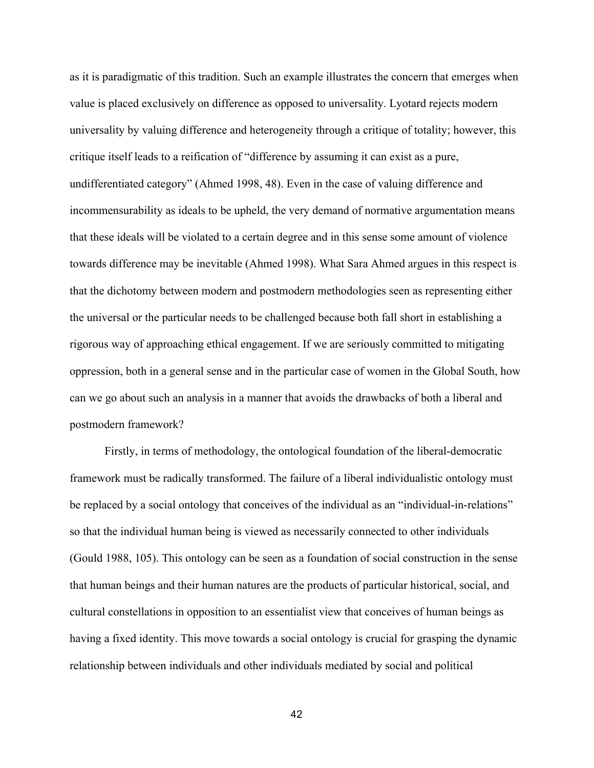as it is paradigmatic of this tradition. Such an example illustrates the concern that emerges when value is placed exclusively on difference as opposed to universality. Lyotard rejects modern universality by valuing difference and heterogeneity through a critique of totality; however, this critique itself leads to a reification of "difference by assuming it can exist as a pure, undifferentiated category" (Ahmed 1998, 48). Even in the case of valuing difference and incommensurability as ideals to be upheld, the very demand of normative argumentation means that these ideals will be violated to a certain degree and in this sense some amount of violence towards difference may be inevitable (Ahmed 1998). What Sara Ahmed argues in this respect is that the dichotomy between modern and postmodern methodologies seen as representing either the universal or the particular needs to be challenged because both fall short in establishing a rigorous way of approaching ethical engagement. If we are seriously committed to mitigating oppression, both in a general sense and in the particular case of women in the Global South, how can we go about such an analysis in a manner that avoids the drawbacks of both a liberal and postmodern framework?

Firstly, in terms of methodology, the ontological foundation of the liberal-democratic framework must be radically transformed. The failure of a liberal individualistic ontology must be replaced by a social ontology that conceives of the individual as an "individual-in-relations" so that the individual human being is viewed as necessarily connected to other individuals (Gould 1988, 105). This ontology can be seen as a foundation of social construction in the sense that human beings and their human natures are the products of particular historical, social, and cultural constellations in opposition to an essentialist view that conceives of human beings as having a fixed identity. This move towards a social ontology is crucial for grasping the dynamic relationship between individuals and other individuals mediated by social and political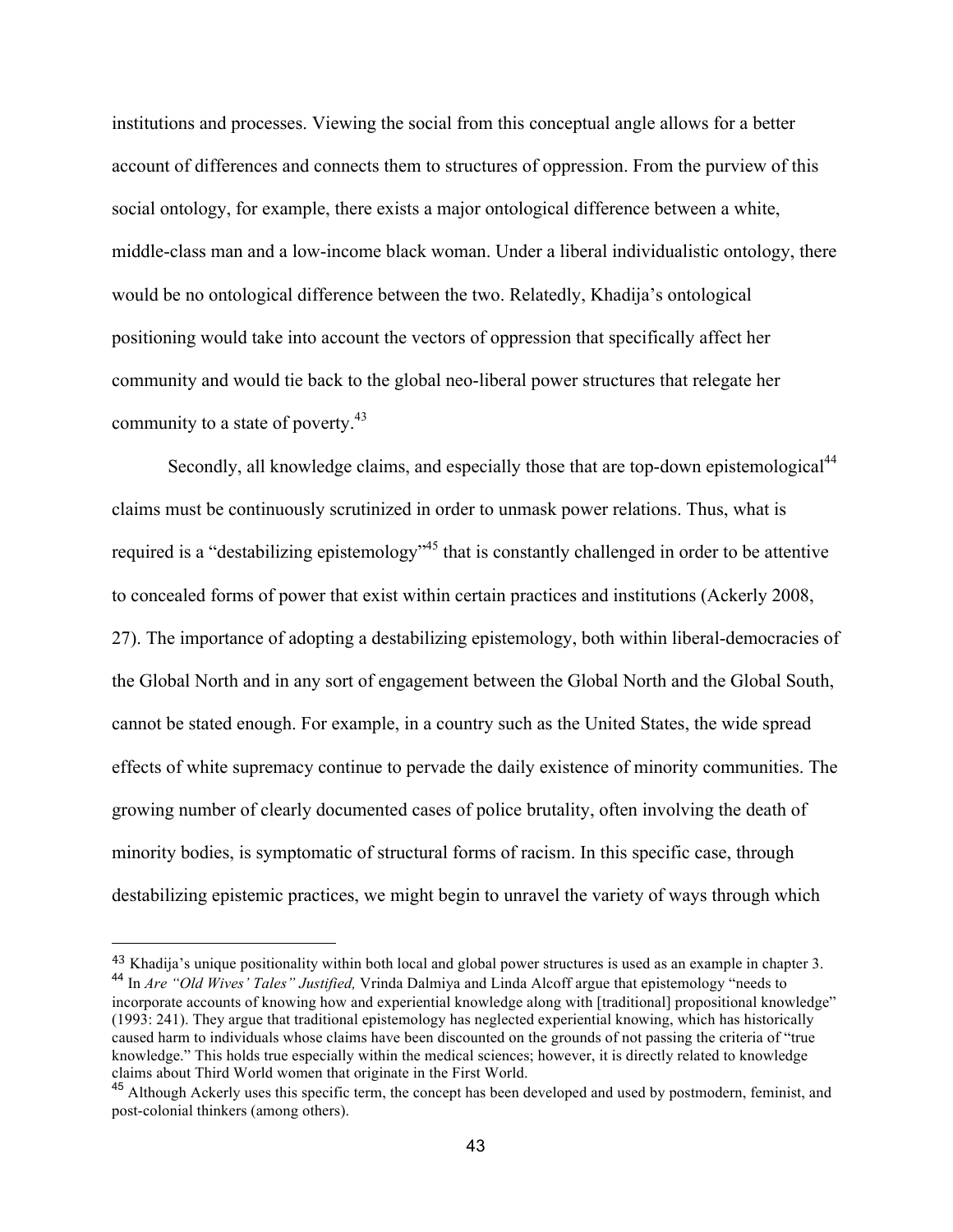institutions and processes. Viewing the social from this conceptual angle allows for a better account of differences and connects them to structures of oppression. From the purview of this social ontology, for example, there exists a major ontological difference between a white, middle-class man and a low-income black woman. Under a liberal individualistic ontology, there would be no ontological difference between the two. Relatedly, Khadija's ontological positioning would take into account the vectors of oppression that specifically affect her community and would tie back to the global neo-liberal power structures that relegate her community to a state of poverty.[43]

Secondly, all knowledge claims, and especially those that are top-down epistemological[44] claims must be continuously scrutinized in order to unmask power relations. Thus, what is required is a "destabilizing epistemology"[45] that is constantly challenged in order to be attentive to concealed forms of power that exist within certain practices and institutions (Ackerly 2008, 27). The importance of adopting a destabilizing epistemology, both within liberal-democracies of the Global North and in any sort of engagement between the Global North and the Global South, cannot be stated enough. For example, in a country such as the United States, the wide spread effects of white supremacy continue to pervade the daily existence of minority communities. The growing number of clearly documented cases of police brutality, often involving the death of minority bodies, is symptomatic of structural forms of racism. In this specific case, through destabilizing epistemic practices, we might begin to unravel the variety of ways through which

---

[43] Khadija's unique positionality within both local and global power structures is used as an example in chapter 3.

[44] In *Are "Old Wives' Tales" Justified,* Vrinda Dalmiya and Linda Alcoff argue that epistemology "needs to incorporate accounts of knowing how and experiential knowledge along with [traditional] propositional knowledge" (1993: 241). They argue that traditional epistemology has neglected experiential knowing, which has historically caused harm to individuals whose claims have been discounted on the grounds of not passing the criteria of "true knowledge." This holds true especially within the medical sciences; however, it is directly related to knowledge claims about Third World women that originate in the First World.

[45] Although Ackerly uses this specific term, the concept has been developed and used by postmodern, feminist, and post-colonial thinkers (among others).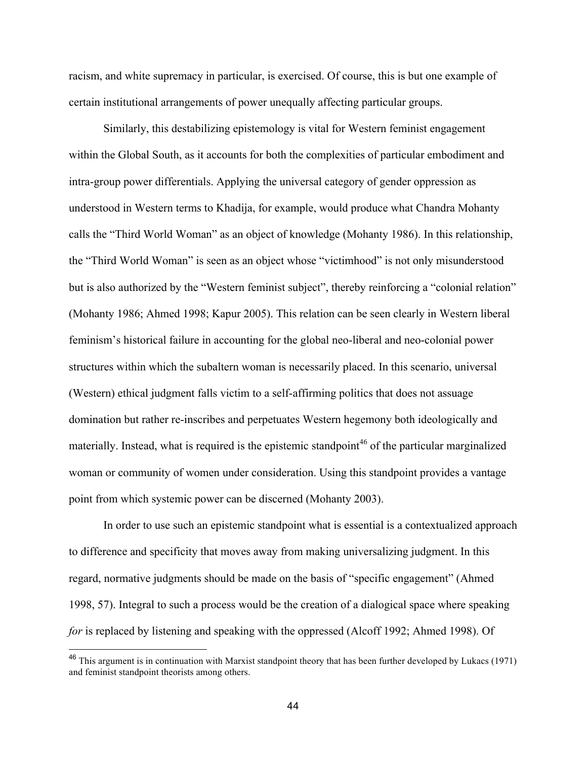racism, and white supremacy in particular, is exercised. Of course, this is but one example of certain institutional arrangements of power unequally affecting particular groups.

Similarly, this destabilizing epistemology is vital for Western feminist engagement within the Global South, as it accounts for both the complexities of particular embodiment and intra-group power differentials. Applying the universal category of gender oppression as understood in Western terms to Khadija, for example, would produce what Chandra Mohanty calls the "Third World Woman" as an object of knowledge (Mohanty 1986). In this relationship, the "Third World Woman" is seen as an object whose "victimhood" is not only misunderstood but is also authorized by the "Western feminist subject", thereby reinforcing a "colonial relation" (Mohanty 1986; Ahmed 1998; Kapur 2005). This relation can be seen clearly in Western liberal feminism's historical failure in accounting for the global neo-liberal and neo-colonial power structures within which the subaltern woman is necessarily placed. In this scenario, universal (Western) ethical judgment falls victim to a self-affirming politics that does not assuage domination but rather re-inscribes and perpetuates Western hegemony both ideologically and materially. Instead, what is required is the epistemic standpoint[46] of the particular marginalized woman or community of women under consideration. Using this standpoint provides a vantage point from which systemic power can be discerned (Mohanty 2003).

In order to use such an epistemic standpoint what is essential is a contextualized approach to difference and specificity that moves away from making universalizing judgment. In this regard, normative judgments should be made on the basis of "specific engagement" (Ahmed 1998, 57). Integral to such a process would be the creation of a dialogical space where speaking *for* is replaced by listening and speaking with the oppressed (Alcoff 1992; Ahmed 1998). Of

---

[46] This argument is in continuation with Marxist standpoint theory that has been further developed by Lukacs (1971) and feminist standpoint theorists among others.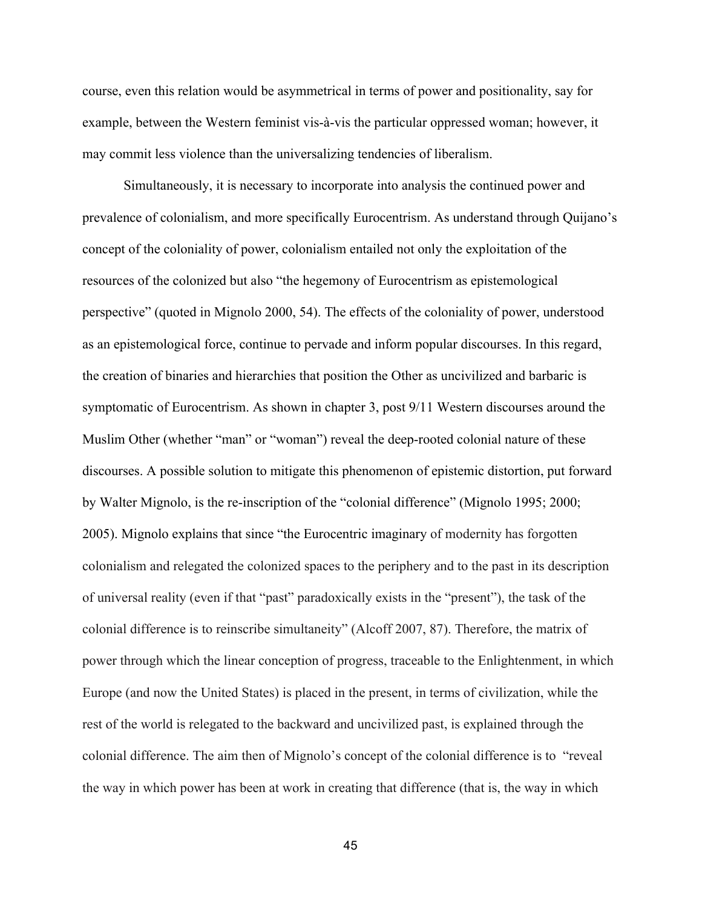course, even this relation would be asymmetrical in terms of power and positionality, say for example, between the Western feminist vis-à-vis the particular oppressed woman; however, it may commit less violence than the universalizing tendencies of liberalism.

Simultaneously, it is necessary to incorporate into analysis the continued power and prevalence of colonialism, and more specifically Eurocentrism. As understand through Quijano's concept of the coloniality of power, colonialism entailed not only the exploitation of the resources of the colonized but also "the hegemony of Eurocentrism as epistemological perspective" (quoted in Mignolo 2000, 54). The effects of the coloniality of power, understood as an epistemological force, continue to pervade and inform popular discourses. In this regard, the creation of binaries and hierarchies that position the Other as uncivilized and barbaric is symptomatic of Eurocentrism. As shown in chapter 3, post 9/11 Western discourses around the Muslim Other (whether "man" or "woman") reveal the deep-rooted colonial nature of these discourses. A possible solution to mitigate this phenomenon of epistemic distortion, put forward by Walter Mignolo, is the re-inscription of the "colonial difference" (Mignolo 1995; 2000; 2005). Mignolo explains that since "the Eurocentric imaginary of modernity has forgotten colonialism and relegated the colonized spaces to the periphery and to the past in its description of universal reality (even if that "past" paradoxically exists in the "present"), the task of the colonial difference is to reinscribe simultaneity" (Alcoff 2007, 87). Therefore, the matrix of power through which the linear conception of progress, traceable to the Enlightenment, in which Europe (and now the United States) is placed in the present, in terms of civilization, while the rest of the world is relegated to the backward and uncivilized past, is explained through the colonial difference. The aim then of Mignolo's concept of the colonial difference is to "reveal the way in which power has been at work in creating that difference (that is, the way in which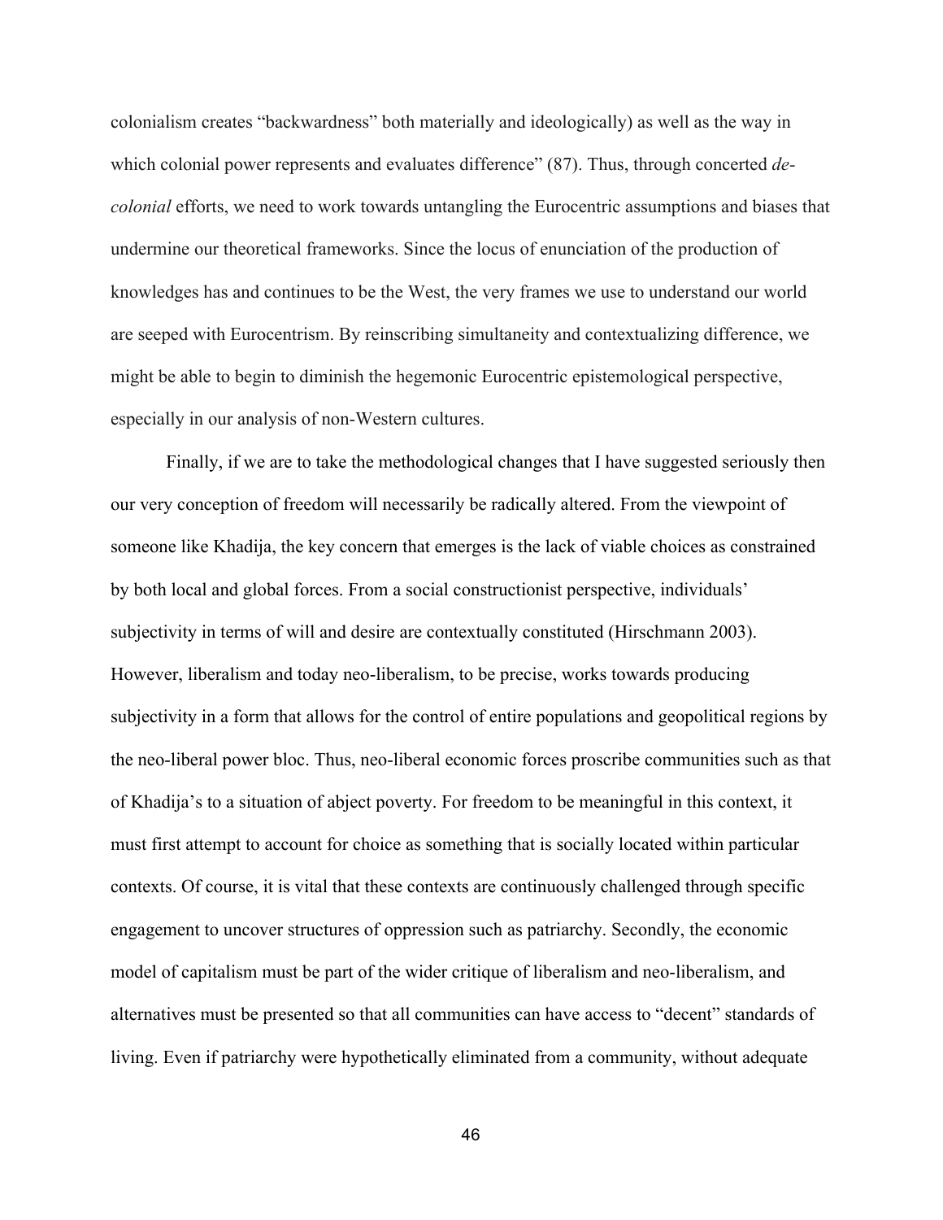colonialism creates "backwardness" both materially and ideologically) as well as the way in which colonial power represents and evaluates difference" (87). Thus, through concerted *de-colonial* efforts, we need to work towards untangling the Eurocentric assumptions and biases that undermine our theoretical frameworks. Since the locus of enunciation of the production of knowledges has and continues to be the West, the very frames we use to understand our world are seeped with Eurocentrism. By reinscribing simultaneity and contextualizing difference, we might be able to begin to diminish the hegemonic Eurocentric epistemological perspective, especially in our analysis of non-Western cultures.

Finally, if we are to take the methodological changes that I have suggested seriously then our very conception of freedom will necessarily be radically altered. From the viewpoint of someone like Khadija, the key concern that emerges is the lack of viable choices as constrained by both local and global forces. From a social constructionist perspective, individuals' subjectivity in terms of will and desire are contextually constituted (Hirschmann 2003). However, liberalism and today neo-liberalism, to be precise, works towards producing subjectivity in a form that allows for the control of entire populations and geopolitical regions by the neo-liberal power bloc. Thus, neo-liberal economic forces proscribe communities such as that of Khadija's to a situation of abject poverty. For freedom to be meaningful in this context, it must first attempt to account for choice as something that is socially located within particular contexts. Of course, it is vital that these contexts are continuously challenged through specific engagement to uncover structures of oppression such as patriarchy. Secondly, the economic model of capitalism must be part of the wider critique of liberalism and neo-liberalism, and alternatives must be presented so that all communities can have access to "decent" standards of living. Even if patriarchy were hypothetically eliminated from a community, without adequate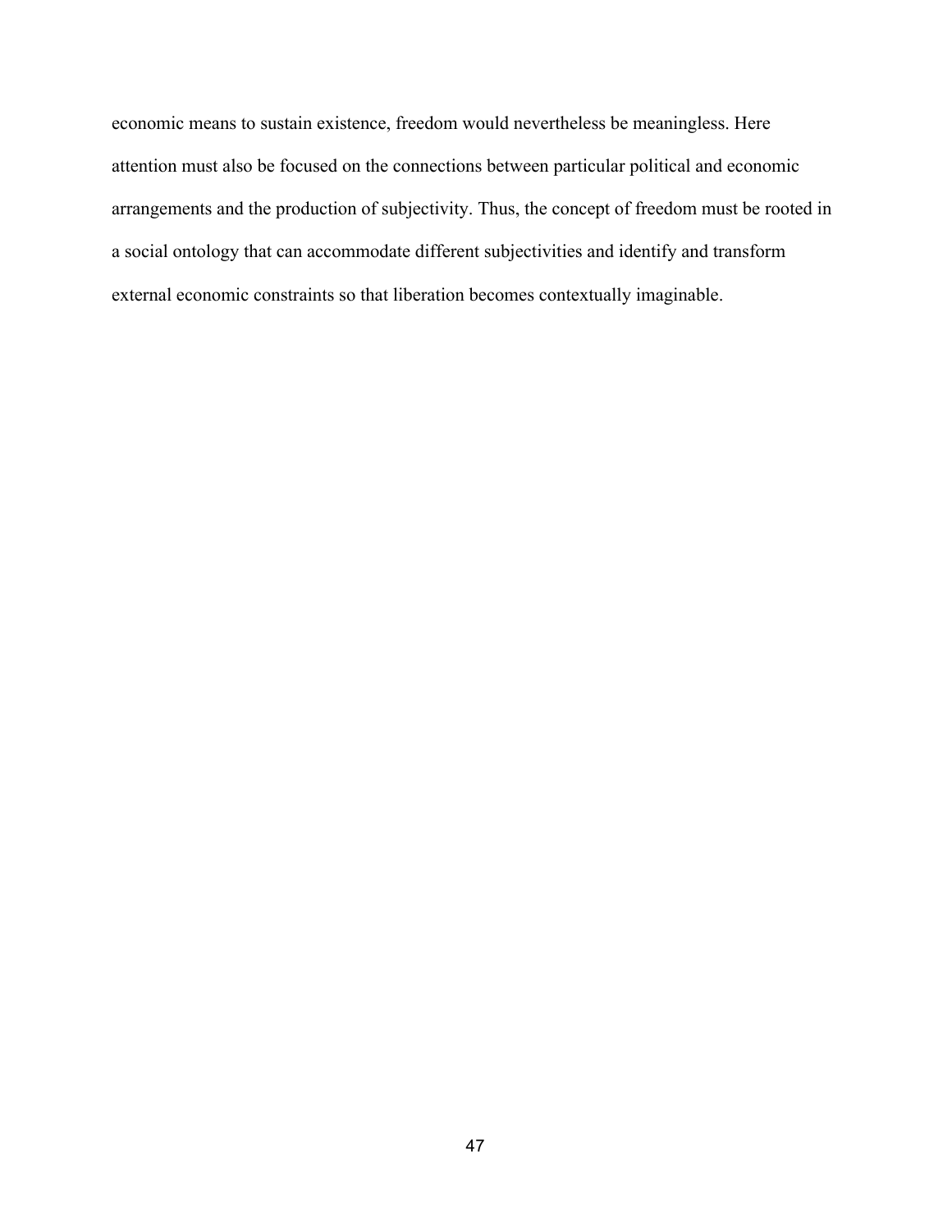economic means to sustain existence, freedom would nevertheless be meaningless. Here attention must also be focused on the connections between particular political and economic arrangements and the production of subjectivity. Thus, the concept of freedom must be rooted in a social ontology that can accommodate different subjectivities and identify and transform external economic constraints so that liberation becomes contextually imaginable.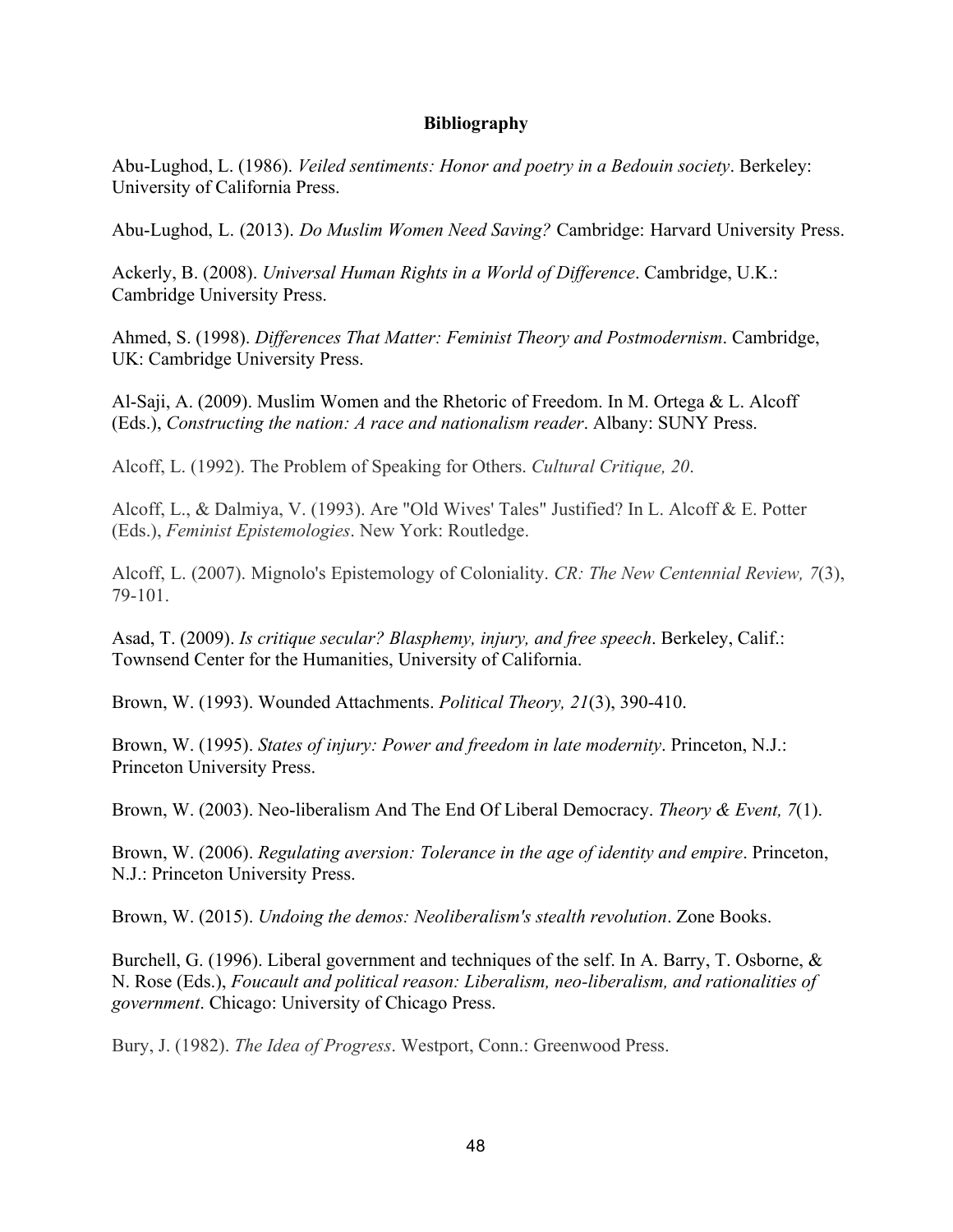**Bibliography**

Abu-Lughod, L. (1986). *Veiled sentiments: Honor and poetry in a Bedouin society*. Berkeley: University of California Press.

Abu-Lughod, L. (2013). *Do Muslim Women Need Saving?* Cambridge: Harvard University Press.

Ackerly, B. (2008). *Universal Human Rights in a World of Difference*. Cambridge, U.K.: Cambridge University Press.

Ahmed, S. (1998). *Differences That Matter: Feminist Theory and Postmodernism*. Cambridge, UK: Cambridge University Press.

Al-Saji, A. (2009). Muslim Women and the Rhetoric of Freedom. In M. Ortega & L. Alcoff (Eds.), *Constructing the nation: A race and nationalism reader*. Albany: SUNY Press.

Alcoff, L. (1992). The Problem of Speaking for Others. *Cultural Critique, 20*.

Alcoff, L., & Dalmiya, V. (1993). Are "Old Wives' Tales" Justified? In L. Alcoff & E. Potter (Eds.), *Feminist Epistemologies*. New York: Routledge.

Alcoff, L. (2007). Mignolo's Epistemology of Coloniality. *CR: The New Centennial Review, 7*(3), 79-101.

Asad, T. (2009). *Is critique secular? Blasphemy, injury, and free speech*. Berkeley, Calif.: Townsend Center for the Humanities, University of California.

Brown, W. (1993). Wounded Attachments. *Political Theory, 21*(3), 390-410.

Brown, W. (1995). *States of injury: Power and freedom in late modernity*. Princeton, N.J.: Princeton University Press.

Brown, W. (2003). Neo-liberalism And The End Of Liberal Democracy. *Theory & Event, 7*(1).

Brown, W. (2006). *Regulating aversion: Tolerance in the age of identity and empire*. Princeton, N.J.: Princeton University Press.

Brown, W. (2015). *Undoing the demos: Neoliberalism's stealth revolution*. Zone Books.

Burchell, G. (1996). Liberal government and techniques of the self. In A. Barry, T. Osborne, & N. Rose (Eds.), *Foucault and political reason: Liberalism, neo-liberalism, and rationalities of government*. Chicago: University of Chicago Press.

Bury, J. (1982). *The Idea of Progress*. Westport, Conn.: Greenwood Press.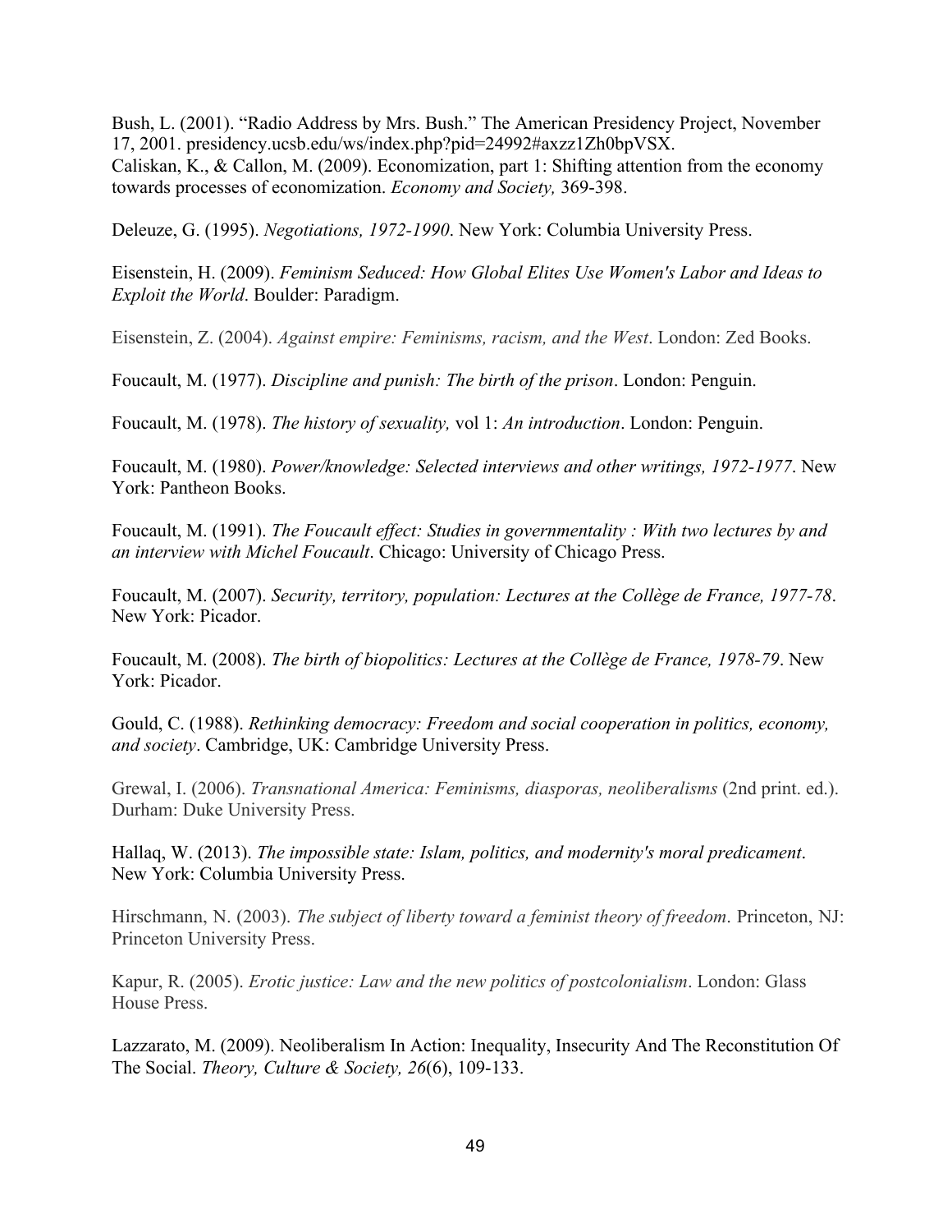Bush, L. (2001). "Radio Address by Mrs. Bush." The American Presidency Project, November 17, 2001. presidency.ucsb.edu/ws/index.php?pid=24992#axzz1Zh0bpVSX.
Caliskan, K., & Callon, M. (2009). Economization, part 1: Shifting attention from the economy towards processes of economization. *Economy and Society,* 369-398.

Deleuze, G. (1995). *Negotiations, 1972-1990*. New York: Columbia University Press.

Eisenstein, H. (2009). *Feminism Seduced: How Global Elites Use Women's Labor and Ideas to Exploit the World*. Boulder: Paradigm.

Eisenstein, Z. (2004). *Against empire: Feminisms, racism, and the West*. London: Zed Books.

Foucault, M. (1977). *Discipline and punish: The birth of the prison*. London: Penguin.

Foucault, M. (1978). *The history of sexuality,* vol 1: *An introduction*. London: Penguin.

Foucault, M. (1980). *Power/knowledge: Selected interviews and other writings, 1972-1977*. New York: Pantheon Books.

Foucault, M. (1991). *The Foucault effect: Studies in governmentality : With two lectures by and an interview with Michel Foucault*. Chicago: University of Chicago Press.

Foucault, M. (2007). *Security, territory, population: Lectures at the Collège de France, 1977-78*. New York: Picador.

Foucault, M. (2008). *The birth of biopolitics: Lectures at the Collège de France, 1978-79*. New York: Picador.

Gould, C. (1988). *Rethinking democracy: Freedom and social cooperation in politics, economy, and society*. Cambridge, UK: Cambridge University Press.

Grewal, I. (2006). *Transnational America: Feminisms, diasporas, neoliberalisms* (2nd print. ed.). Durham: Duke University Press.

Hallaq, W. (2013). *The impossible state: Islam, politics, and modernity's moral predicament*. New York: Columbia University Press.

Hirschmann, N. (2003). *The subject of liberty toward a feminist theory of freedom*. Princeton, NJ: Princeton University Press.

Kapur, R. (2005). *Erotic justice: Law and the new politics of postcolonialism*. London: Glass House Press.

Lazzarato, M. (2009). Neoliberalism In Action: Inequality, Insecurity And The Reconstitution Of The Social. *Theory, Culture & Society, 26*(6), 109-133.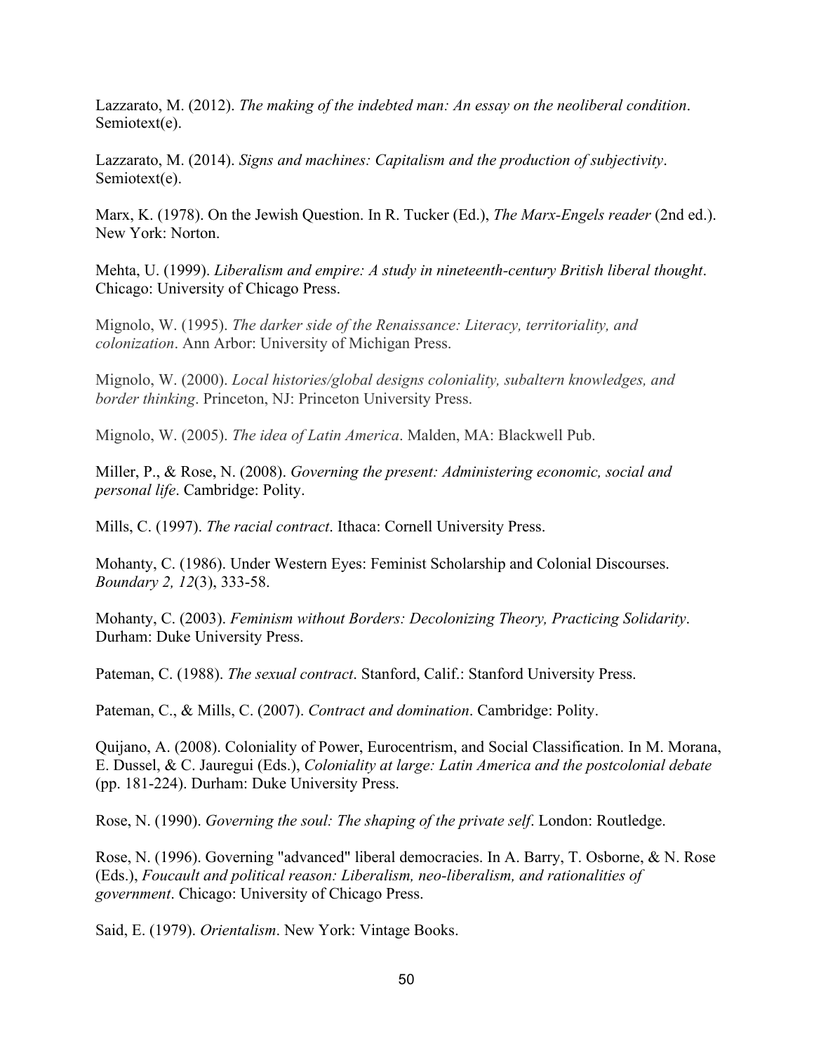Lazzarato, M. (2012). *The making of the indebted man: An essay on the neoliberal condition*. Semiotext(e).

Lazzarato, M. (2014). *Signs and machines: Capitalism and the production of subjectivity*. Semiotext(e).

Marx, K. (1978). On the Jewish Question. In R. Tucker (Ed.), *The Marx-Engels reader* (2nd ed.). New York: Norton.

Mehta, U. (1999). *Liberalism and empire: A study in nineteenth-century British liberal thought*. Chicago: University of Chicago Press.

Mignolo, W. (1995). *The darker side of the Renaissance: Literacy, territoriality, and colonization*. Ann Arbor: University of Michigan Press.

Mignolo, W. (2000). *Local histories/global designs coloniality, subaltern knowledges, and border thinking*. Princeton, NJ: Princeton University Press.

Mignolo, W. (2005). *The idea of Latin America*. Malden, MA: Blackwell Pub.

Miller, P., & Rose, N. (2008). *Governing the present: Administering economic, social and personal life*. Cambridge: Polity.

Mills, C. (1997). *The racial contract*. Ithaca: Cornell University Press.

Mohanty, C. (1986). Under Western Eyes: Feminist Scholarship and Colonial Discourses. *Boundary 2, 12*(3), 333-58.

Mohanty, C. (2003). *Feminism without Borders: Decolonizing Theory, Practicing Solidarity*. Durham: Duke University Press.

Pateman, C. (1988). *The sexual contract*. Stanford, Calif.: Stanford University Press.

Pateman, C., & Mills, C. (2007). *Contract and domination*. Cambridge: Polity.

Quijano, A. (2008). Coloniality of Power, Eurocentrism, and Social Classification. In M. Morana, E. Dussel, & C. Jauregui (Eds.), *Coloniality at large: Latin America and the postcolonial debate* (pp. 181-224). Durham: Duke University Press.

Rose, N. (1990). *Governing the soul: The shaping of the private self*. London: Routledge.

Rose, N. (1996). Governing "advanced" liberal democracies. In A. Barry, T. Osborne, & N. Rose (Eds.), *Foucault and political reason: Liberalism, neo-liberalism, and rationalities of government*. Chicago: University of Chicago Press.

Said, E. (1979). *Orientalism*. New York: Vintage Books.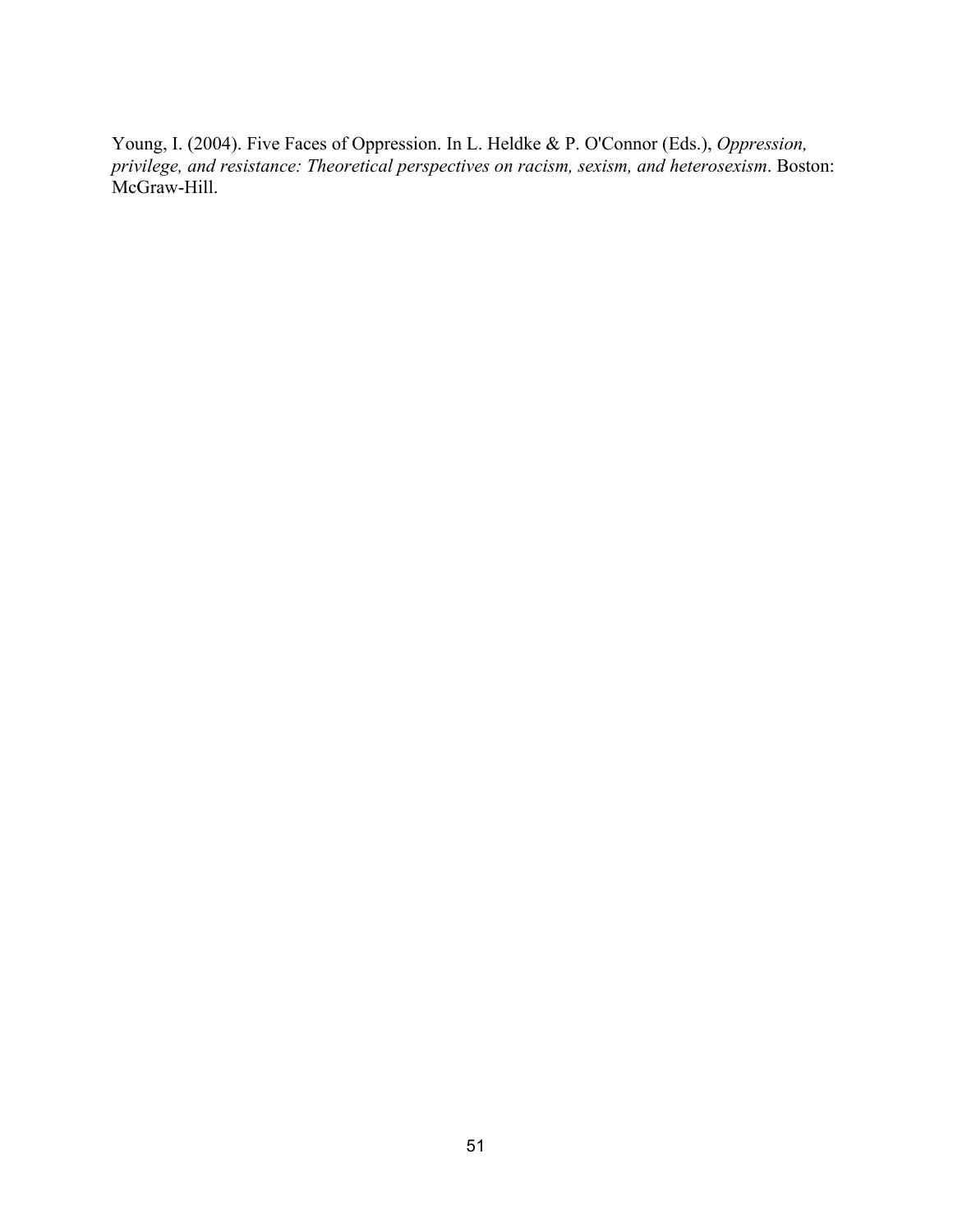Young, I. (2004). Five Faces of Oppression. In L. Heldke & P. O'Connor (Eds.), *Oppression, privilege, and resistance: Theoretical perspectives on racism, sexism, and heterosexism*. Boston: McGraw-Hill.